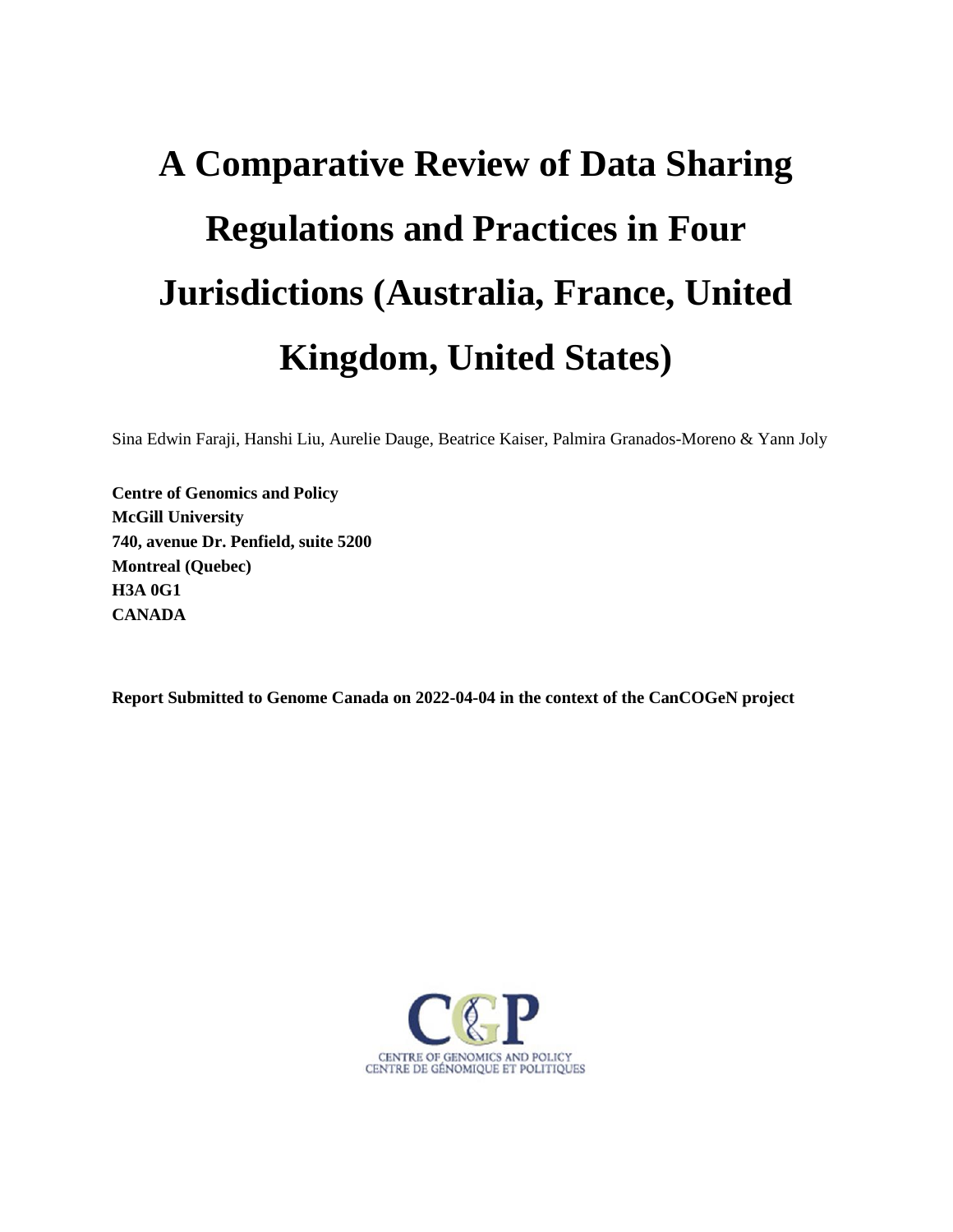# A Comparative Review of Data Sharing Regulations and Practices in Four Jurisdictions (Australia, France, United Kingdom, United States)

Sina Edwin Faraji, Hanshi Liu, Aurelie Dauge, Beatrice Kaiser, Palmira Granados-Moreno & Yann Joly

**Centre of Genomics and Policy**
**McGill University**
**740, avenue Dr. Penfield, suite 5200**
**Montreal (Quebec)**
**H3A 0G1**
**CANADA**

**Report Submitted to Genome Canada on 2022-04-04 in the context of the CanCOGeN project**

CENTRE OF GENOMICS AND POLICY
CENTRE DE GÉNOMIQUE ET POLITIQUES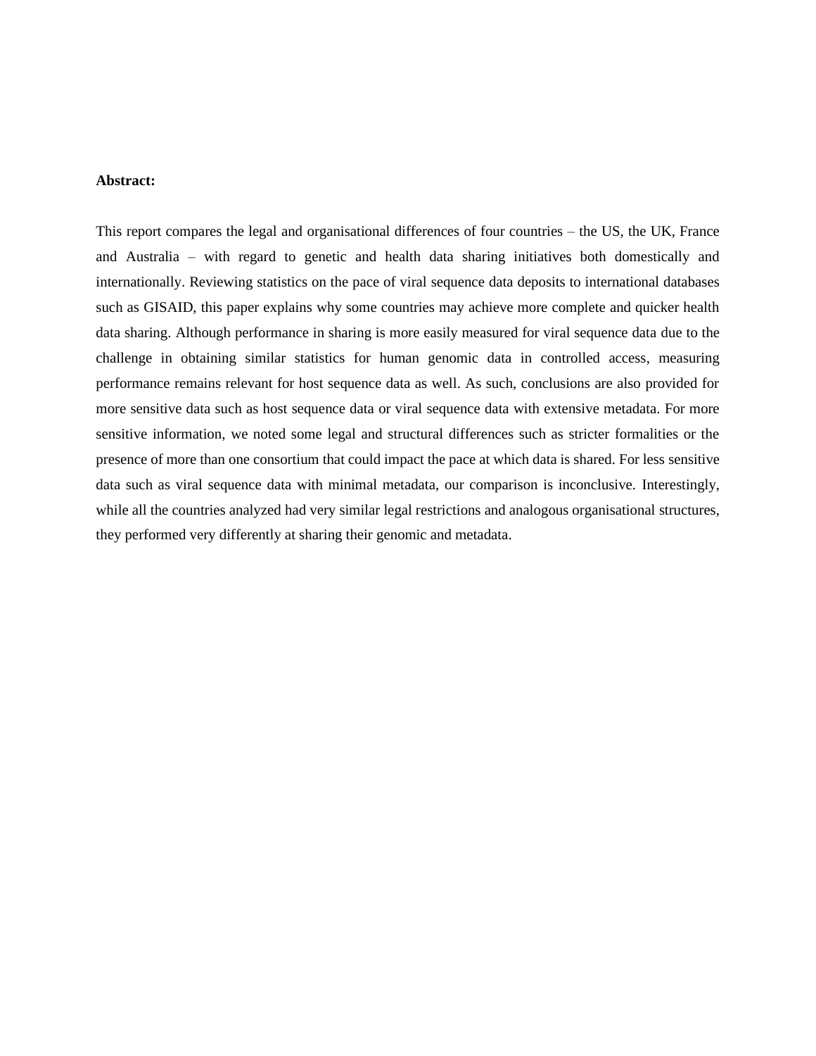**Abstract:**

This report compares the legal and organisational differences of four countries – the US, the UK, France and Australia – with regard to genetic and health data sharing initiatives both domestically and internationally. Reviewing statistics on the pace of viral sequence data deposits to international databases such as GISAID, this paper explains why some countries may achieve more complete and quicker health data sharing. Although performance in sharing is more easily measured for viral sequence data due to the challenge in obtaining similar statistics for human genomic data in controlled access, measuring performance remains relevant for host sequence data as well. As such, conclusions are also provided for more sensitive data such as host sequence data or viral sequence data with extensive metadata. For more sensitive information, we noted some legal and structural differences such as stricter formalities or the presence of more than one consortium that could impact the pace at which data is shared. For less sensitive data such as viral sequence data with minimal metadata, our comparison is inconclusive. Interestingly, while all the countries analyzed had very similar legal restrictions and analogous organisational structures, they performed very differently at sharing their genomic and metadata.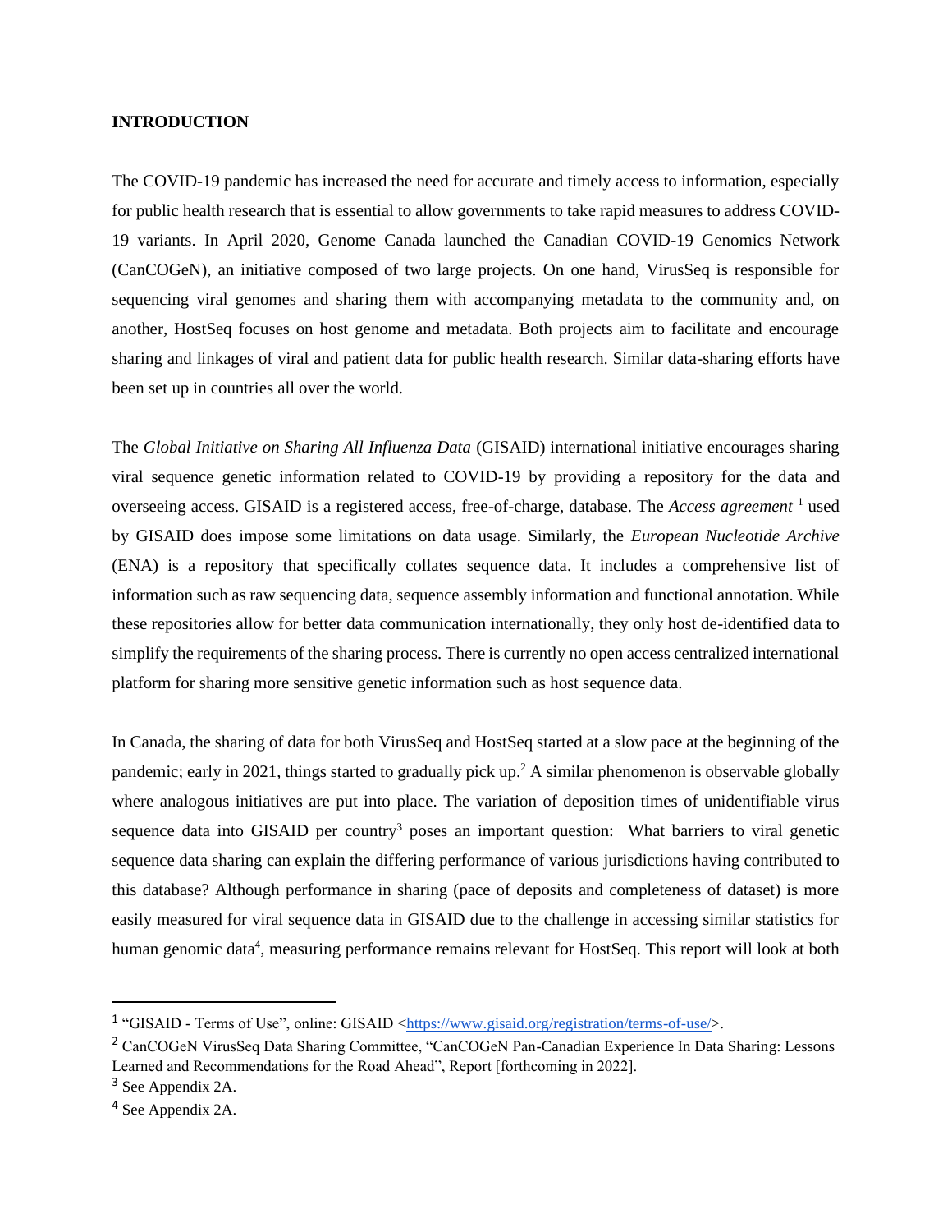## INTRODUCTION

The COVID-19 pandemic has increased the need for accurate and timely access to information, especially for public health research that is essential to allow governments to take rapid measures to address COVID-19 variants. In April 2020, Genome Canada launched the Canadian COVID-19 Genomics Network (CanCOGeN), an initiative composed of two large projects. On one hand, VirusSeq is responsible for sequencing viral genomes and sharing them with accompanying metadata to the community and, on another, HostSeq focuses on host genome and metadata. Both projects aim to facilitate and encourage sharing and linkages of viral and patient data for public health research. Similar data-sharing efforts have been set up in countries all over the world.

The *Global Initiative on Sharing All Influenza Data* (GISAID) international initiative encourages sharing viral sequence genetic information related to COVID-19 by providing a repository for the data and overseeing access. GISAID is a registered access, free-of-charge, database. The *Access agreement* [1] used by GISAID does impose some limitations on data usage. Similarly, the *European Nucleotide Archive* (ENA) is a repository that specifically collates sequence data. It includes a comprehensive list of information such as raw sequencing data, sequence assembly information and functional annotation. While these repositories allow for better data communication internationally, they only host de-identified data to simplify the requirements of the sharing process. There is currently no open access centralized international platform for sharing more sensitive genetic information such as host sequence data.

In Canada, the sharing of data for both VirusSeq and HostSeq started at a slow pace at the beginning of the pandemic; early in 2021, things started to gradually pick up.[2] A similar phenomenon is observable globally where analogous initiatives are put into place. The variation of deposition times of unidentifiable virus sequence data into GISAID per country[3] poses an important question: What barriers to viral genetic sequence data sharing can explain the differing performance of various jurisdictions having contributed to this database? Although performance in sharing (pace of deposits and completeness of dataset) is more easily measured for viral sequence data in GISAID due to the challenge in accessing similar statistics for human genomic data[4], measuring performance remains relevant for HostSeq. This report will look at both

---

[1] "GISAID - Terms of Use", online: GISAID <https://www.gisaid.org/registration/terms-of-use/>.

[2] CanCOGeN VirusSeq Data Sharing Committee, "CanCOGeN Pan-Canadian Experience In Data Sharing: Lessons Learned and Recommendations for the Road Ahead", Report [forthcoming in 2022].

[3] See Appendix 2A.

[4] See Appendix 2A.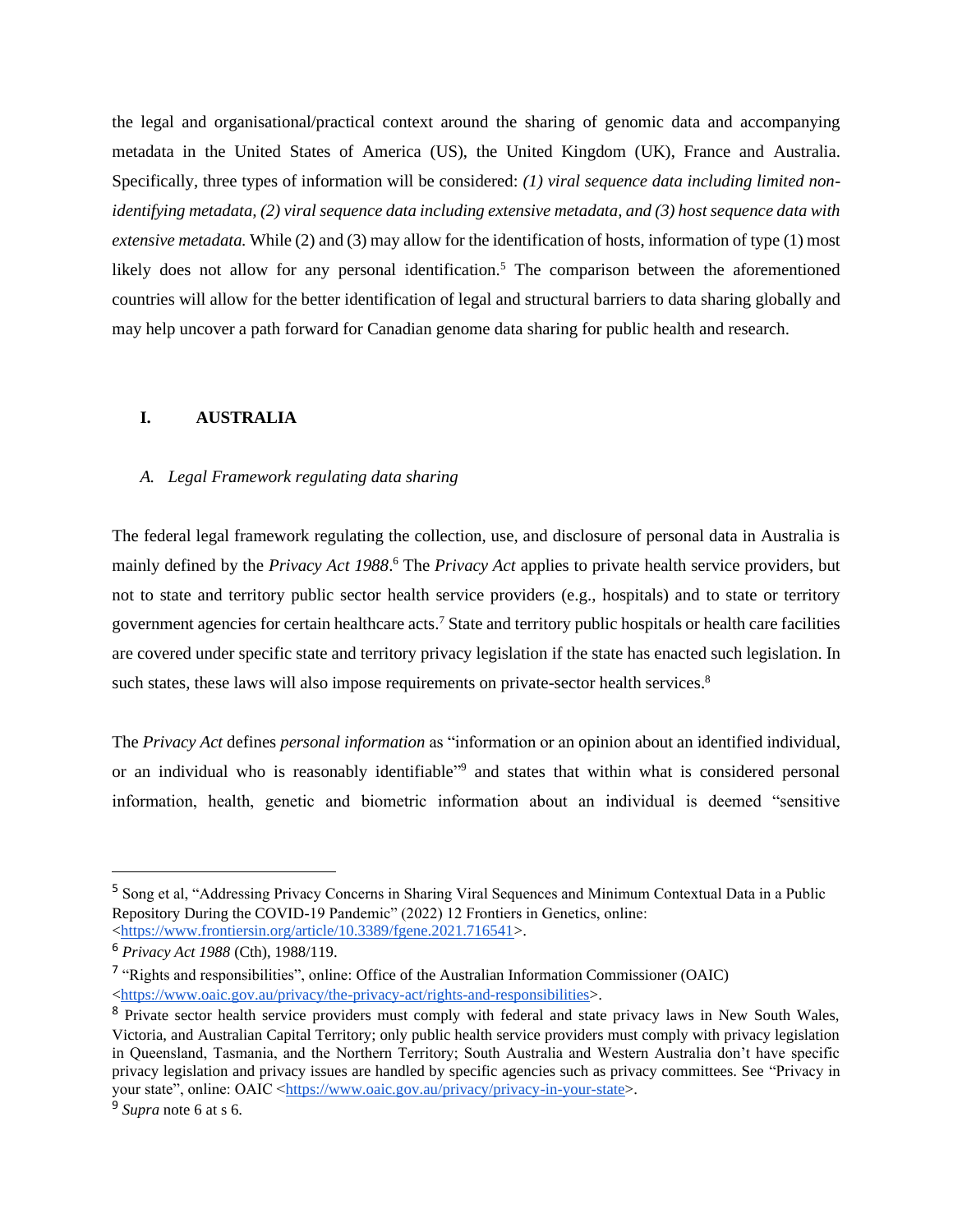the legal and organisational/practical context around the sharing of genomic data and accompanying metadata in the United States of America (US), the United Kingdom (UK), France and Australia. Specifically, three types of information will be considered: *(1) viral sequence data including limited non-identifying metadata, (2) viral sequence data including extensive metadata, and (3) host sequence data with extensive metadata.* While (2) and (3) may allow for the identification of hosts, information of type (1) most likely does not allow for any personal identification.[5] The comparison between the aforementioned countries will allow for the better identification of legal and structural barriers to data sharing globally and may help uncover a path forward for Canadian genome data sharing for public health and research.

## I. AUSTRALIA

### *A. Legal Framework regulating data sharing*

The federal legal framework regulating the collection, use, and disclosure of personal data in Australia is mainly defined by the *Privacy Act 1988*.[6] The *Privacy Act* applies to private health service providers, but not to state and territory public sector health service providers (e.g., hospitals) and to state or territory government agencies for certain healthcare acts.[7] State and territory public hospitals or health care facilities are covered under specific state and territory privacy legislation if the state has enacted such legislation. In such states, these laws will also impose requirements on private-sector health services.[8]

The *Privacy Act* defines *personal information* as "information or an opinion about an identified individual, or an individual who is reasonably identifiable"[9] and states that within what is considered personal information, health, genetic and biometric information about an individual is deemed "sensitive

---

[5] Song et al, "Addressing Privacy Concerns in Sharing Viral Sequences and Minimum Contextual Data in a Public Repository During the COVID-19 Pandemic" (2022) 12 Frontiers in Genetics, online: <https://www.frontiersin.org/article/10.3389/fgene.2021.716541>.

[6] *Privacy Act 1988* (Cth), 1988/119.

[7] "Rights and responsibilities", online: Office of the Australian Information Commissioner (OAIC) <https://www.oaic.gov.au/privacy/the-privacy-act/rights-and-responsibilities>.

[8] Private sector health service providers must comply with federal and state privacy laws in New South Wales, Victoria, and Australian Capital Territory; only public health service providers must comply with privacy legislation in Queensland, Tasmania, and the Northern Territory; South Australia and Western Australia don't have specific privacy legislation and privacy issues are handled by specific agencies such as privacy committees. See "Privacy in your state", online: OAIC <https://www.oaic.gov.au/privacy/privacy-in-your-state>.

[9] *Supra* note 6 at s 6.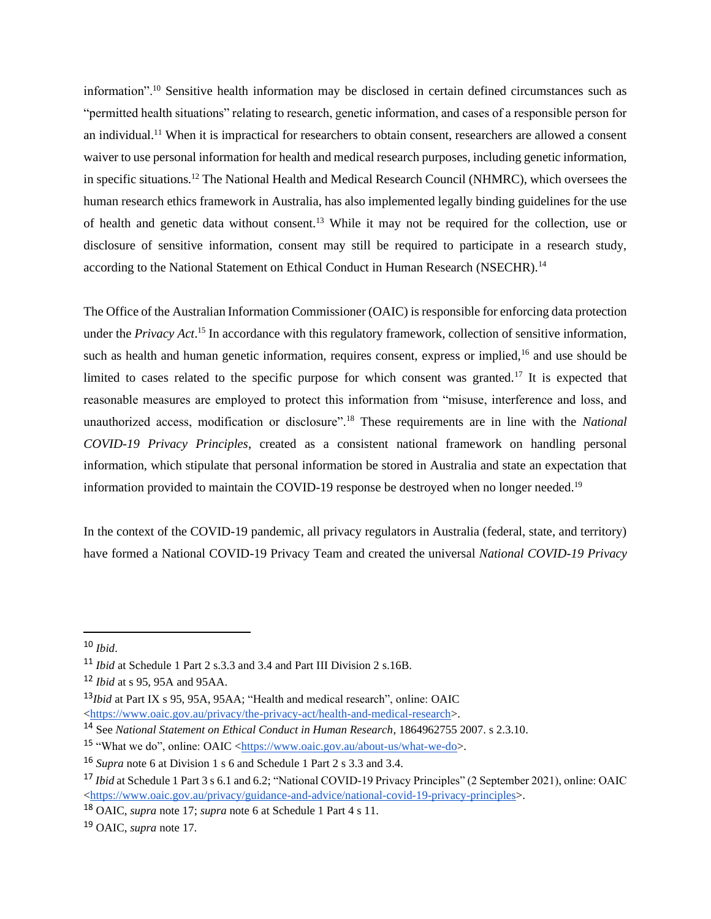information".[10] Sensitive health information may be disclosed in certain defined circumstances such as "permitted health situations" relating to research, genetic information, and cases of a responsible person for an individual.[11] When it is impractical for researchers to obtain consent, researchers are allowed a consent waiver to use personal information for health and medical research purposes, including genetic information, in specific situations.[12] The National Health and Medical Research Council (NHMRC), which oversees the human research ethics framework in Australia, has also implemented legally binding guidelines for the use of health and genetic data without consent.[13] While it may not be required for the collection, use or disclosure of sensitive information, consent may still be required to participate in a research study, according to the National Statement on Ethical Conduct in Human Research (NSECHR).[14]

The Office of the Australian Information Commissioner (OAIC) is responsible for enforcing data protection under the *Privacy Act*.[15] In accordance with this regulatory framework, collection of sensitive information, such as health and human genetic information, requires consent, express or implied,[16] and use should be limited to cases related to the specific purpose for which consent was granted.[17] It is expected that reasonable measures are employed to protect this information from "misuse, interference and loss, and unauthorized access, modification or disclosure".[18] These requirements are in line with the *National COVID-19 Privacy Principles*, created as a consistent national framework on handling personal information, which stipulate that personal information be stored in Australia and state an expectation that information provided to maintain the COVID-19 response be destroyed when no longer needed.[19]

In the context of the COVID-19 pandemic, all privacy regulators in Australia (federal, state, and territory) have formed a National COVID-19 Privacy Team and created the universal *National COVID-19 Privacy*

---

[10] *Ibid*.

[11] *Ibid* at Schedule 1 Part 2 s.3.3 and 3.4 and Part III Division 2 s.16B.

[12] *Ibid* at s 95, 95A and 95AA.

[13] *Ibid* at Part IX s 95, 95A, 95AA; "Health and medical research", online: OAIC <https://www.oaic.gov.au/privacy/the-privacy-act/health-and-medical-research>.

[14] See *National Statement on Ethical Conduct in Human Research*, 1864962755 2007. s 2.3.10.

[15] "What we do", online: OAIC <https://www.oaic.gov.au/about-us/what-we-do>.

[16] *Supra* note 6 at Division 1 s 6 and Schedule 1 Part 2 s 3.3 and 3.4.

[17] *Ibid* at Schedule 1 Part 3 s 6.1 and 6.2; "National COVID-19 Privacy Principles" (2 September 2021), online: OAIC <https://www.oaic.gov.au/privacy/guidance-and-advice/national-covid-19-privacy-principles>.

[18] OAIC, *supra* note 17; *supra* note 6 at Schedule 1 Part 4 s 11.

[19] OAIC, *supra* note 17.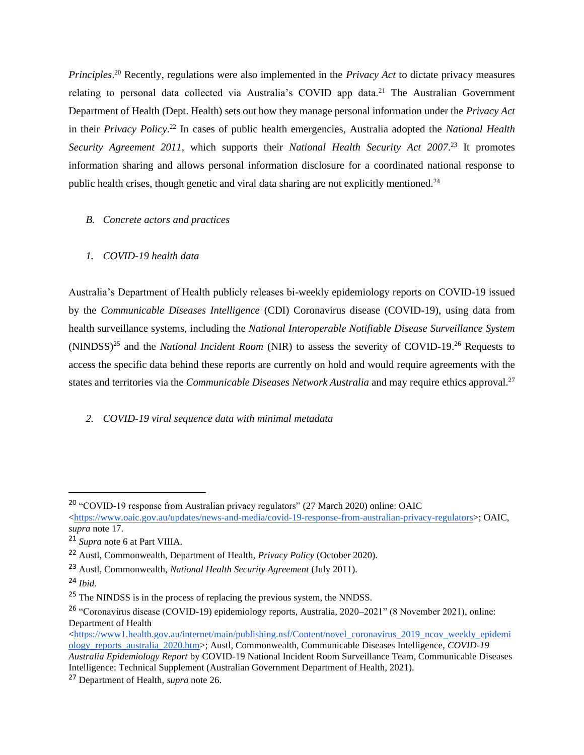*Principles*.[20] Recently, regulations were also implemented in the *Privacy Act* to dictate privacy measures relating to personal data collected via Australia's COVID app data.[21] The Australian Government Department of Health (Dept. Health) sets out how they manage personal information under the *Privacy Act* in their *Privacy Policy*.[22] In cases of public health emergencies, Australia adopted the *National Health Security Agreement 2011*, which supports their *National Health Security Act 2007*.[23] It promotes information sharing and allows personal information disclosure for a coordinated national response to public health crises, though genetic and viral data sharing are not explicitly mentioned.[24]

### *B. Concrete actors and practices*

#### *1. COVID-19 health data*

Australia's Department of Health publicly releases bi-weekly epidemiology reports on COVID-19 issued by the *Communicable Diseases Intelligence* (CDI) Coronavirus disease (COVID-19), using data from health surveillance systems, including the *National Interoperable Notifiable Disease Surveillance System* (NINDSS)[25] and the *National Incident Room* (NIR) to assess the severity of COVID-19.[26] Requests to access the specific data behind these reports are currently on hold and would require agreements with the states and territories via the *Communicable Diseases Network Australia* and may require ethics approval.[27]

#### *2. COVID-19 viral sequence data with minimal metadata*

---

[20] "COVID-19 response from Australian privacy regulators" (27 March 2020) online: OAIC <https://www.oaic.gov.au/updates/news-and-media/covid-19-response-from-australian-privacy-regulators>; OAIC, *supra* note 17.

[21] *Supra* note 6 at Part VIIIA.

[22] Austl, Commonwealth, Department of Health, *Privacy Policy* (October 2020).

[23] Austl, Commonwealth, *National Health Security Agreement* (July 2011).

[24] *Ibid*.

[25] The NINDSS is in the process of replacing the previous system, the NNDSS.

[26] "Coronavirus disease (COVID-19) epidemiology reports, Australia, 2020–2021" (8 November 2021), online: Department of Health <https://www1.health.gov.au/internet/main/publishing.nsf/Content/novel_coronavirus_2019_ncov_weekly_epidemiology_reports_australia_2020.htm>; Austl, Commonwealth, Communicable Diseases Intelligence, *COVID-19 Australia Epidemiology Report* by COVID-19 National Incident Room Surveillance Team, Communicable Diseases Intelligence: Technical Supplement (Australian Government Department of Health, 2021).

[27] Department of Health, *supra* note 26.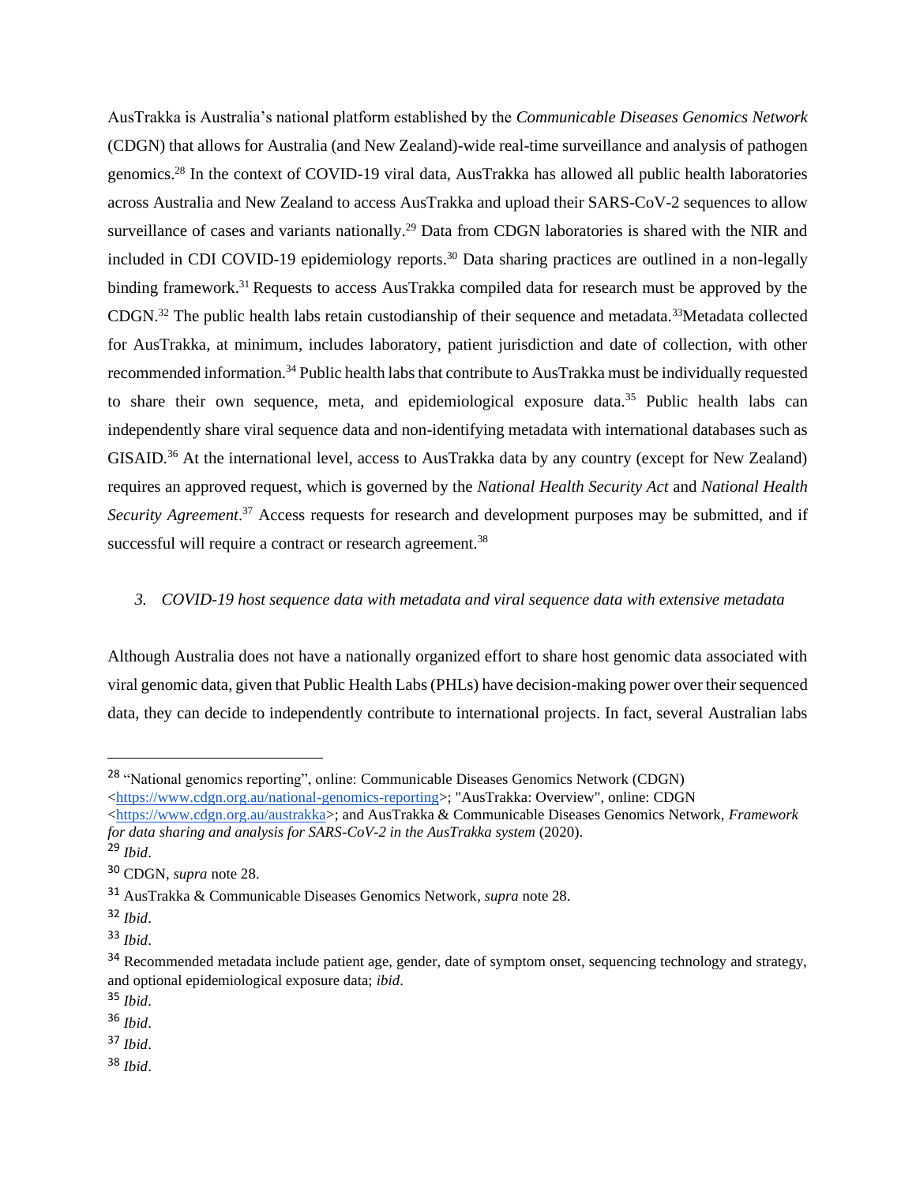AusTrakka is Australia's national platform established by the *Communicable Diseases Genomics Network* (CDGN) that allows for Australia (and New Zealand)-wide real-time surveillance and analysis of pathogen genomics.[28] In the context of COVID-19 viral data, AusTrakka has allowed all public health laboratories across Australia and New Zealand to access AusTrakka and upload their SARS-CoV-2 sequences to allow surveillance of cases and variants nationally.[29] Data from CDGN laboratories is shared with the NIR and included in CDI COVID-19 epidemiology reports.[30] Data sharing practices are outlined in a non-legally binding framework.[31] Requests to access AusTrakka compiled data for research must be approved by the CDGN.[32] The public health labs retain custodianship of their sequence and metadata.[33]Metadata collected for AusTrakka, at minimum, includes laboratory, patient jurisdiction and date of collection, with other recommended information.[34] Public health labs that contribute to AusTrakka must be individually requested to share their own sequence, meta, and epidemiological exposure data.[35] Public health labs can independently share viral sequence data and non-identifying metadata with international databases such as GISAID.[36] At the international level, access to AusTrakka data by any country (except for New Zealand) requires an approved request, which is governed by the *National Health Security Act* and *National Health Security Agreement*.[37] Access requests for research and development purposes may be submitted, and if successful will require a contract or research agreement.[38]

### 3. *COVID-19 host sequence data with metadata and viral sequence data with extensive metadata*

Although Australia does not have a nationally organized effort to share host genomic data associated with viral genomic data, given that Public Health Labs (PHLs) have decision-making power over their sequenced data, they can decide to independently contribute to international projects. In fact, several Australian labs

---

[28] "National genomics reporting", online: Communicable Diseases Genomics Network (CDGN) <https://www.cdgn.org.au/national-genomics-reporting>; "AusTrakka: Overview", online: CDGN <https://www.cdgn.org.au/austrakka>; and AusTrakka & Communicable Diseases Genomics Network, *Framework for data sharing and analysis for SARS-CoV-2 in the AusTrakka system* (2020).

[29] *Ibid*.

[30] CDGN, *supra* note 28.

[31] AusTrakka & Communicable Diseases Genomics Network, *supra* note 28.

[32] *Ibid*.

[33] *Ibid*.

[34] Recommended metadata include patient age, gender, date of symptom onset, sequencing technology and strategy, and optional epidemiological exposure data; *ibid*.

[35] *Ibid*.

[36] *Ibid*.

[37] *Ibid*.

[38] *Ibid*.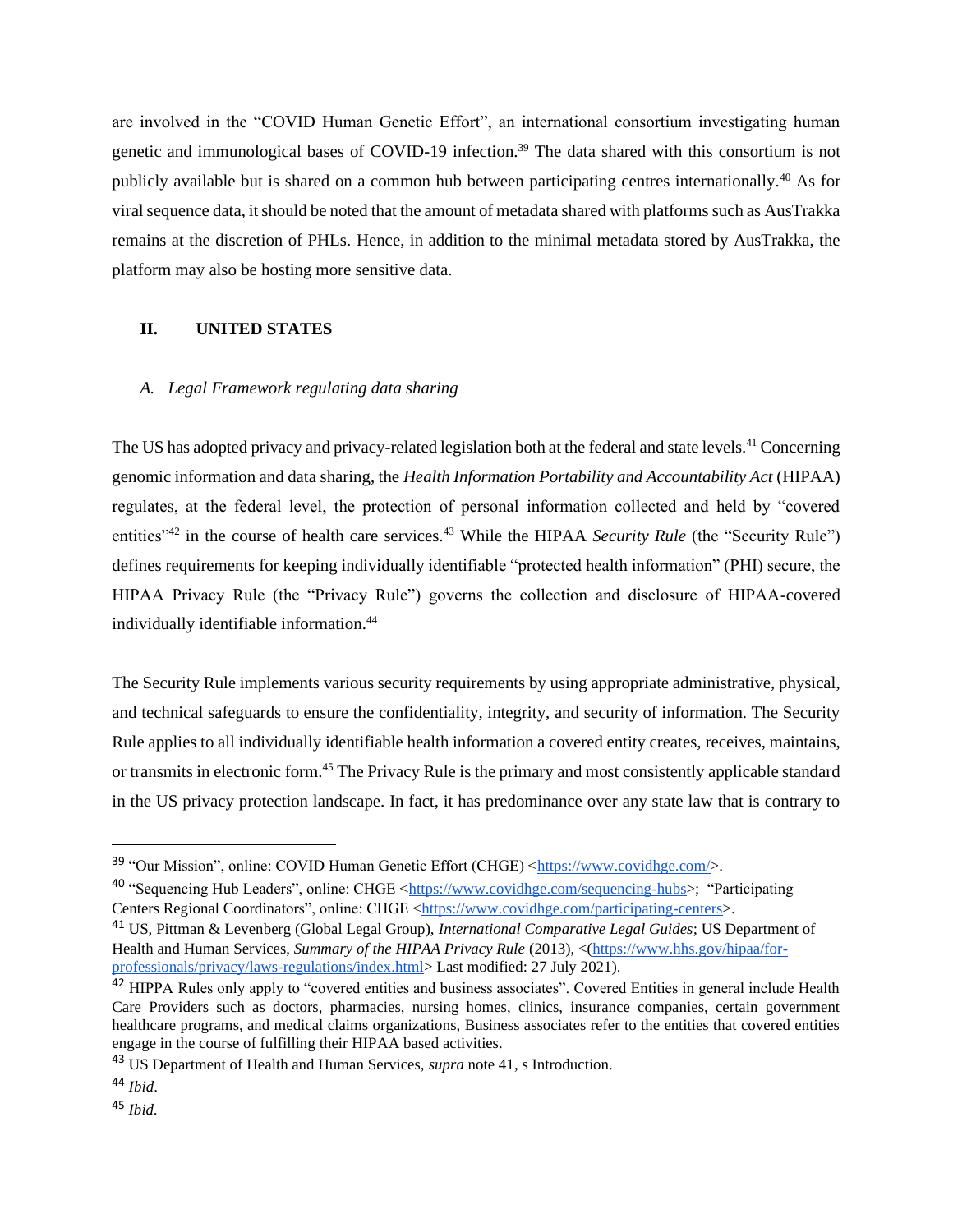are involved in the "COVID Human Genetic Effort", an international consortium investigating human genetic and immunological bases of COVID-19 infection.[39] The data shared with this consortium is not publicly available but is shared on a common hub between participating centres internationally.[40] As for viral sequence data, it should be noted that the amount of metadata shared with platforms such as AusTrakka remains at the discretion of PHLs. Hence, in addition to the minimal metadata stored by AusTrakka, the platform may also be hosting more sensitive data.

## II. UNITED STATES

### *A. Legal Framework regulating data sharing*

The US has adopted privacy and privacy-related legislation both at the federal and state levels.[41] Concerning genomic information and data sharing, the *Health Information Portability and Accountability Act* (HIPAA) regulates, at the federal level, the protection of personal information collected and held by "covered entities"[42] in the course of health care services.[43] While the HIPAA *Security Rule* (the "Security Rule") defines requirements for keeping individually identifiable "protected health information" (PHI) secure, the HIPAA Privacy Rule (the "Privacy Rule") governs the collection and disclosure of HIPAA-covered individually identifiable information.[44]

The Security Rule implements various security requirements by using appropriate administrative, physical, and technical safeguards to ensure the confidentiality, integrity, and security of information. The Security Rule applies to all individually identifiable health information a covered entity creates, receives, maintains, or transmits in electronic form.[45] The Privacy Rule is the primary and most consistently applicable standard in the US privacy protection landscape. In fact, it has predominance over any state law that is contrary to

---

[39] "Our Mission", online: COVID Human Genetic Effort (CHGE) <https://www.covidhge.com/>.

[40] "Sequencing Hub Leaders", online: CHGE <https://www.covidhge.com/sequencing-hubs>; "Participating Centers Regional Coordinators", online: CHGE <https://www.covidhge.com/participating-centers>.

[41] US, Pittman & Levenberg (Global Legal Group), *International Comparative Legal Guides*; US Department of Health and Human Services, *Summary of the HIPAA Privacy Rule* (2013), <(https://www.hhs.gov/hipaa/for-professionals/privacy/laws-regulations/index.html> Last modified: 27 July 2021).

[42] HIPPA Rules only apply to "covered entities and business associates". Covered Entities in general include Health Care Providers such as doctors, pharmacies, nursing homes, clinics, insurance companies, certain government healthcare programs, and medical claims organizations, Business associates refer to the entities that covered entities engage in the course of fulfilling their HIPAA based activities.

[43] US Department of Health and Human Services, *supra* note 41, s Introduction.

[44] *Ibid*.

[45] *Ibid*.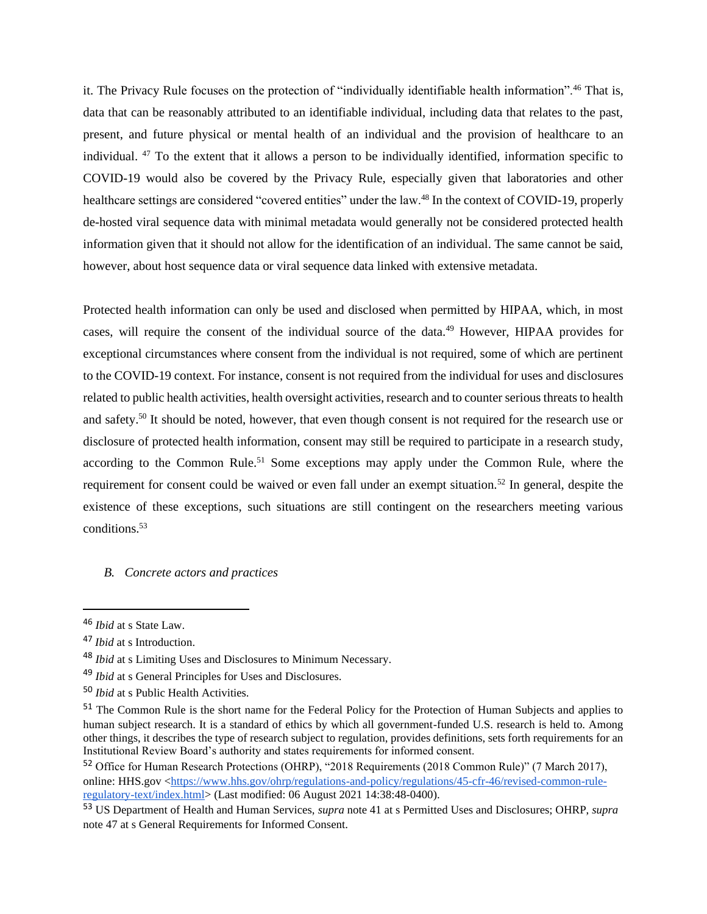it. The Privacy Rule focuses on the protection of "individually identifiable health information".[46] That is, data that can be reasonably attributed to an identifiable individual, including data that relates to the past, present, and future physical or mental health of an individual and the provision of healthcare to an individual. [47] To the extent that it allows a person to be individually identified, information specific to COVID-19 would also be covered by the Privacy Rule, especially given that laboratories and other healthcare settings are considered "covered entities" under the law.[48] In the context of COVID-19, properly de-hosted viral sequence data with minimal metadata would generally not be considered protected health information given that it should not allow for the identification of an individual. The same cannot be said, however, about host sequence data or viral sequence data linked with extensive metadata.

Protected health information can only be used and disclosed when permitted by HIPAA, which, in most cases, will require the consent of the individual source of the data.[49] However, HIPAA provides for exceptional circumstances where consent from the individual is not required, some of which are pertinent to the COVID-19 context. For instance, consent is not required from the individual for uses and disclosures related to public health activities, health oversight activities, research and to counter serious threats to health and safety.[50] It should be noted, however, that even though consent is not required for the research use or disclosure of protected health information, consent may still be required to participate in a research study, according to the Common Rule.[51] Some exceptions may apply under the Common Rule, where the requirement for consent could be waived or even fall under an exempt situation.[52] In general, despite the existence of these exceptions, such situations are still contingent on the researchers meeting various conditions.[53]

### *B. Concrete actors and practices*

---

[46] *Ibid* at s State Law.

[47] *Ibid* at s Introduction.

[48] *Ibid* at s Limiting Uses and Disclosures to Minimum Necessary.

[49] *Ibid* at s General Principles for Uses and Disclosures.

[50] *Ibid* at s Public Health Activities.

[51] The Common Rule is the short name for the Federal Policy for the Protection of Human Subjects and applies to human subject research. It is a standard of ethics by which all government-funded U.S. research is held to. Among other things, it describes the type of research subject to regulation, provides definitions, sets forth requirements for an Institutional Review Board's authority and states requirements for informed consent.

[52] Office for Human Research Protections (OHRP), "2018 Requirements (2018 Common Rule)" (7 March 2017), online: HHS.gov <https://www.hhs.gov/ohrp/regulations-and-policy/regulations/45-cfr-46/revised-common-rule-regulatory-text/index.html> (Last modified: 06 August 2021 14:38:48-0400).

[53] US Department of Health and Human Services, *supra* note 41 at s Permitted Uses and Disclosures; OHRP, *supra* note 47 at s General Requirements for Informed Consent.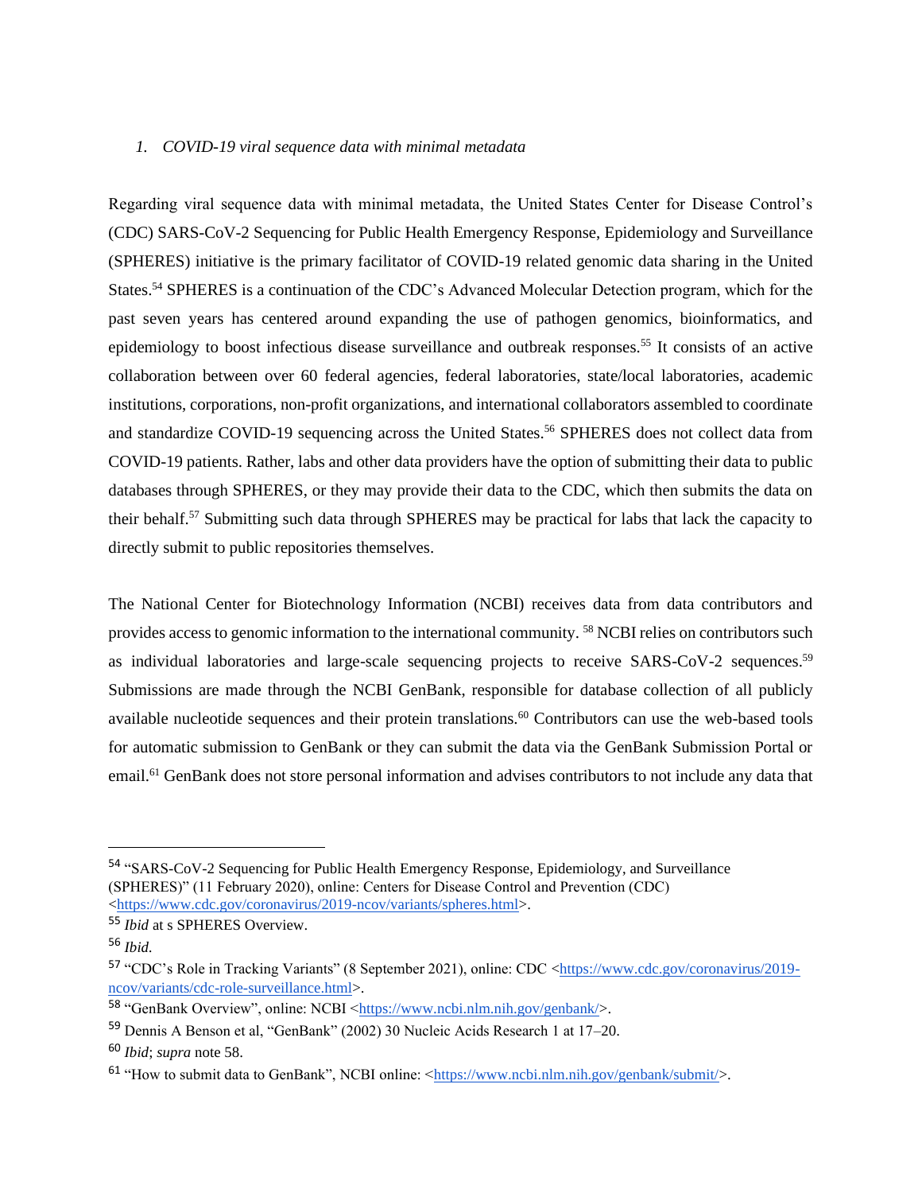### 1. *COVID-19 viral sequence data with minimal metadata*

Regarding viral sequence data with minimal metadata, the United States Center for Disease Control's (CDC) SARS-CoV-2 Sequencing for Public Health Emergency Response, Epidemiology and Surveillance (SPHERES) initiative is the primary facilitator of COVID-19 related genomic data sharing in the United States.[54] SPHERES is a continuation of the CDC's Advanced Molecular Detection program, which for the past seven years has centered around expanding the use of pathogen genomics, bioinformatics, and epidemiology to boost infectious disease surveillance and outbreak responses.[55] It consists of an active collaboration between over 60 federal agencies, federal laboratories, state/local laboratories, academic institutions, corporations, non-profit organizations, and international collaborators assembled to coordinate and standardize COVID-19 sequencing across the United States.[56] SPHERES does not collect data from COVID-19 patients. Rather, labs and other data providers have the option of submitting their data to public databases through SPHERES, or they may provide their data to the CDC, which then submits the data on their behalf.[57] Submitting such data through SPHERES may be practical for labs that lack the capacity to directly submit to public repositories themselves.

The National Center for Biotechnology Information (NCBI) receives data from data contributors and provides access to genomic information to the international community. [58] NCBI relies on contributors such as individual laboratories and large-scale sequencing projects to receive SARS-CoV-2 sequences.[59] Submissions are made through the NCBI GenBank, responsible for database collection of all publicly available nucleotide sequences and their protein translations.[60] Contributors can use the web-based tools for automatic submission to GenBank or they can submit the data via the GenBank Submission Portal or email.[61] GenBank does not store personal information and advises contributors to not include any data that

---

[54] "SARS-CoV-2 Sequencing for Public Health Emergency Response, Epidemiology, and Surveillance (SPHERES)" (11 February 2020), online: Centers for Disease Control and Prevention (CDC) <https://www.cdc.gov/coronavirus/2019-ncov/variants/spheres.html>.

[55] *Ibid* at s SPHERES Overview.

[56] *Ibid*.

[57] "CDC's Role in Tracking Variants" (8 September 2021), online: CDC <https://www.cdc.gov/coronavirus/2019-ncov/variants/cdc-role-surveillance.html>.

[58] "GenBank Overview", online: NCBI <https://www.ncbi.nlm.nih.gov/genbank/>.

[59] Dennis A Benson et al, "GenBank" (2002) 30 Nucleic Acids Research 1 at 17–20.

[60] *Ibid*; *supra* note 58.

[61] "How to submit data to GenBank", NCBI online: <https://www.ncbi.nlm.nih.gov/genbank/submit/>.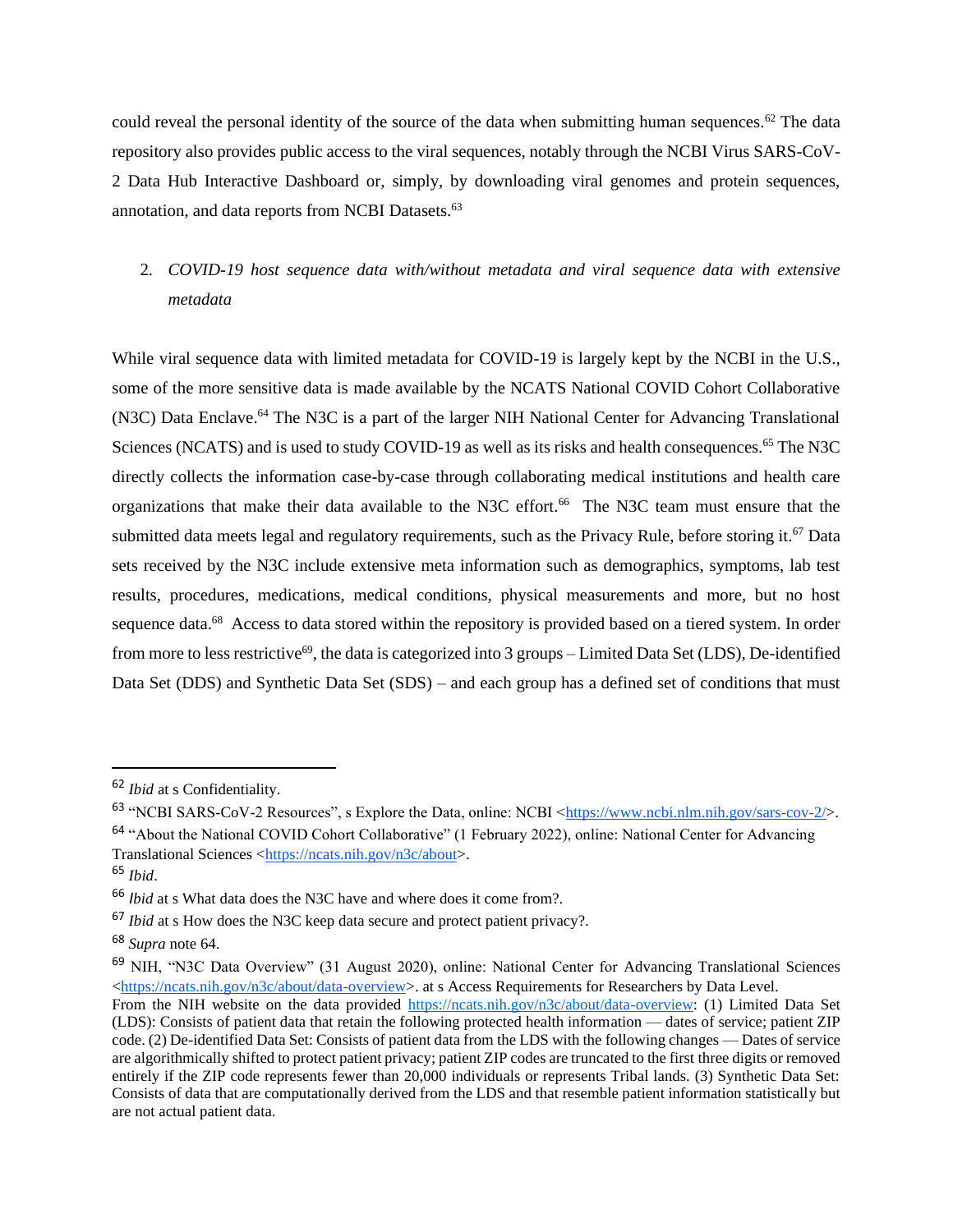could reveal the personal identity of the source of the data when submitting human sequences.[62] The data repository also provides public access to the viral sequences, notably through the NCBI Virus SARS-CoV-2 Data Hub Interactive Dashboard or, simply, by downloading viral genomes and protein sequences, annotation, and data reports from NCBI Datasets.[63]

2. *COVID-19 host sequence data with/without metadata and viral sequence data with extensive metadata*

While viral sequence data with limited metadata for COVID-19 is largely kept by the NCBI in the U.S., some of the more sensitive data is made available by the NCATS National COVID Cohort Collaborative (N3C) Data Enclave.[64] The N3C is a part of the larger NIH National Center for Advancing Translational Sciences (NCATS) and is used to study COVID-19 as well as its risks and health consequences.[65] The N3C directly collects the information case-by-case through collaborating medical institutions and health care organizations that make their data available to the N3C effort.[66] The N3C team must ensure that the submitted data meets legal and regulatory requirements, such as the Privacy Rule, before storing it.[67] Data sets received by the N3C include extensive meta information such as demographics, symptoms, lab test results, procedures, medications, medical conditions, physical measurements and more, but no host sequence data.[68] Access to data stored within the repository is provided based on a tiered system. In order from more to less restrictive[69], the data is categorized into 3 groups – Limited Data Set (LDS), De-identified Data Set (DDS) and Synthetic Data Set (SDS) – and each group has a defined set of conditions that must

---

[62] *Ibid* at s Confidentiality.

[63] "NCBI SARS-CoV-2 Resources", s Explore the Data, online: NCBI <https://www.ncbi.nlm.nih.gov/sars-cov-2/>.

[64] "About the National COVID Cohort Collaborative" (1 February 2022), online: National Center for Advancing Translational Sciences <https://ncats.nih.gov/n3c/about>.

[65] *Ibid*.

[66] *Ibid* at s What data does the N3C have and where does it come from?.

[67] *Ibid* at s How does the N3C keep data secure and protect patient privacy?.

[68] *Supra* note 64.

[69] NIH, "N3C Data Overview" (31 August 2020), online: National Center for Advancing Translational Sciences <https://ncats.nih.gov/n3c/about/data-overview>. at s Access Requirements for Researchers by Data Level.
From the NIH website on the data provided https://ncats.nih.gov/n3c/about/data-overview: (1) Limited Data Set (LDS): Consists of patient data that retain the following protected health information — dates of service; patient ZIP code. (2) De-identified Data Set: Consists of patient data from the LDS with the following changes — Dates of service are algorithmically shifted to protect patient privacy; patient ZIP codes are truncated to the first three digits or removed entirely if the ZIP code represents fewer than 20,000 individuals or represents Tribal lands. (3) Synthetic Data Set: Consists of data that are computationally derived from the LDS and that resemble patient information statistically but are not actual patient data.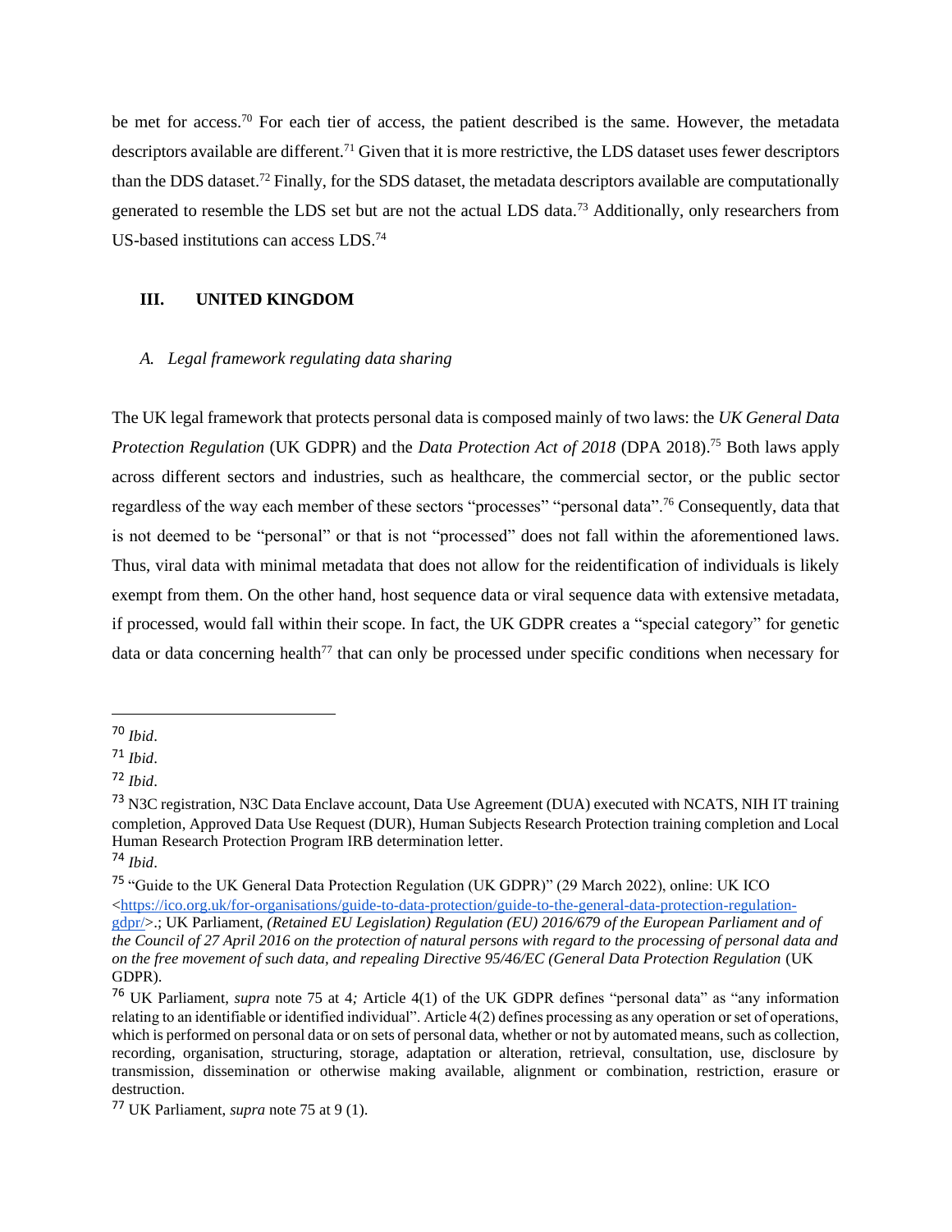be met for access.[70] For each tier of access, the patient described is the same. However, the metadata descriptors available are different.[71] Given that it is more restrictive, the LDS dataset uses fewer descriptors than the DDS dataset.[72] Finally, for the SDS dataset, the metadata descriptors available are computationally generated to resemble the LDS set but are not the actual LDS data.[73] Additionally, only researchers from US-based institutions can access LDS.[74]

## III. UNITED KINGDOM

### *A. Legal framework regulating data sharing*

The UK legal framework that protects personal data is composed mainly of two laws: the *UK General Data Protection Regulation* (UK GDPR) and the *Data Protection Act of 2018* (DPA 2018).[75] Both laws apply across different sectors and industries, such as healthcare, the commercial sector, or the public sector regardless of the way each member of these sectors "processes" "personal data".[76] Consequently, data that is not deemed to be "personal" or that is not "processed" does not fall within the aforementioned laws. Thus, viral data with minimal metadata that does not allow for the reidentification of individuals is likely exempt from them. On the other hand, host sequence data or viral sequence data with extensive metadata, if processed, would fall within their scope. In fact, the UK GDPR creates a "special category" for genetic data or data concerning health[77] that can only be processed under specific conditions when necessary for

---

[70] *Ibid*.

[71] *Ibid*.

[72] *Ibid*.

[73] N3C registration, N3C Data Enclave account, Data Use Agreement (DUA) executed with NCATS, NIH IT training completion, Approved Data Use Request (DUR), Human Subjects Research Protection training completion and Local Human Research Protection Program IRB determination letter.

[74] *Ibid*.

[75] "Guide to the UK General Data Protection Regulation (UK GDPR)" (29 March 2022), online: UK ICO <https://ico.org.uk/for-organisations/guide-to-data-protection/guide-to-the-general-data-protection-regulation-gdpr/>.; UK Parliament, *(Retained EU Legislation) Regulation (EU) 2016/679 of the European Parliament and of the Council of 27 April 2016 on the protection of natural persons with regard to the processing of personal data and on the free movement of such data, and repealing Directive 95/46/EC (General Data Protection Regulation* (UK GDPR).

[76] UK Parliament, *supra* note 75 at 4*;* Article 4(1) of the UK GDPR defines "personal data" as "any information relating to an identifiable or identified individual". Article 4(2) defines processing as any operation or set of operations, which is performed on personal data or on sets of personal data, whether or not by automated means, such as collection, recording, organisation, structuring, storage, adaptation or alteration, retrieval, consultation, use, disclosure by transmission, dissemination or otherwise making available, alignment or combination, restriction, erasure or destruction.

[77] UK Parliament, *supra* note 75 at 9 (1).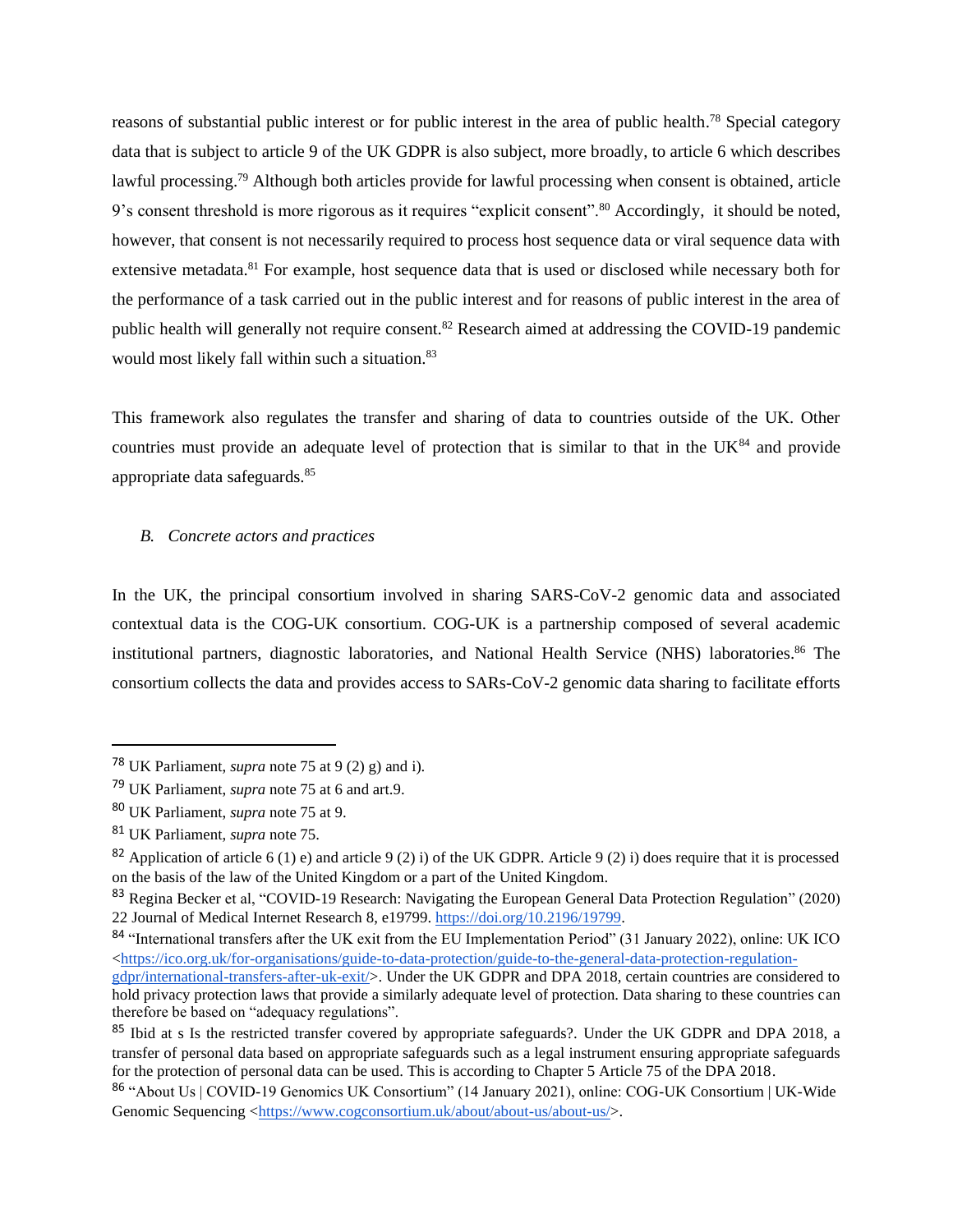reasons of substantial public interest or for public interest in the area of public health.[78] Special category data that is subject to article 9 of the UK GDPR is also subject, more broadly, to article 6 which describes lawful processing.[79] Although both articles provide for lawful processing when consent is obtained, article 9's consent threshold is more rigorous as it requires "explicit consent".[80] Accordingly, it should be noted, however, that consent is not necessarily required to process host sequence data or viral sequence data with extensive metadata.[81] For example, host sequence data that is used or disclosed while necessary both for the performance of a task carried out in the public interest and for reasons of public interest in the area of public health will generally not require consent.[82] Research aimed at addressing the COVID-19 pandemic would most likely fall within such a situation.[83]

This framework also regulates the transfer and sharing of data to countries outside of the UK. Other countries must provide an adequate level of protection that is similar to that in the UK[84] and provide appropriate data safeguards.[85]

### *B. Concrete actors and practices*

In the UK, the principal consortium involved in sharing SARS-CoV-2 genomic data and associated contextual data is the COG-UK consortium. COG-UK is a partnership composed of several academic institutional partners, diagnostic laboratories, and National Health Service (NHS) laboratories.[86] The consortium collects the data and provides access to SARs-CoV-2 genomic data sharing to facilitate efforts

---

[78] UK Parliament, *supra* note 75 at 9 (2) g) and i).

[79] UK Parliament, *supra* note 75 at 6 and art.9.

[80] UK Parliament, *supra* note 75 at 9.

[81] UK Parliament, *supra* note 75.

[82] Application of article 6 (1) e) and article 9 (2) i) of the UK GDPR. Article 9 (2) i) does require that it is processed on the basis of the law of the United Kingdom or a part of the United Kingdom.

[83] Regina Becker et al, "COVID-19 Research: Navigating the European General Data Protection Regulation" (2020) 22 Journal of Medical Internet Research 8, e19799. https://doi.org/10.2196/19799.

[84] "International transfers after the UK exit from the EU Implementation Period" (31 January 2022), online: UK ICO <https://ico.org.uk/for-organisations/guide-to-data-protection/guide-to-the-general-data-protection-regulation-gdpr/international-transfers-after-uk-exit/>. Under the UK GDPR and DPA 2018, certain countries are considered to hold privacy protection laws that provide a similarly adequate level of protection. Data sharing to these countries can therefore be based on "adequacy regulations".

[85] Ibid at s Is the restricted transfer covered by appropriate safeguards?. Under the UK GDPR and DPA 2018, a transfer of personal data based on appropriate safeguards such as a legal instrument ensuring appropriate safeguards for the protection of personal data can be used. This is according to Chapter 5 Article 75 of the DPA 2018.

[86] "About Us | COVID-19 Genomics UK Consortium" (14 January 2021), online: COG-UK Consortium | UK-Wide Genomic Sequencing <https://www.cogconsortium.uk/about/about-us/about-us/>.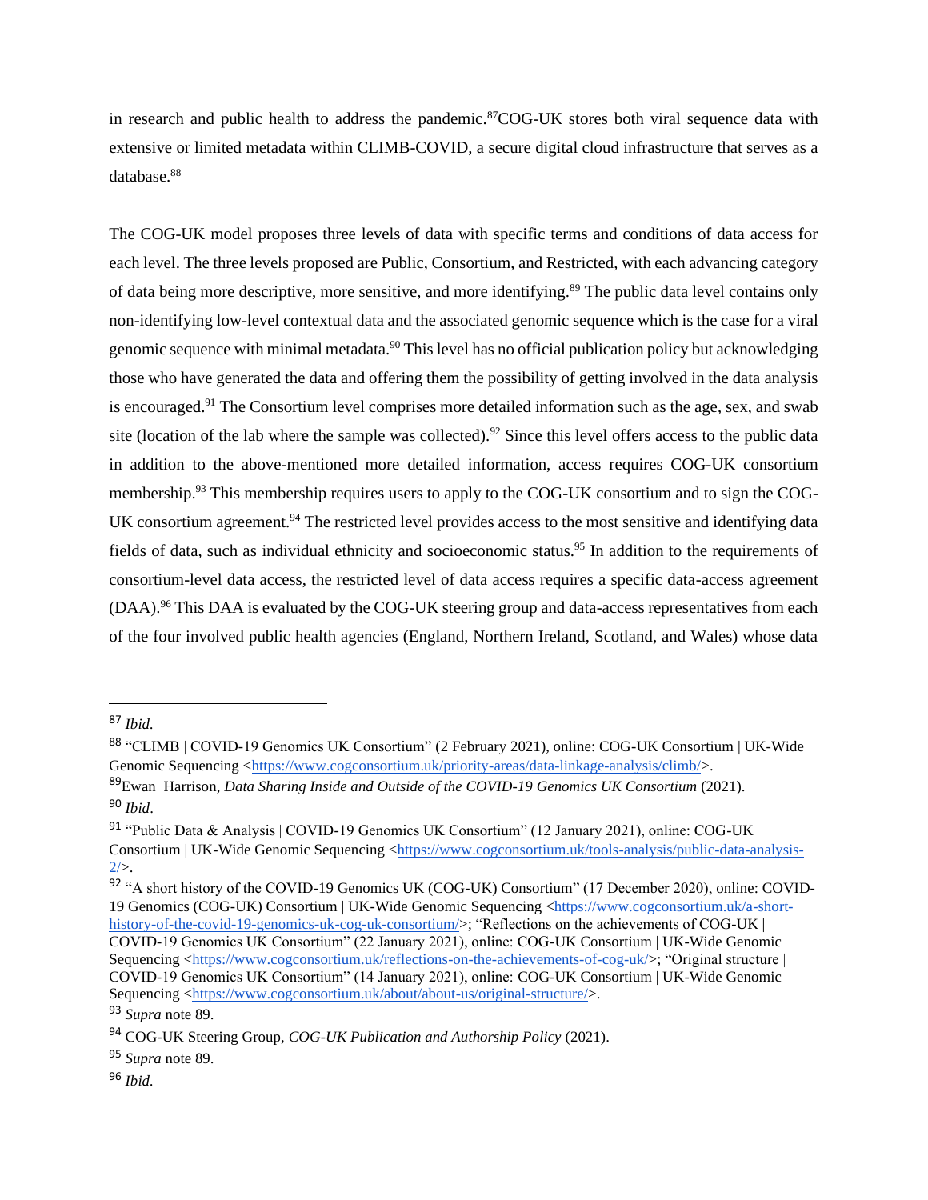in research and public health to address the pandemic.[87]COG-UK stores both viral sequence data with extensive or limited metadata within CLIMB-COVID, a secure digital cloud infrastructure that serves as a database.[88]

The COG-UK model proposes three levels of data with specific terms and conditions of data access for each level. The three levels proposed are Public, Consortium, and Restricted, with each advancing category of data being more descriptive, more sensitive, and more identifying.[89] The public data level contains only non-identifying low-level contextual data and the associated genomic sequence which is the case for a viral genomic sequence with minimal metadata.[90] This level has no official publication policy but acknowledging those who have generated the data and offering them the possibility of getting involved in the data analysis is encouraged.[91] The Consortium level comprises more detailed information such as the age, sex, and swab site (location of the lab where the sample was collected).[92] Since this level offers access to the public data in addition to the above-mentioned more detailed information, access requires COG-UK consortium membership.[93] This membership requires users to apply to the COG-UK consortium and to sign the COG-UK consortium agreement.[94] The restricted level provides access to the most sensitive and identifying data fields of data, such as individual ethnicity and socioeconomic status.[95] In addition to the requirements of consortium-level data access, the restricted level of data access requires a specific data-access agreement (DAA).[96] This DAA is evaluated by the COG-UK steering group and data-access representatives from each of the four involved public health agencies (England, Northern Ireland, Scotland, and Wales) whose data

---

[87] *Ibid*.

[88] "CLIMB | COVID-19 Genomics UK Consortium" (2 February 2021), online: COG-UK Consortium | UK-Wide Genomic Sequencing <https://www.cogconsortium.uk/priority-areas/data-linkage-analysis/climb/>.

[89] Ewan Harrison, *Data Sharing Inside and Outside of the COVID-19 Genomics UK Consortium* (2021).

[90] *Ibid*.

[91] "Public Data & Analysis | COVID-19 Genomics UK Consortium" (12 January 2021), online: COG-UK Consortium | UK-Wide Genomic Sequencing <https://www.cogconsortium.uk/tools-analysis/public-data-analysis-2/>.

[92] "A short history of the COVID-19 Genomics UK (COG-UK) Consortium" (17 December 2020), online: COVID-19 Genomics (COG-UK) Consortium | UK-Wide Genomic Sequencing <https://www.cogconsortium.uk/a-short-history-of-the-covid-19-genomics-uk-cog-uk-consortium/>; "Reflections on the achievements of COG-UK | COVID-19 Genomics UK Consortium" (22 January 2021), online: COG-UK Consortium | UK-Wide Genomic Sequencing <https://www.cogconsortium.uk/reflections-on-the-achievements-of-cog-uk/>; "Original structure | COVID-19 Genomics UK Consortium" (14 January 2021), online: COG-UK Consortium | UK-Wide Genomic Sequencing <https://www.cogconsortium.uk/about/about-us/original-structure/>.

[93] *Supra* note 89.

[94] COG-UK Steering Group, *COG-UK Publication and Authorship Policy* (2021).

[95] *Supra* note 89.

[96] *Ibid.*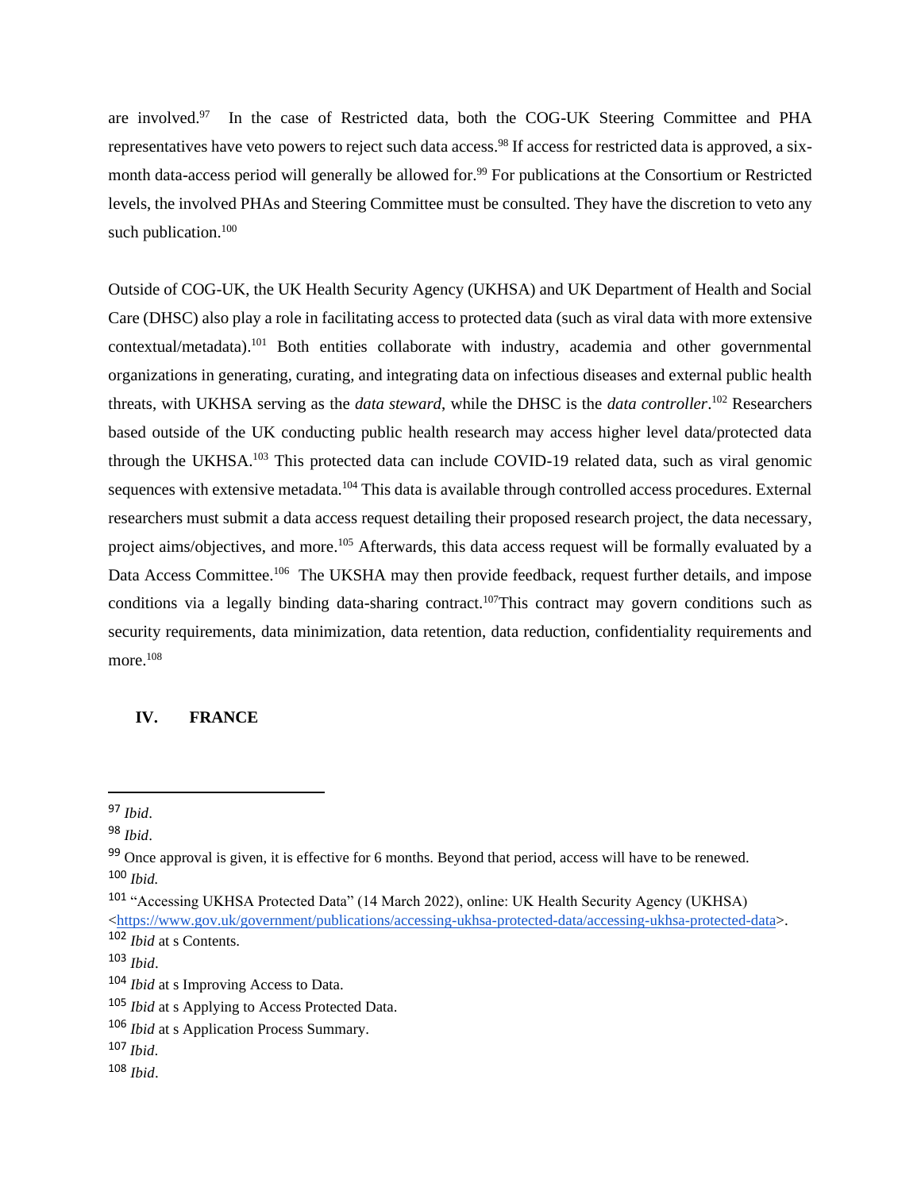are involved.[97] In the case of Restricted data, both the COG-UK Steering Committee and PHA representatives have veto powers to reject such data access.[98] If access for restricted data is approved, a six-month data-access period will generally be allowed for.[99] For publications at the Consortium or Restricted levels, the involved PHAs and Steering Committee must be consulted. They have the discretion to veto any such publication.[100]

Outside of COG-UK, the UK Health Security Agency (UKHSA) and UK Department of Health and Social Care (DHSC) also play a role in facilitating access to protected data (such as viral data with more extensive contextual/metadata).[101] Both entities collaborate with industry, academia and other governmental organizations in generating, curating, and integrating data on infectious diseases and external public health threats, with UKHSA serving as the *data steward*, while the DHSC is the *data controller*.[102] Researchers based outside of the UK conducting public health research may access higher level data/protected data through the UKHSA.[103] This protected data can include COVID-19 related data, such as viral genomic sequences with extensive metadata.[104] This data is available through controlled access procedures. External researchers must submit a data access request detailing their proposed research project, the data necessary, project aims/objectives, and more.[105] Afterwards, this data access request will be formally evaluated by a Data Access Committee.[106] The UKSHA may then provide feedback, request further details, and impose conditions via a legally binding data-sharing contract.[107]This contract may govern conditions such as security requirements, data minimization, data retention, data reduction, confidentiality requirements and more.[108]

## IV. FRANCE

---

[97] *Ibid*.

[98] *Ibid*.

[99] Once approval is given, it is effective for 6 months. Beyond that period, access will have to be renewed.

[100] *Ibid.*

[101] "Accessing UKHSA Protected Data" (14 March 2022), online: UK Health Security Agency (UKHSA) <https://www.gov.uk/government/publications/accessing-ukhsa-protected-data/accessing-ukhsa-protected-data>.

[102] *Ibid* at s Contents.

[103] *Ibid*.

[104] *Ibid* at s Improving Access to Data.

[105] *Ibid* at s Applying to Access Protected Data.

[106] *Ibid* at s Application Process Summary.

[107] *Ibid*.

[108] *Ibid*.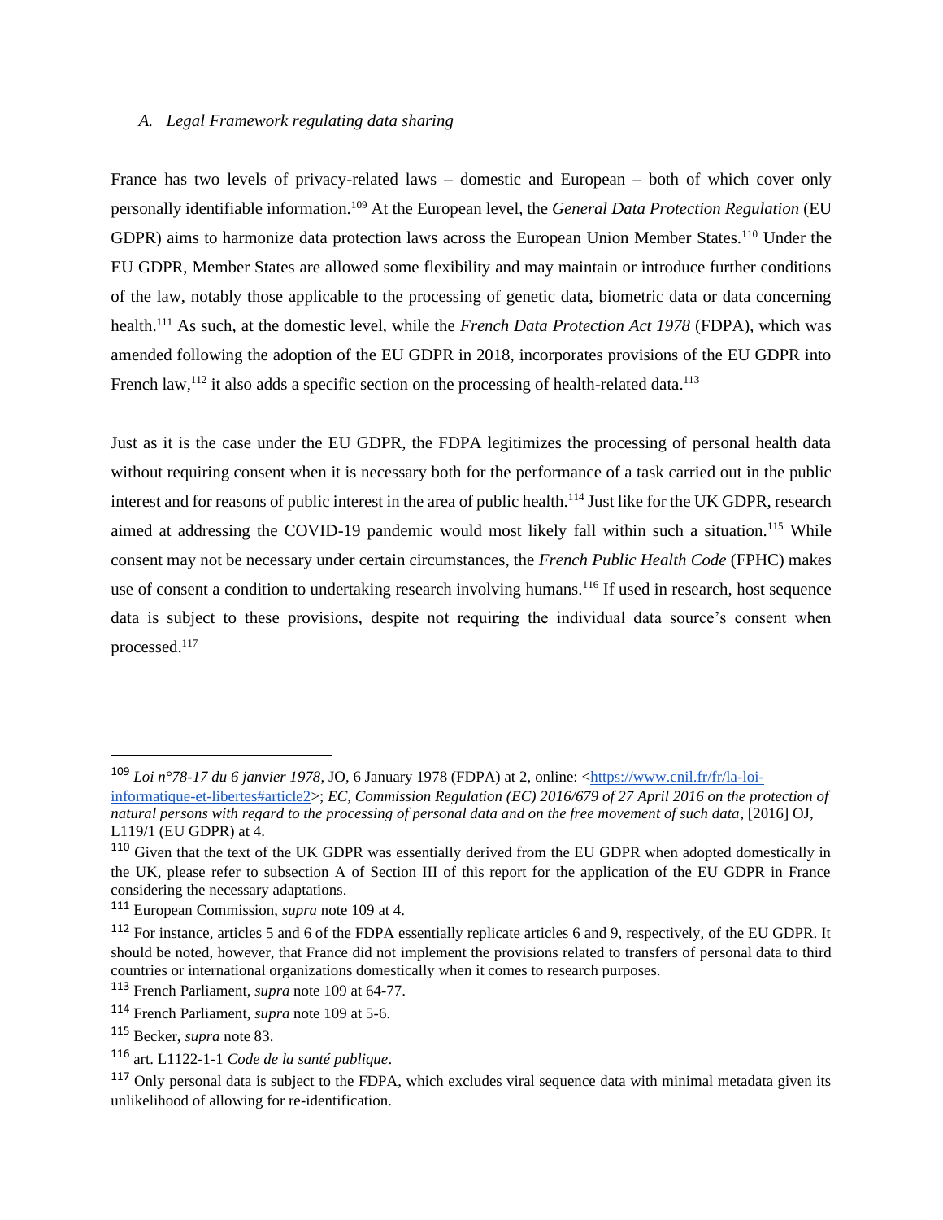### *A. Legal Framework regulating data sharing*

France has two levels of privacy-related laws – domestic and European – both of which cover only personally identifiable information.[109] At the European level, the *General Data Protection Regulation* (EU GDPR) aims to harmonize data protection laws across the European Union Member States.[110] Under the EU GDPR, Member States are allowed some flexibility and may maintain or introduce further conditions of the law, notably those applicable to the processing of genetic data, biometric data or data concerning health.[111] As such, at the domestic level, while the *French Data Protection Act 1978* (FDPA), which was amended following the adoption of the EU GDPR in 2018, incorporates provisions of the EU GDPR into French law,[112] it also adds a specific section on the processing of health-related data.[113]

Just as it is the case under the EU GDPR, the FDPA legitimizes the processing of personal health data without requiring consent when it is necessary both for the performance of a task carried out in the public interest and for reasons of public interest in the area of public health.[114] Just like for the UK GDPR, research aimed at addressing the COVID-19 pandemic would most likely fall within such a situation.[115] While consent may not be necessary under certain circumstances, the *French Public Health Code* (FPHC) makes use of consent a condition to undertaking research involving humans.[116] If used in research, host sequence data is subject to these provisions, despite not requiring the individual data source's consent when processed.[117]

---

[109] *Loi n°78-17 du 6 janvier 1978*, JO, 6 January 1978 (FDPA) at 2, online: <https://www.cnil.fr/fr/la-loi-informatique-et-libertes#article2>; *EC, Commission Regulation (EC) 2016/679 of 27 April 2016 on the protection of natural persons with regard to the processing of personal data and on the free movement of such data*, [2016] OJ, L119/1 (EU GDPR) at 4.

[110] Given that the text of the UK GDPR was essentially derived from the EU GDPR when adopted domestically in the UK, please refer to subsection A of Section III of this report for the application of the EU GDPR in France considering the necessary adaptations.

[111] European Commission, *supra* note 109 at 4.

[112] For instance, articles 5 and 6 of the FDPA essentially replicate articles 6 and 9, respectively, of the EU GDPR. It should be noted, however, that France did not implement the provisions related to transfers of personal data to third countries or international organizations domestically when it comes to research purposes.

[113] French Parliament, *supra* note 109 at 64-77.

[114] French Parliament, *supra* note 109 at 5-6.

[115] Becker, *supra* note 83.

[116] art. L1122-1-1 *Code de la santé publique*.

[117] Only personal data is subject to the FDPA, which excludes viral sequence data with minimal metadata given its unlikelihood of allowing for re-identification.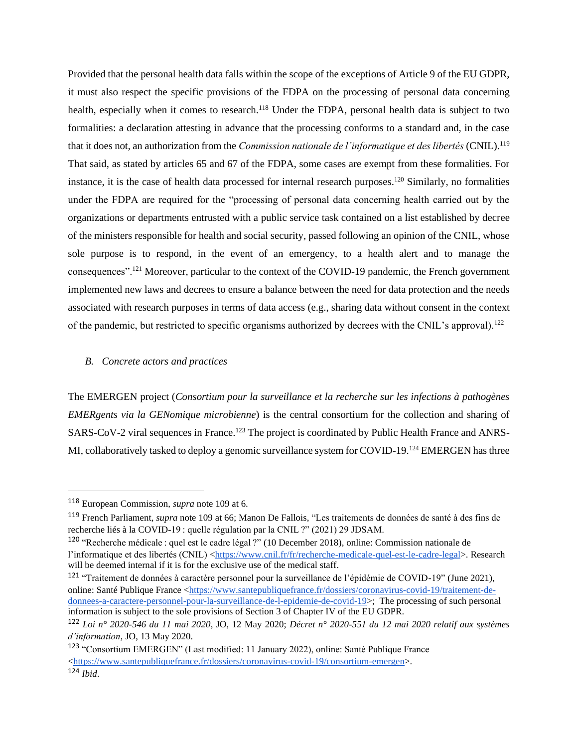Provided that the personal health data falls within the scope of the exceptions of Article 9 of the EU GDPR, it must also respect the specific provisions of the FDPA on the processing of personal data concerning health, especially when it comes to research.[118] Under the FDPA, personal health data is subject to two formalities: a declaration attesting in advance that the processing conforms to a standard and, in the case that it does not, an authorization from the *Commission nationale de l'informatique et des libertés* (CNIL).[119] That said, as stated by articles 65 and 67 of the FDPA, some cases are exempt from these formalities. For instance, it is the case of health data processed for internal research purposes.[120] Similarly, no formalities under the FDPA are required for the "processing of personal data concerning health carried out by the organizations or departments entrusted with a public service task contained on a list established by decree of the ministers responsible for health and social security, passed following an opinion of the CNIL, whose sole purpose is to respond, in the event of an emergency, to a health alert and to manage the consequences".[121] Moreover, particular to the context of the COVID-19 pandemic, the French government implemented new laws and decrees to ensure a balance between the need for data protection and the needs associated with research purposes in terms of data access (e.g., sharing data without consent in the context of the pandemic, but restricted to specific organisms authorized by decrees with the CNIL's approval).[122]

### B. *Concrete actors and practices*

The EMERGEN project (*Consortium pour la surveillance et la recherche sur les infections à pathogènes EMERgents via la GENomique microbienne*) is the central consortium for the collection and sharing of SARS-CoV-2 viral sequences in France.[123] The project is coordinated by Public Health France and ANRS-MI, collaboratively tasked to deploy a genomic surveillance system for COVID-19.[124] EMERGEN has three

---

[118] European Commission, *supra* note 109 at 6.

[119] French Parliament, *supra* note 109 at 66; Manon De Fallois, "Les traitements de données de santé à des fins de recherche liés à la COVID-19 : quelle régulation par la CNIL ?" (2021) 29 JDSAM.

[120] "Recherche médicale : quel est le cadre légal ?" (10 December 2018), online: Commission nationale de l'informatique et des libertés (CNIL) <https://www.cnil.fr/fr/recherche-medicale-quel-est-le-cadre-legal>. Research will be deemed internal if it is for the exclusive use of the medical staff.

[121] "Traitement de données à caractère personnel pour la surveillance de l'épidémie de COVID-19" (June 2021), online: Santé Publique France <https://www.santepubliquefrance.fr/dossiers/coronavirus-covid-19/traitement-de-donnees-a-caractere-personnel-pour-la-surveillance-de-l-epidemie-de-covid-19>; The processing of such personal information is subject to the sole provisions of Section 3 of Chapter IV of the EU GDPR.

[122] *Loi n° 2020-546 du 11 mai 2020*, JO, 12 May 2020; *Décret n° 2020-551 du 12 mai 2020 relatif aux systèmes d'information*, JO, 13 May 2020.

[123] "Consortium EMERGEN" (Last modified: 11 January 2022), online: Santé Publique France <https://www.santepubliquefrance.fr/dossiers/coronavirus-covid-19/consortium-emergen>.

[124] *Ibid*.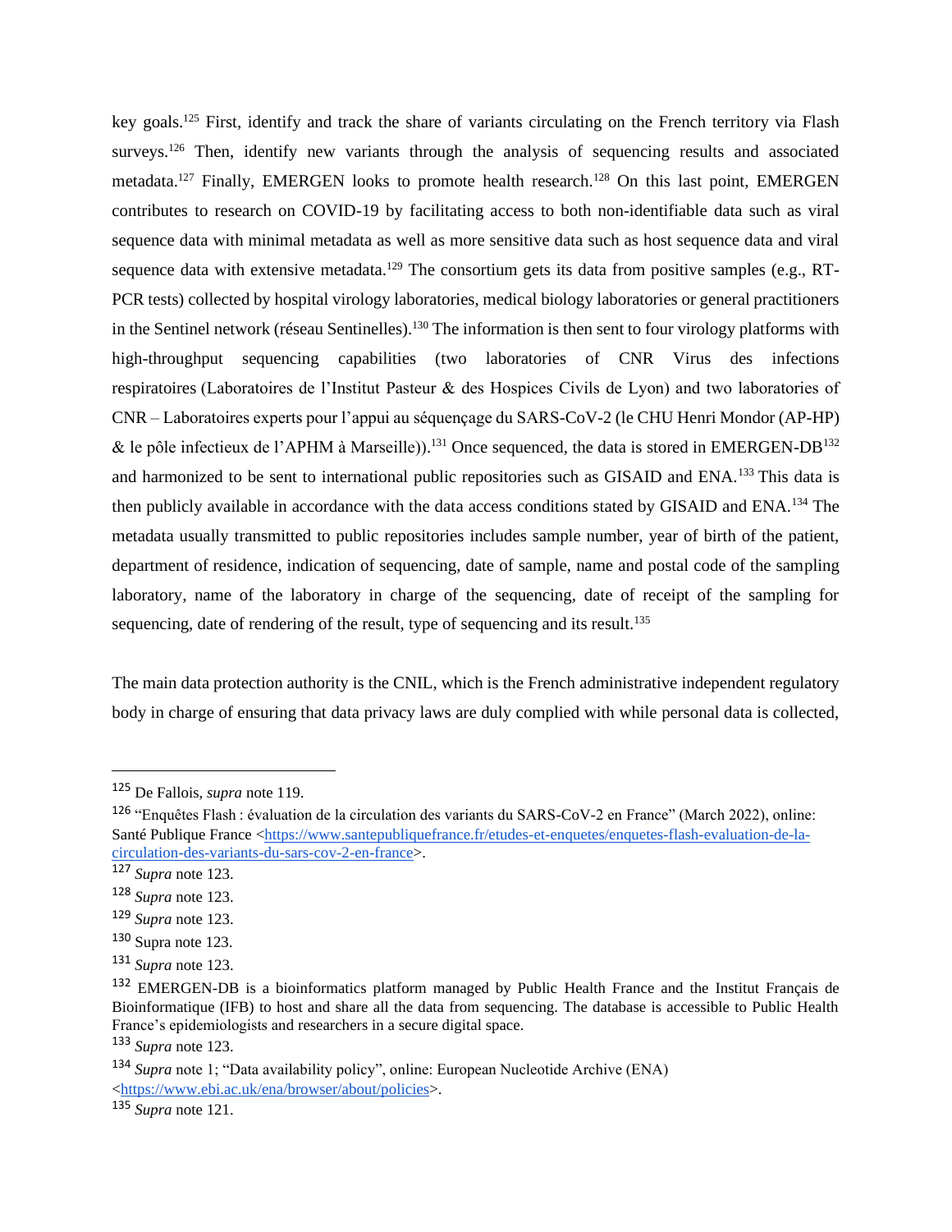key goals.[125] First, identify and track the share of variants circulating on the French territory via Flash surveys.[126] Then, identify new variants through the analysis of sequencing results and associated metadata.[127] Finally, EMERGEN looks to promote health research.[128] On this last point, EMERGEN contributes to research on COVID-19 by facilitating access to both non-identifiable data such as viral sequence data with minimal metadata as well as more sensitive data such as host sequence data and viral sequence data with extensive metadata.[129] The consortium gets its data from positive samples (e.g., RT-PCR tests) collected by hospital virology laboratories, medical biology laboratories or general practitioners in the Sentinel network (réseau Sentinelles).[130] The information is then sent to four virology platforms with high-throughput sequencing capabilities (two laboratories of CNR Virus des infections respiratoires (Laboratoires de l'Institut Pasteur & des Hospices Civils de Lyon) and two laboratories of CNR – Laboratoires experts pour l'appui au séquençage du SARS-CoV-2 (le CHU Henri Mondor (AP-HP) & le pôle infectieux de l'APHM à Marseille)).[131] Once sequenced, the data is stored in EMERGEN-DB[132] and harmonized to be sent to international public repositories such as GISAID and ENA.[133] This data is then publicly available in accordance with the data access conditions stated by GISAID and ENA.[134] The metadata usually transmitted to public repositories includes sample number, year of birth of the patient, department of residence, indication of sequencing, date of sample, name and postal code of the sampling laboratory, name of the laboratory in charge of the sequencing, date of receipt of the sampling for sequencing, date of rendering of the result, type of sequencing and its result.[135]

The main data protection authority is the CNIL, which is the French administrative independent regulatory body in charge of ensuring that data privacy laws are duly complied with while personal data is collected,

---

[125] De Fallois, *supra* note 119.

[126] "Enquêtes Flash : évaluation de la circulation des variants du SARS-CoV-2 en France" (March 2022), online: Santé Publique France <https://www.santepubliquefrance.fr/etudes-et-enquetes/enquetes-flash-evaluation-de-la-circulation-des-variants-du-sars-cov-2-en-france>.

[127] *Supra* note 123.

[128] *Supra* note 123.

[129] *Supra* note 123.

[130] Supra note 123.

[131] *Supra* note 123.

[132] EMERGEN-DB is a bioinformatics platform managed by Public Health France and the Institut Français de Bioinformatique (IFB) to host and share all the data from sequencing. The database is accessible to Public Health France's epidemiologists and researchers in a secure digital space.

[133] *Supra* note 123.

[134] *Supra* note 1; "Data availability policy", online: European Nucleotide Archive (ENA) <https://www.ebi.ac.uk/ena/browser/about/policies>.

[135] *Supra* note 121.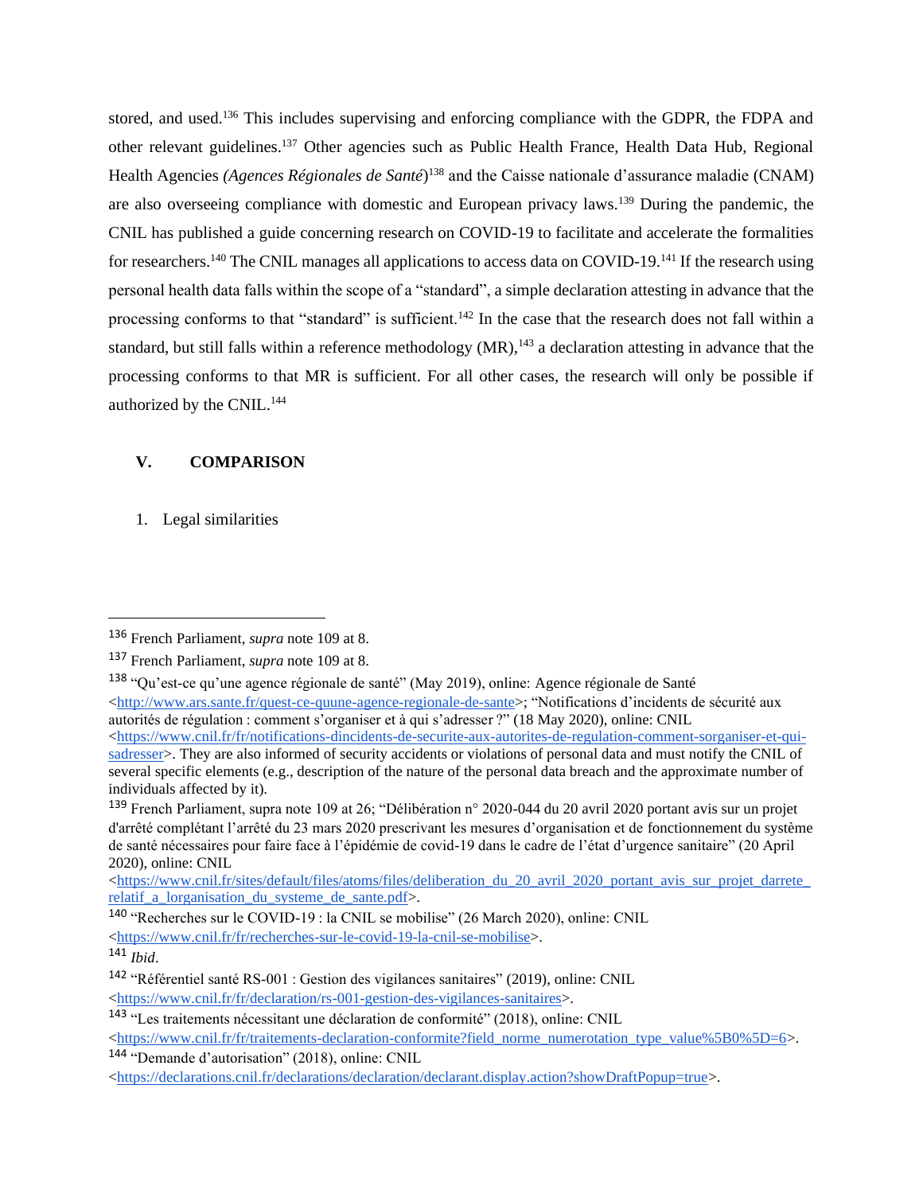stored, and used.[136] This includes supervising and enforcing compliance with the GDPR, the FDPA and other relevant guidelines.[137] Other agencies such as Public Health France, Health Data Hub, Regional Health Agencies *(Agences Régionales de Santé)*[138] and the Caisse nationale d'assurance maladie (CNAM) are also overseeing compliance with domestic and European privacy laws.[139] During the pandemic, the CNIL has published a guide concerning research on COVID-19 to facilitate and accelerate the formalities for researchers.[140] The CNIL manages all applications to access data on COVID-19.[141] If the research using personal health data falls within the scope of a "standard", a simple declaration attesting in advance that the processing conforms to that "standard" is sufficient.[142] In the case that the research does not fall within a standard, but still falls within a reference methodology (MR),[143] a declaration attesting in advance that the processing conforms to that MR is sufficient. For all other cases, the research will only be possible if authorized by the CNIL.[144]

## V. COMPARISON

### 1. Legal similarities

---

[136] French Parliament, *supra* note 109 at 8.

[137] French Parliament, *supra* note 109 at 8.

[138] "Qu'est-ce qu'une agence régionale de santé" (May 2019), online: Agence régionale de Santé <http://www.ars.sante.fr/quest-ce-quune-agence-regionale-de-sante>; "Notifications d'incidents de sécurité aux autorités de régulation : comment s'organiser et à qui s'adresser ?" (18 May 2020), online: CNIL <https://www.cnil.fr/fr/notifications-dincidents-de-securite-aux-autorites-de-regulation-comment-sorganiser-et-qui-sadresser>. They are also informed of security accidents or violations of personal data and must notify the CNIL of several specific elements (e.g., description of the nature of the personal data breach and the approximate number of individuals affected by it).

[139] French Parliament, supra note 109 at 26; "Délibération n° 2020-044 du 20 avril 2020 portant avis sur un projet d'arrêté complétant l'arrêté du 23 mars 2020 prescrivant les mesures d'organisation et de fonctionnement du système de santé nécessaires pour faire face à l'épidémie de covid-19 dans le cadre de l'état d'urgence sanitaire" (20 April 2020), online: CNIL <https://www.cnil.fr/sites/default/files/atoms/files/deliberation_du_20_avril_2020_portant_avis_sur_projet_darrete_relatif_a_lorganisation_du_systeme_de_sante.pdf>.

[140] "Recherches sur le COVID-19 : la CNIL se mobilise" (26 March 2020), online: CNIL <https://www.cnil.fr/fr/recherches-sur-le-covid-19-la-cnil-se-mobilise>.

[141] *Ibid*.

[142] "Référentiel santé RS-001 : Gestion des vigilances sanitaires" (2019), online: CNIL <https://www.cnil.fr/fr/declaration/rs-001-gestion-des-vigilances-sanitaires>.

[143] "Les traitements nécessitant une déclaration de conformité" (2018), online: CNIL <https://www.cnil.fr/fr/traitements-declaration-conformite?field_norme_numerotation_type_value%5B0%5D=6>.

[144] "Demande d'autorisation" (2018), online: CNIL <https://declarations.cnil.fr/declarations/declaration/declarant.display.action?showDraftPopup=true>.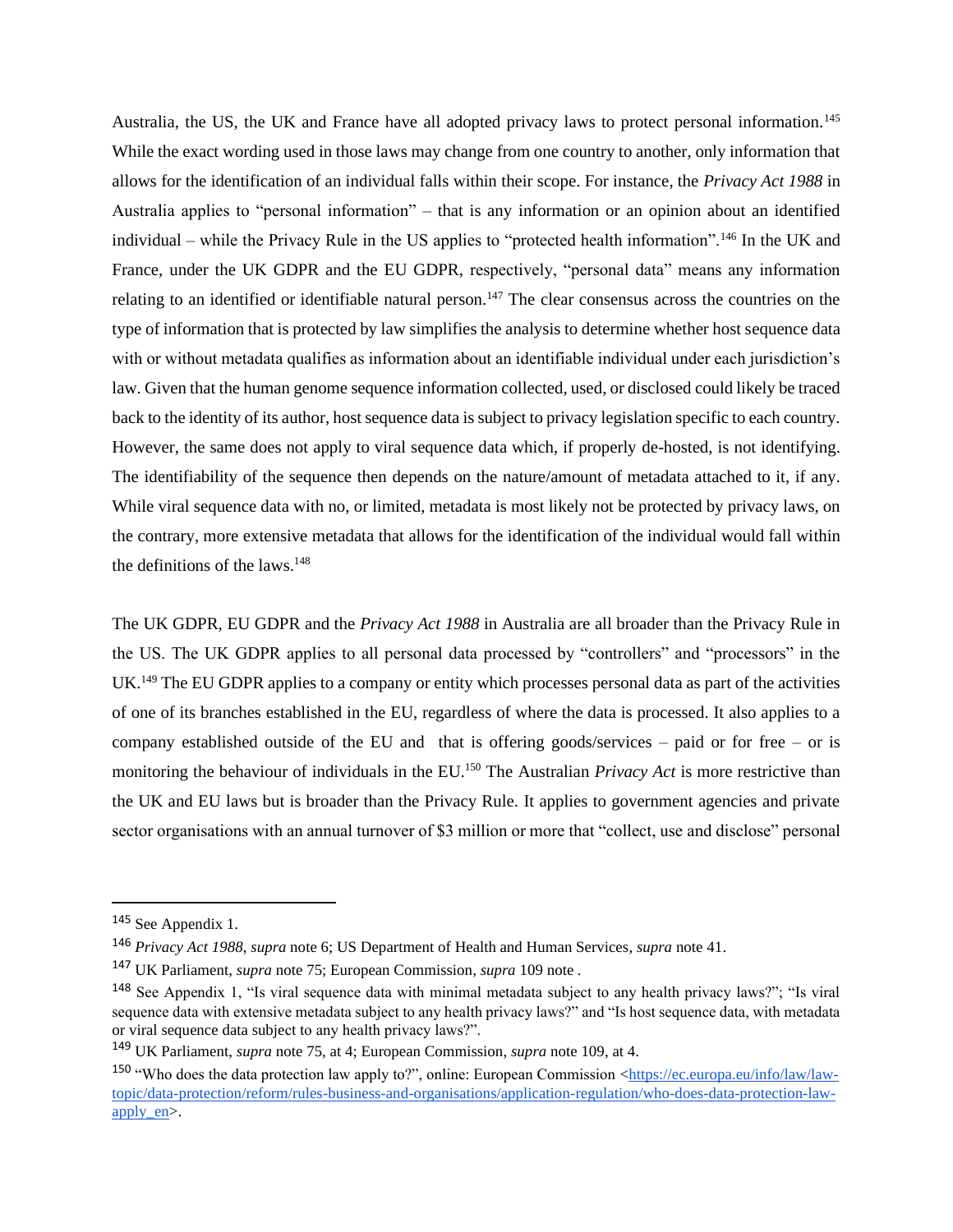Australia, the US, the UK and France have all adopted privacy laws to protect personal information.[145] While the exact wording used in those laws may change from one country to another, only information that allows for the identification of an individual falls within their scope. For instance, the *Privacy Act 1988* in Australia applies to "personal information" – that is any information or an opinion about an identified individual – while the Privacy Rule in the US applies to "protected health information".[146] In the UK and France, under the UK GDPR and the EU GDPR, respectively, "personal data" means any information relating to an identified or identifiable natural person.[147] The clear consensus across the countries on the type of information that is protected by law simplifies the analysis to determine whether host sequence data with or without metadata qualifies as information about an identifiable individual under each jurisdiction's law. Given that the human genome sequence information collected, used, or disclosed could likely be traced back to the identity of its author, host sequence data is subject to privacy legislation specific to each country. However, the same does not apply to viral sequence data which, if properly de-hosted, is not identifying. The identifiability of the sequence then depends on the nature/amount of metadata attached to it, if any. While viral sequence data with no, or limited, metadata is most likely not be protected by privacy laws, on the contrary, more extensive metadata that allows for the identification of the individual would fall within the definitions of the laws.[148]

The UK GDPR, EU GDPR and the *Privacy Act 1988* in Australia are all broader than the Privacy Rule in the US. The UK GDPR applies to all personal data processed by "controllers" and "processors" in the UK.[149] The EU GDPR applies to a company or entity which processes personal data as part of the activities of one of its branches established in the EU, regardless of where the data is processed. It also applies to a company established outside of the EU and that is offering goods/services – paid or for free – or is monitoring the behaviour of individuals in the EU.[150] The Australian *Privacy Act* is more restrictive than the UK and EU laws but is broader than the Privacy Rule. It applies to government agencies and private sector organisations with an annual turnover of $3 million or more that "collect, use and disclose" personal

---

[145] See Appendix 1.

[146] *Privacy Act 1988*, *supra* note 6; US Department of Health and Human Services, *supra* note 41.

[147] UK Parliament, *supra* note 75; European Commission, *supra* 109 note .

[148] See Appendix 1, "Is viral sequence data with minimal metadata subject to any health privacy laws?"; "Is viral sequence data with extensive metadata subject to any health privacy laws?" and "Is host sequence data, with metadata or viral sequence data subject to any health privacy laws?".

[149] UK Parliament, *supra* note 75, at 4; European Commission, *supra* note 109, at 4.

[150] "Who does the data protection law apply to?", online: European Commission <https://ec.europa.eu/info/law/law-topic/data-protection/reform/rules-business-and-organisations/application-regulation/who-does-data-protection-law-apply_en>.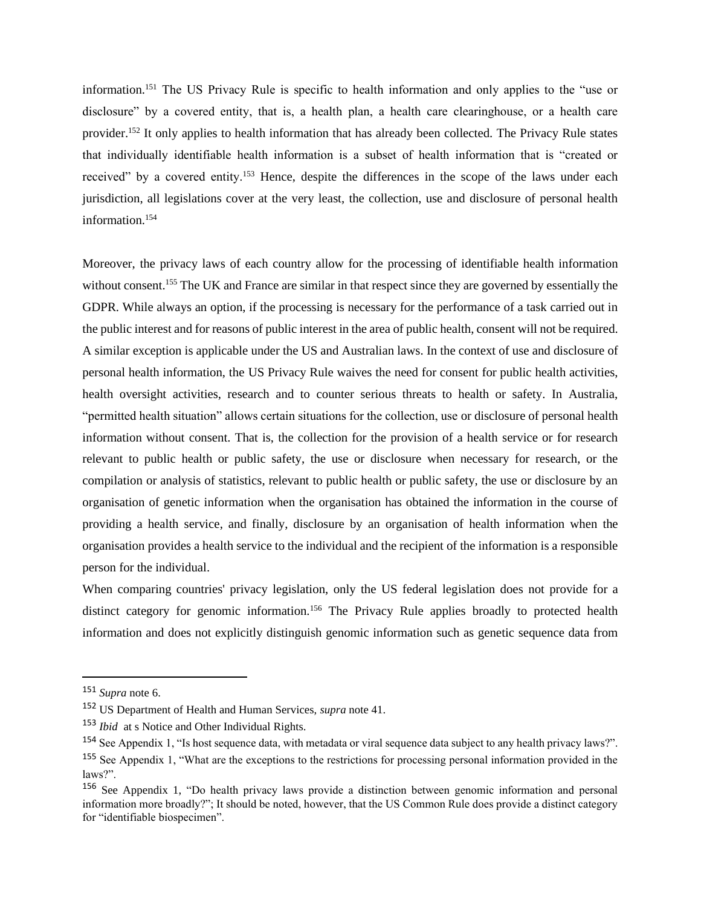information.[151] The US Privacy Rule is specific to health information and only applies to the "use or disclosure" by a covered entity, that is, a health plan, a health care clearinghouse, or a health care provider.[152] It only applies to health information that has already been collected. The Privacy Rule states that individually identifiable health information is a subset of health information that is "created or received" by a covered entity.[153] Hence, despite the differences in the scope of the laws under each jurisdiction, all legislations cover at the very least, the collection, use and disclosure of personal health information.[154]

Moreover, the privacy laws of each country allow for the processing of identifiable health information without consent.[155] The UK and France are similar in that respect since they are governed by essentially the GDPR. While always an option, if the processing is necessary for the performance of a task carried out in the public interest and for reasons of public interest in the area of public health, consent will not be required. A similar exception is applicable under the US and Australian laws. In the context of use and disclosure of personal health information, the US Privacy Rule waives the need for consent for public health activities, health oversight activities, research and to counter serious threats to health or safety. In Australia, "permitted health situation" allows certain situations for the collection, use or disclosure of personal health information without consent. That is, the collection for the provision of a health service or for research relevant to public health or public safety, the use or disclosure when necessary for research, or the compilation or analysis of statistics, relevant to public health or public safety, the use or disclosure by an organisation of genetic information when the organisation has obtained the information in the course of providing a health service, and finally, disclosure by an organisation of health information when the organisation provides a health service to the individual and the recipient of the information is a responsible person for the individual.

When comparing countries' privacy legislation, only the US federal legislation does not provide for a distinct category for genomic information.[156] The Privacy Rule applies broadly to protected health information and does not explicitly distinguish genomic information such as genetic sequence data from

---

[151] *Supra* note 6.

[152] US Department of Health and Human Services, *supra* note 41.

[153] *Ibid* at s Notice and Other Individual Rights.

[154] See Appendix 1, "Is host sequence data, with metadata or viral sequence data subject to any health privacy laws?".

[155] See Appendix 1, "What are the exceptions to the restrictions for processing personal information provided in the laws?".

[156] See Appendix 1, "Do health privacy laws provide a distinction between genomic information and personal information more broadly?"; It should be noted, however, that the US Common Rule does provide a distinct category for "identifiable biospecimen".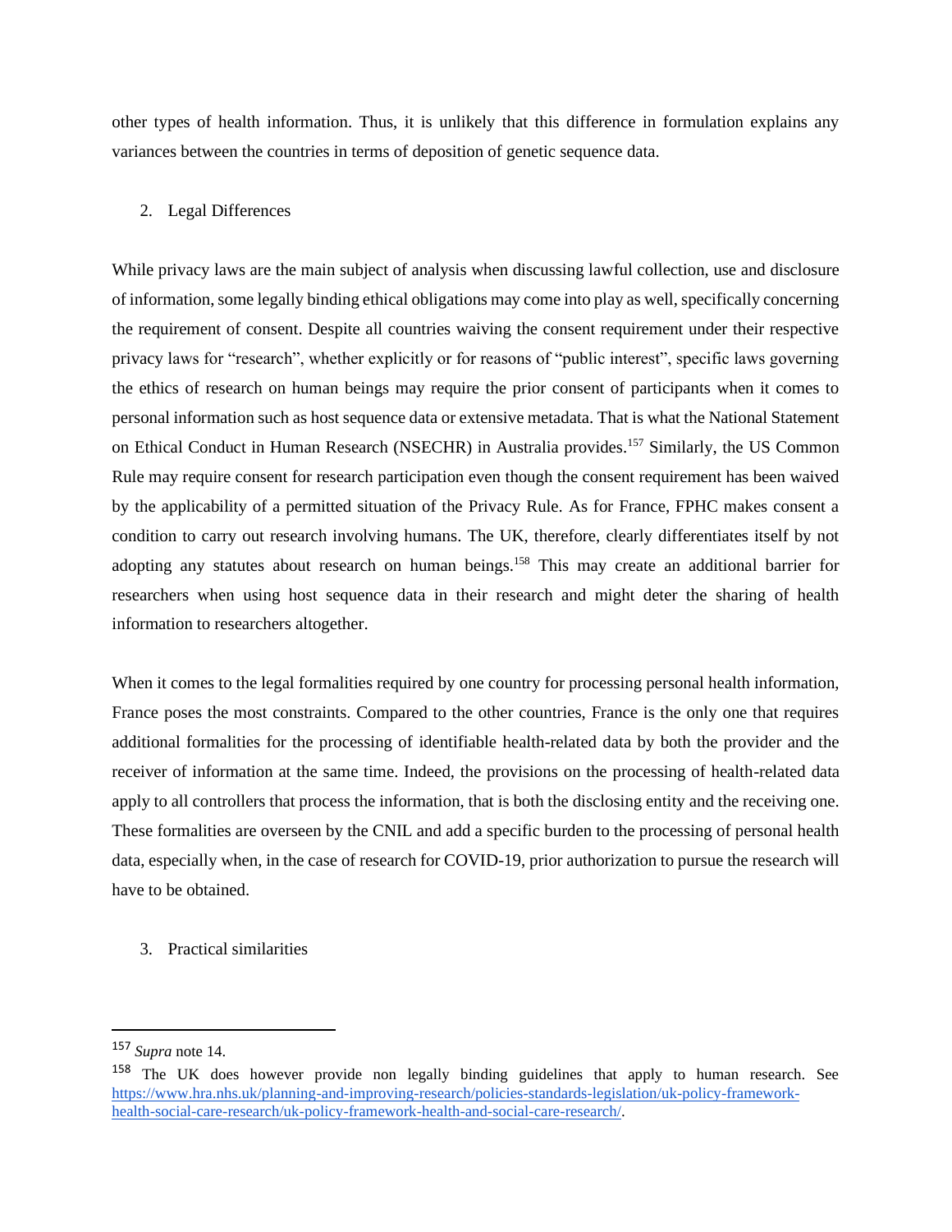other types of health information. Thus, it is unlikely that this difference in formulation explains any variances between the countries in terms of deposition of genetic sequence data.

2. Legal Differences

While privacy laws are the main subject of analysis when discussing lawful collection, use and disclosure of information, some legally binding ethical obligations may come into play as well, specifically concerning the requirement of consent. Despite all countries waiving the consent requirement under their respective privacy laws for "research", whether explicitly or for reasons of "public interest", specific laws governing the ethics of research on human beings may require the prior consent of participants when it comes to personal information such as host sequence data or extensive metadata. That is what the National Statement on Ethical Conduct in Human Research (NSECHR) in Australia provides.[157] Similarly, the US Common Rule may require consent for research participation even though the consent requirement has been waived by the applicability of a permitted situation of the Privacy Rule. As for France, FPHC makes consent a condition to carry out research involving humans. The UK, therefore, clearly differentiates itself by not adopting any statutes about research on human beings.[158] This may create an additional barrier for researchers when using host sequence data in their research and might deter the sharing of health information to researchers altogether.

When it comes to the legal formalities required by one country for processing personal health information, France poses the most constraints. Compared to the other countries, France is the only one that requires additional formalities for the processing of identifiable health-related data by both the provider and the receiver of information at the same time. Indeed, the provisions on the processing of health-related data apply to all controllers that process the information, that is both the disclosing entity and the receiving one. These formalities are overseen by the CNIL and add a specific burden to the processing of personal health data, especially when, in the case of research for COVID-19, prior authorization to pursue the research will have to be obtained.

3. Practical similarities

---

[157] *Supra* note 14.

[158] The UK does however provide non legally binding guidelines that apply to human research. See https://www.hra.nhs.uk/planning-and-improving-research/policies-standards-legislation/uk-policy-framework-health-social-care-research/uk-policy-framework-health-and-social-care-research/.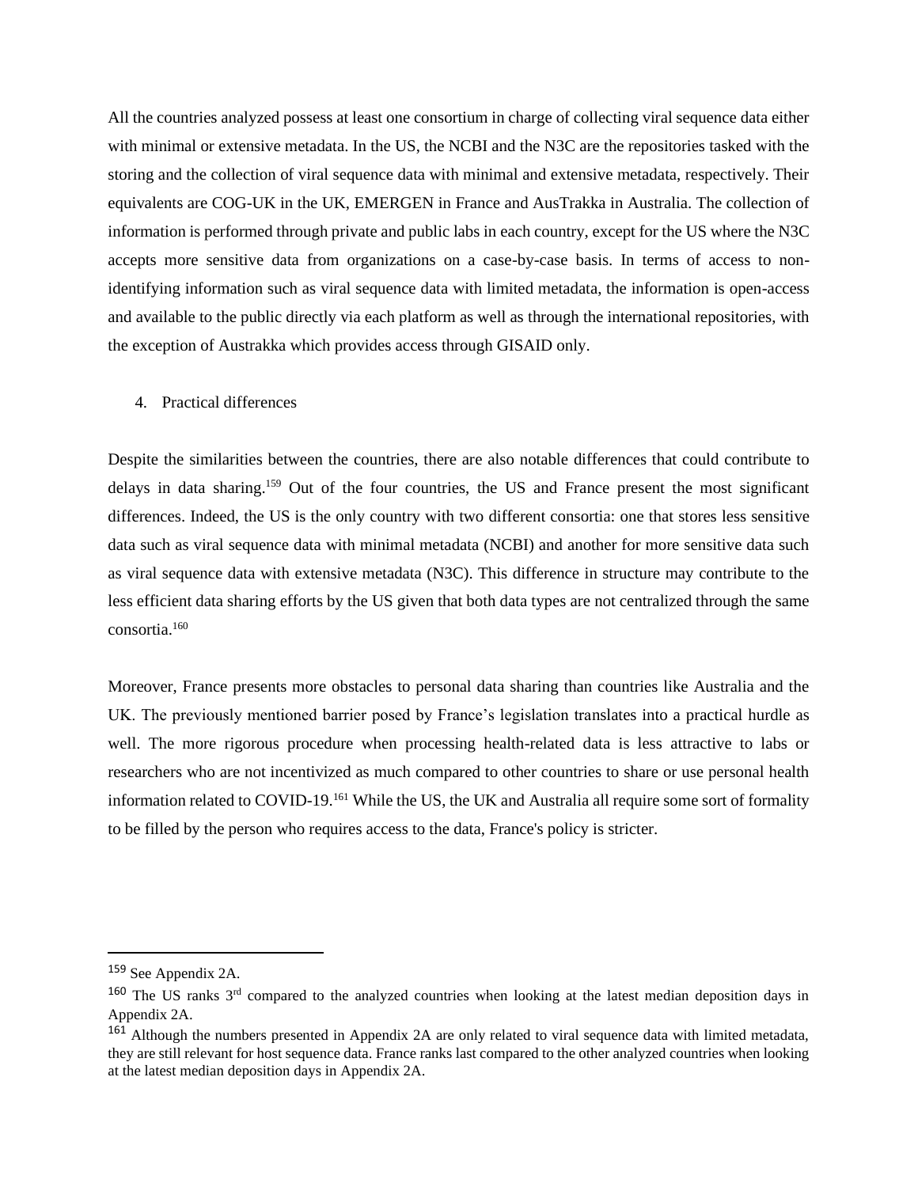All the countries analyzed possess at least one consortium in charge of collecting viral sequence data either with minimal or extensive metadata. In the US, the NCBI and the N3C are the repositories tasked with the storing and the collection of viral sequence data with minimal and extensive metadata, respectively. Their equivalents are COG-UK in the UK, EMERGEN in France and AusTrakka in Australia. The collection of information is performed through private and public labs in each country, except for the US where the N3C accepts more sensitive data from organizations on a case-by-case basis. In terms of access to non-identifying information such as viral sequence data with limited metadata, the information is open-access and available to the public directly via each platform as well as through the international repositories, with the exception of Austrakka which provides access through GISAID only.

4. Practical differences

Despite the similarities between the countries, there are also notable differences that could contribute to delays in data sharing.[159] Out of the four countries, the US and France present the most significant differences. Indeed, the US is the only country with two different consortia: one that stores less sensitive data such as viral sequence data with minimal metadata (NCBI) and another for more sensitive data such as viral sequence data with extensive metadata (N3C). This difference in structure may contribute to the less efficient data sharing efforts by the US given that both data types are not centralized through the same consortia.[160]

Moreover, France presents more obstacles to personal data sharing than countries like Australia and the UK. The previously mentioned barrier posed by France's legislation translates into a practical hurdle as well. The more rigorous procedure when processing health-related data is less attractive to labs or researchers who are not incentivized as much compared to other countries to share or use personal health information related to COVID-19.[161] While the US, the UK and Australia all require some sort of formality to be filled by the person who requires access to the data, France's policy is stricter.

---

[159] See Appendix 2A.

[160] The US ranks 3rd compared to the analyzed countries when looking at the latest median deposition days in Appendix 2A.

[161] Although the numbers presented in Appendix 2A are only related to viral sequence data with limited metadata, they are still relevant for host sequence data. France ranks last compared to the other analyzed countries when looking at the latest median deposition days in Appendix 2A.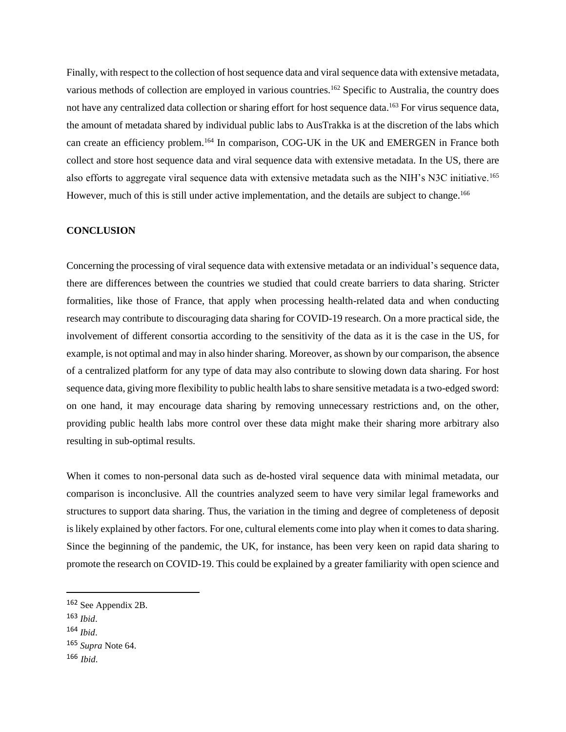Finally, with respect to the collection of host sequence data and viral sequence data with extensive metadata, various methods of collection are employed in various countries.[162] Specific to Australia, the country does not have any centralized data collection or sharing effort for host sequence data.[163] For virus sequence data, the amount of metadata shared by individual public labs to AusTrakka is at the discretion of the labs which can create an efficiency problem.[164] In comparison, COG-UK in the UK and EMERGEN in France both collect and store host sequence data and viral sequence data with extensive metadata. In the US, there are also efforts to aggregate viral sequence data with extensive metadata such as the NIH's N3C initiative.[165] However, much of this is still under active implementation, and the details are subject to change.[166]

## CONCLUSION

Concerning the processing of viral sequence data with extensive metadata or an individual's sequence data, there are differences between the countries we studied that could create barriers to data sharing. Stricter formalities, like those of France, that apply when processing health-related data and when conducting research may contribute to discouraging data sharing for COVID-19 research. On a more practical side, the involvement of different consortia according to the sensitivity of the data as it is the case in the US, for example, is not optimal and may in also hinder sharing. Moreover, as shown by our comparison, the absence of a centralized platform for any type of data may also contribute to slowing down data sharing. For host sequence data, giving more flexibility to public health labs to share sensitive metadata is a two-edged sword: on one hand, it may encourage data sharing by removing unnecessary restrictions and, on the other, providing public health labs more control over these data might make their sharing more arbitrary also resulting in sub-optimal results.

When it comes to non-personal data such as de-hosted viral sequence data with minimal metadata, our comparison is inconclusive. All the countries analyzed seem to have very similar legal frameworks and structures to support data sharing. Thus, the variation in the timing and degree of completeness of deposit is likely explained by other factors. For one, cultural elements come into play when it comes to data sharing. Since the beginning of the pandemic, the UK, for instance, has been very keen on rapid data sharing to promote the research on COVID-19. This could be explained by a greater familiarity with open science and

---

[162] See Appendix 2B.

[163] *Ibid*.

[164] *Ibid*.

[165] *Supra* Note 64.

[166] *Ibid*.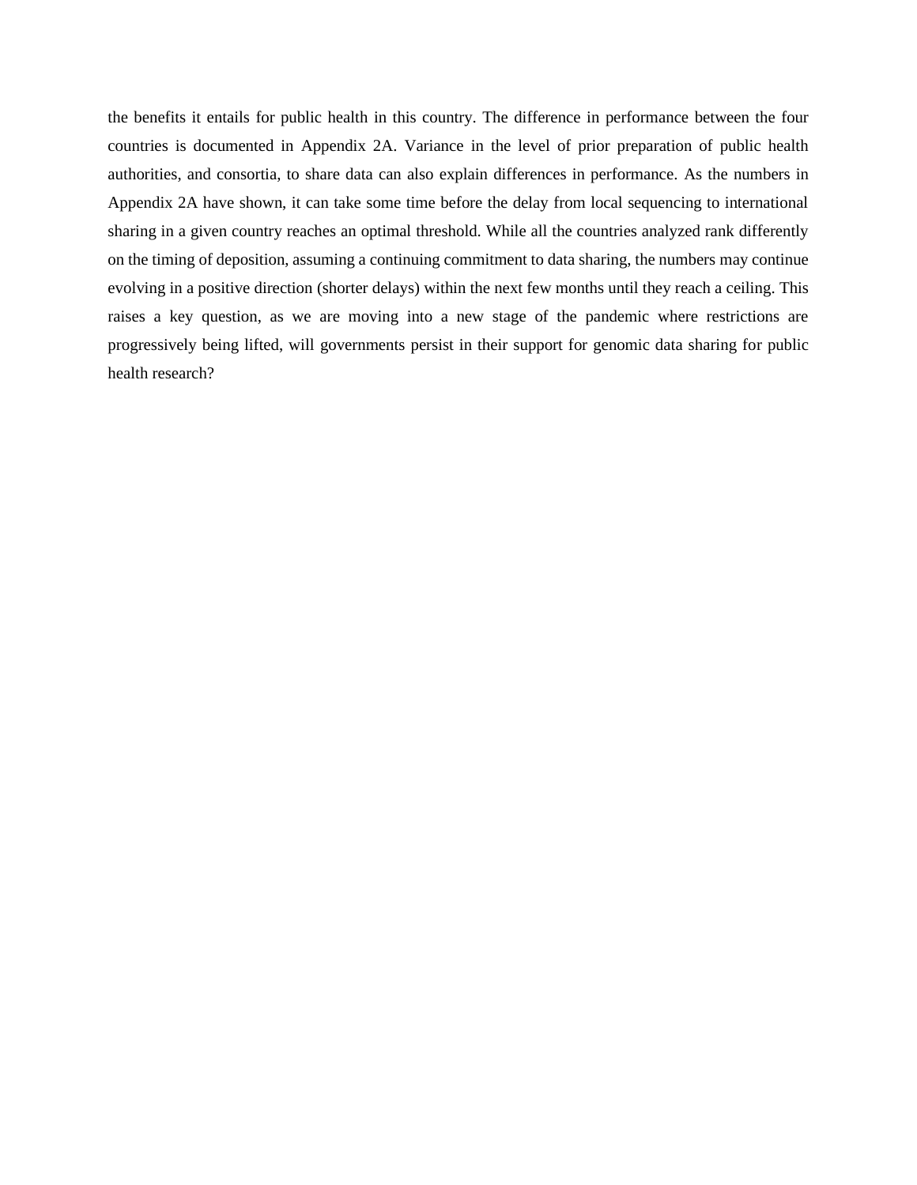the benefits it entails for public health in this country. The difference in performance between the four countries is documented in Appendix 2A. Variance in the level of prior preparation of public health authorities, and consortia, to share data can also explain differences in performance. As the numbers in Appendix 2A have shown, it can take some time before the delay from local sequencing to international sharing in a given country reaches an optimal threshold. While all the countries analyzed rank differently on the timing of deposition, assuming a continuing commitment to data sharing, the numbers may continue evolving in a positive direction (shorter delays) within the next few months until they reach a ceiling. This raises a key question, as we are moving into a new stage of the pandemic where restrictions are progressively being lifted, will governments persist in their support for genomic data sharing for public health research?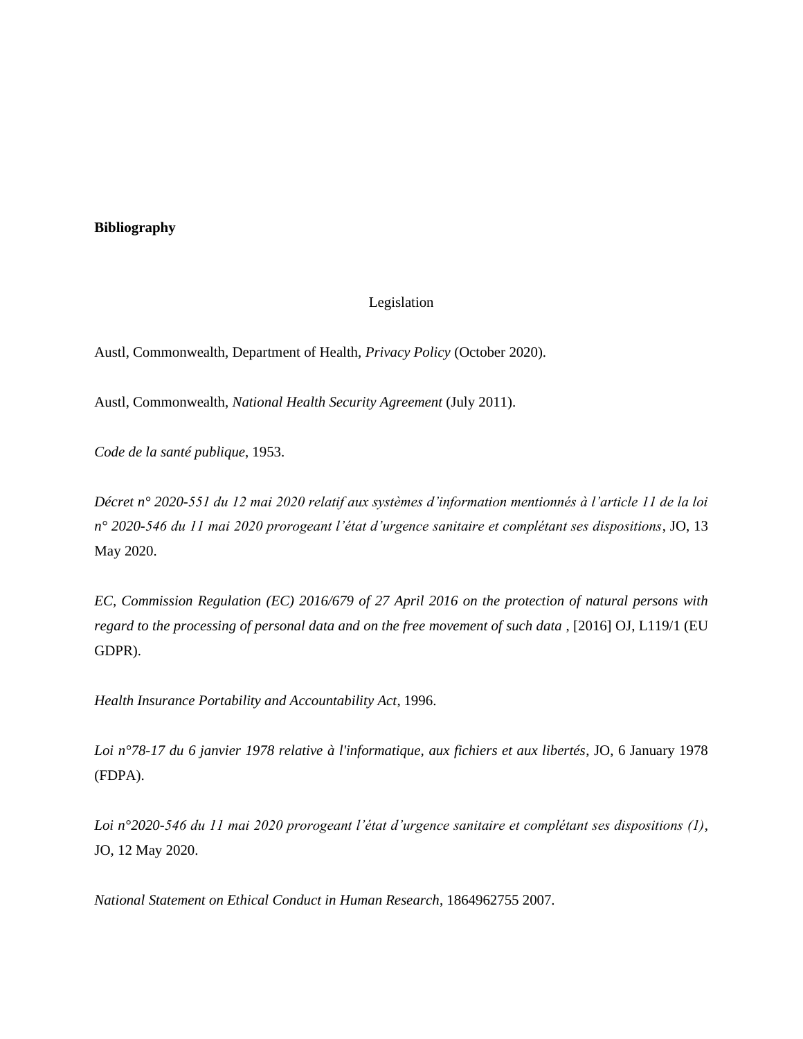**Bibliography**

Legislation

Austl, Commonwealth, Department of Health, *Privacy Policy* (October 2020).

Austl, Commonwealth, *National Health Security Agreement* (July 2011).

*Code de la santé publique*, 1953.

*Décret n° 2020-551 du 12 mai 2020 relatif aux systèmes d'information mentionnés à l'article 11 de la loi n° 2020-546 du 11 mai 2020 prorogeant l'état d'urgence sanitaire et complétant ses dispositions*, JO, 13 May 2020.

*EC, Commission Regulation (EC) 2016/679 of 27 April 2016 on the protection of natural persons with regard to the processing of personal data and on the free movement of such data* , [2016] OJ, L119/1 (EU GDPR).

*Health Insurance Portability and Accountability Act*, 1996.

*Loi n°78-17 du 6 janvier 1978 relative à l'informatique, aux fichiers et aux libertés*, JO, 6 January 1978 (FDPA).

*Loi n°2020-546 du 11 mai 2020 prorogeant l'état d'urgence sanitaire et complétant ses dispositions (1)*, JO, 12 May 2020.

*National Statement on Ethical Conduct in Human Research*, 1864962755 2007.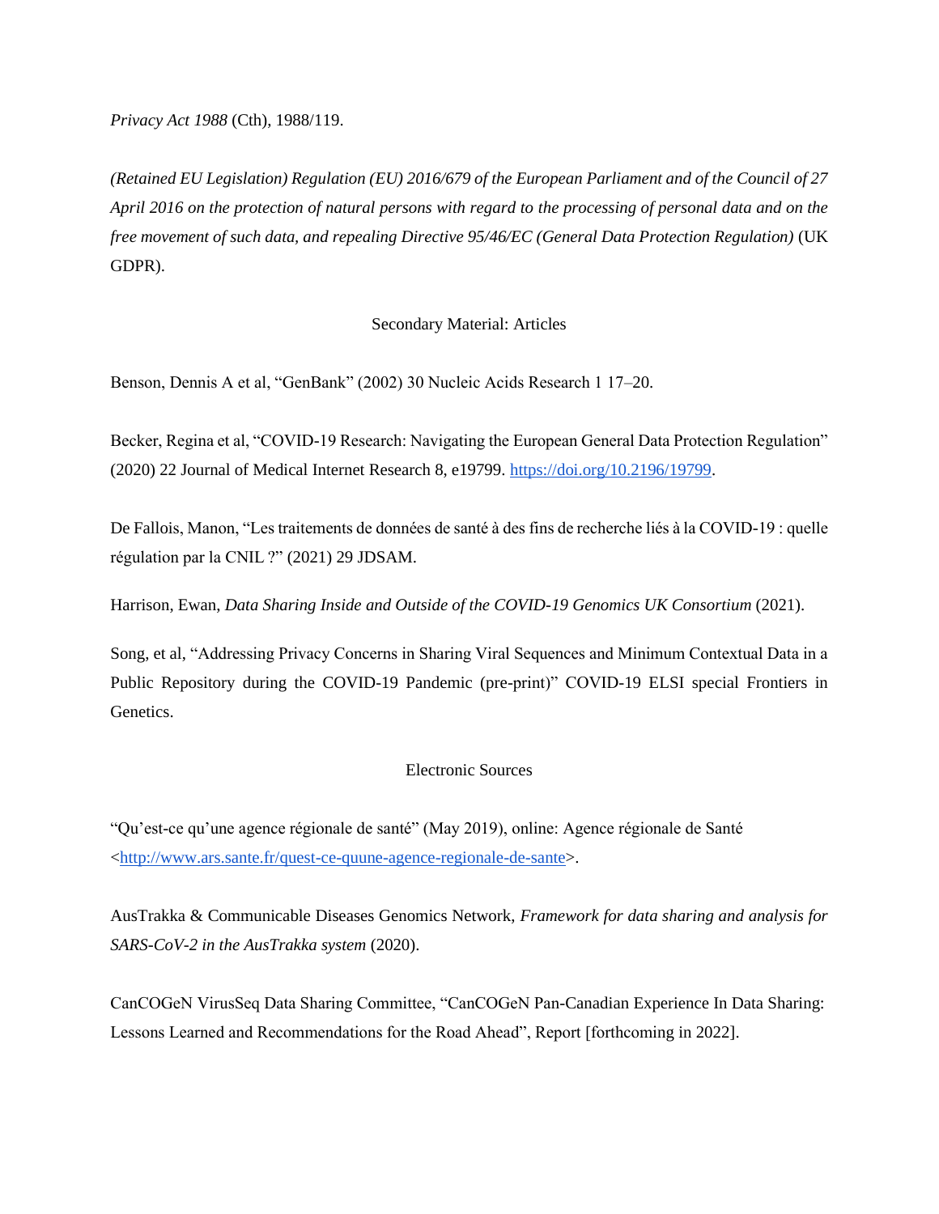*Privacy Act 1988* (Cth), 1988/119.

*(Retained EU Legislation) Regulation (EU) 2016/679 of the European Parliament and of the Council of 27 April 2016 on the protection of natural persons with regard to the processing of personal data and on the free movement of such data, and repealing Directive 95/46/EC (General Data Protection Regulation)* (UK GDPR).

### Secondary Material: Articles

Benson, Dennis A et al, "GenBank" (2002) 30 Nucleic Acids Research 1 17–20.

Becker, Regina et al, "COVID-19 Research: Navigating the European General Data Protection Regulation" (2020) 22 Journal of Medical Internet Research 8, e19799. https://doi.org/10.2196/19799.

De Fallois, Manon, "Les traitements de données de santé à des fins de recherche liés à la COVID-19 : quelle régulation par la CNIL ?" (2021) 29 JDSAM.

Harrison, Ewan, *Data Sharing Inside and Outside of the COVID-19 Genomics UK Consortium* (2021).

Song, et al, "Addressing Privacy Concerns in Sharing Viral Sequences and Minimum Contextual Data in a Public Repository during the COVID-19 Pandemic (pre-print)" COVID-19 ELSI special Frontiers in Genetics.

### Electronic Sources

"Qu'est-ce qu'une agence régionale de santé" (May 2019), online: Agence régionale de Santé <http://www.ars.sante.fr/quest-ce-quune-agence-regionale-de-sante>.

AusTrakka & Communicable Diseases Genomics Network, *Framework for data sharing and analysis for SARS-CoV-2 in the AusTrakka system* (2020).

CanCOGeN VirusSeq Data Sharing Committee, "CanCOGeN Pan-Canadian Experience In Data Sharing: Lessons Learned and Recommendations for the Road Ahead", Report [forthcoming in 2022].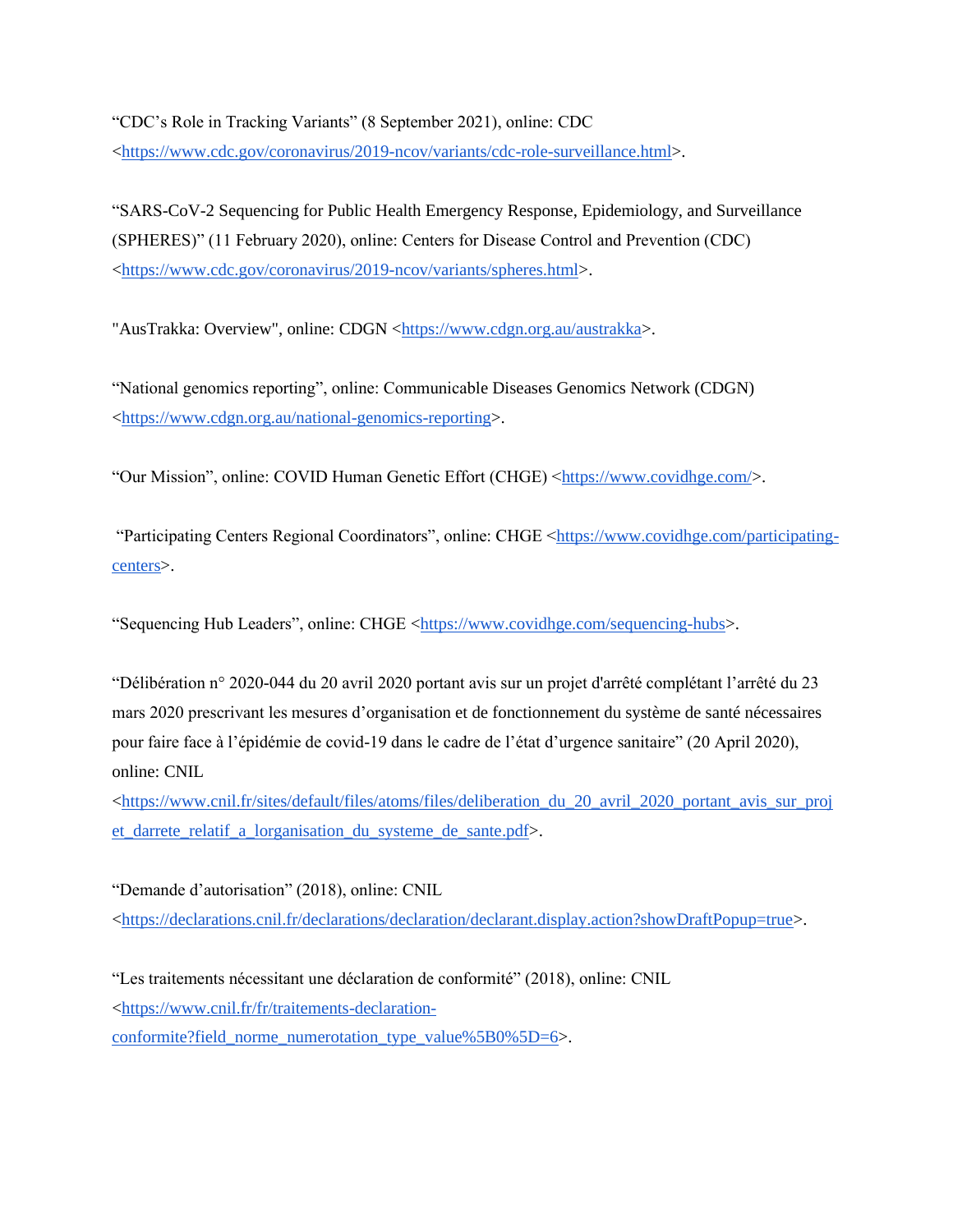“CDC’s Role in Tracking Variants” (8 September 2021), online: CDC <https://www.cdc.gov/coronavirus/2019-ncov/variants/cdc-role-surveillance.html>.

“SARS-CoV-2 Sequencing for Public Health Emergency Response, Epidemiology, and Surveillance (SPHERES)” (11 February 2020), online: Centers for Disease Control and Prevention (CDC) <https://www.cdc.gov/coronavirus/2019-ncov/variants/spheres.html>.

"AusTrakka: Overview", online: CDGN <https://www.cdgn.org.au/austrakka>.

“National genomics reporting”, online: Communicable Diseases Genomics Network (CDGN) <https://www.cdgn.org.au/national-genomics-reporting>.

“Our Mission”, online: COVID Human Genetic Effort (CHGE) <https://www.covidhge.com/>.

“Participating Centers Regional Coordinators”, online: CHGE <https://www.covidhge.com/participating-centers>.

“Sequencing Hub Leaders”, online: CHGE <https://www.covidhge.com/sequencing-hubs>.

“Délibération n° 2020-044 du 20 avril 2020 portant avis sur un projet d'arrêté complétant l’arrêté du 23 mars 2020 prescrivant les mesures d’organisation et de fonctionnement du système de santé nécessaires pour faire face à l’épidémie de covid-19 dans le cadre de l’état d’urgence sanitaire” (20 April 2020), online: CNIL <https://www.cnil.fr/sites/default/files/atoms/files/deliberation_du_20_avril_2020_portant_avis_sur_projet_darrete_relatif_a_lorganisation_du_systeme_de_sante.pdf>.

“Demande d’autorisation” (2018), online: CNIL <https://declarations.cnil.fr/declarations/declaration/declarant.display.action?showDraftPopup=true>.

“Les traitements nécessitant une déclaration de conformité” (2018), online: CNIL <https://www.cnil.fr/fr/traitements-declaration-conformite?field_norme_numerotation_type_value%5B0%5D=6>.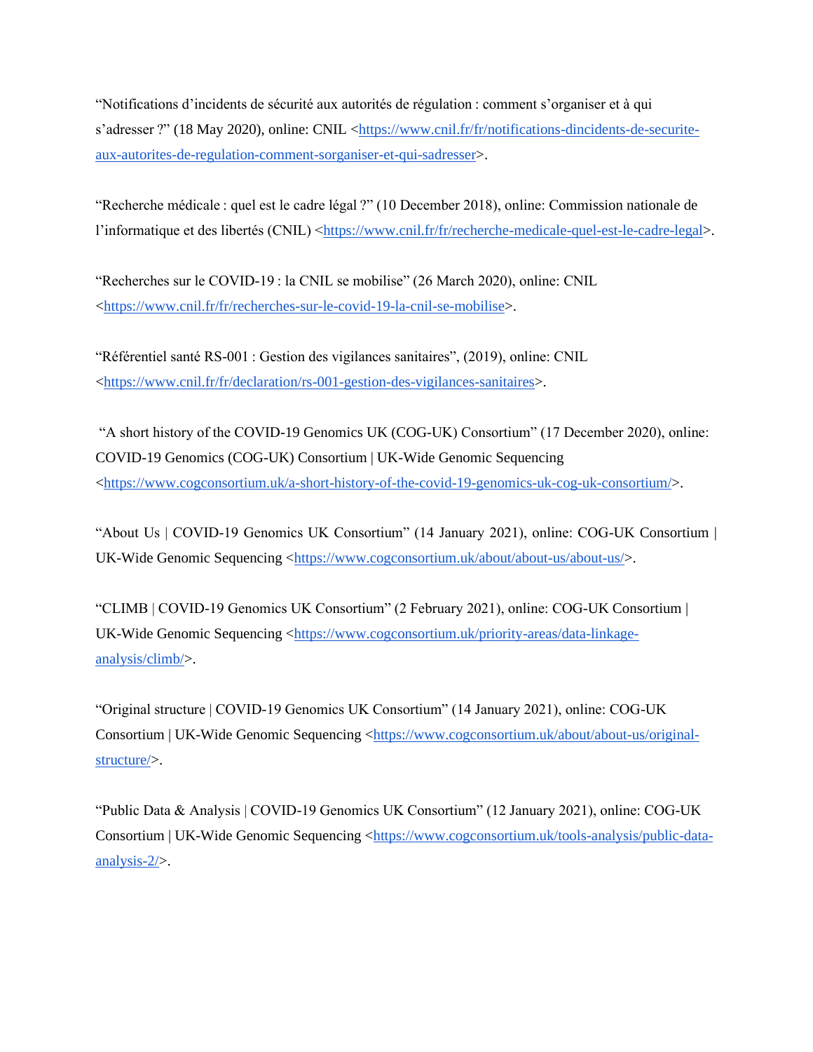"Notifications d'incidents de sécurité aux autorités de régulation : comment s'organiser et à qui s'adresser ?" (18 May 2020), online: CNIL <https://www.cnil.fr/fr/notifications-dincidents-de-securite-aux-autorites-de-regulation-comment-sorganiser-et-qui-sadresser>.

"Recherche médicale : quel est le cadre légal ?" (10 December 2018), online: Commission nationale de l'informatique et des libertés (CNIL) <https://www.cnil.fr/fr/recherche-medicale-quel-est-le-cadre-legal>.

"Recherches sur le COVID-19 : la CNIL se mobilise" (26 March 2020), online: CNIL <https://www.cnil.fr/fr/recherches-sur-le-covid-19-la-cnil-se-mobilise>.

"Référentiel santé RS-001 : Gestion des vigilances sanitaires", (2019), online: CNIL <https://www.cnil.fr/fr/declaration/rs-001-gestion-des-vigilances-sanitaires>.

"A short history of the COVID-19 Genomics UK (COG-UK) Consortium" (17 December 2020), online: COVID-19 Genomics (COG-UK) Consortium | UK-Wide Genomic Sequencing <https://www.cogconsortium.uk/a-short-history-of-the-covid-19-genomics-uk-cog-uk-consortium/>.

"About Us | COVID-19 Genomics UK Consortium" (14 January 2021), online: COG-UK Consortium | UK-Wide Genomic Sequencing <https://www.cogconsortium.uk/about/about-us/about-us/>.

"CLIMB | COVID-19 Genomics UK Consortium" (2 February 2021), online: COG-UK Consortium | UK-Wide Genomic Sequencing <https://www.cogconsortium.uk/priority-areas/data-linkage-analysis/climb/>.

"Original structure | COVID-19 Genomics UK Consortium" (14 January 2021), online: COG-UK Consortium | UK-Wide Genomic Sequencing <https://www.cogconsortium.uk/about/about-us/original-structure/>.

"Public Data & Analysis | COVID-19 Genomics UK Consortium" (12 January 2021), online: COG-UK Consortium | UK-Wide Genomic Sequencing <https://www.cogconsortium.uk/tools-analysis/public-data-analysis-2/>.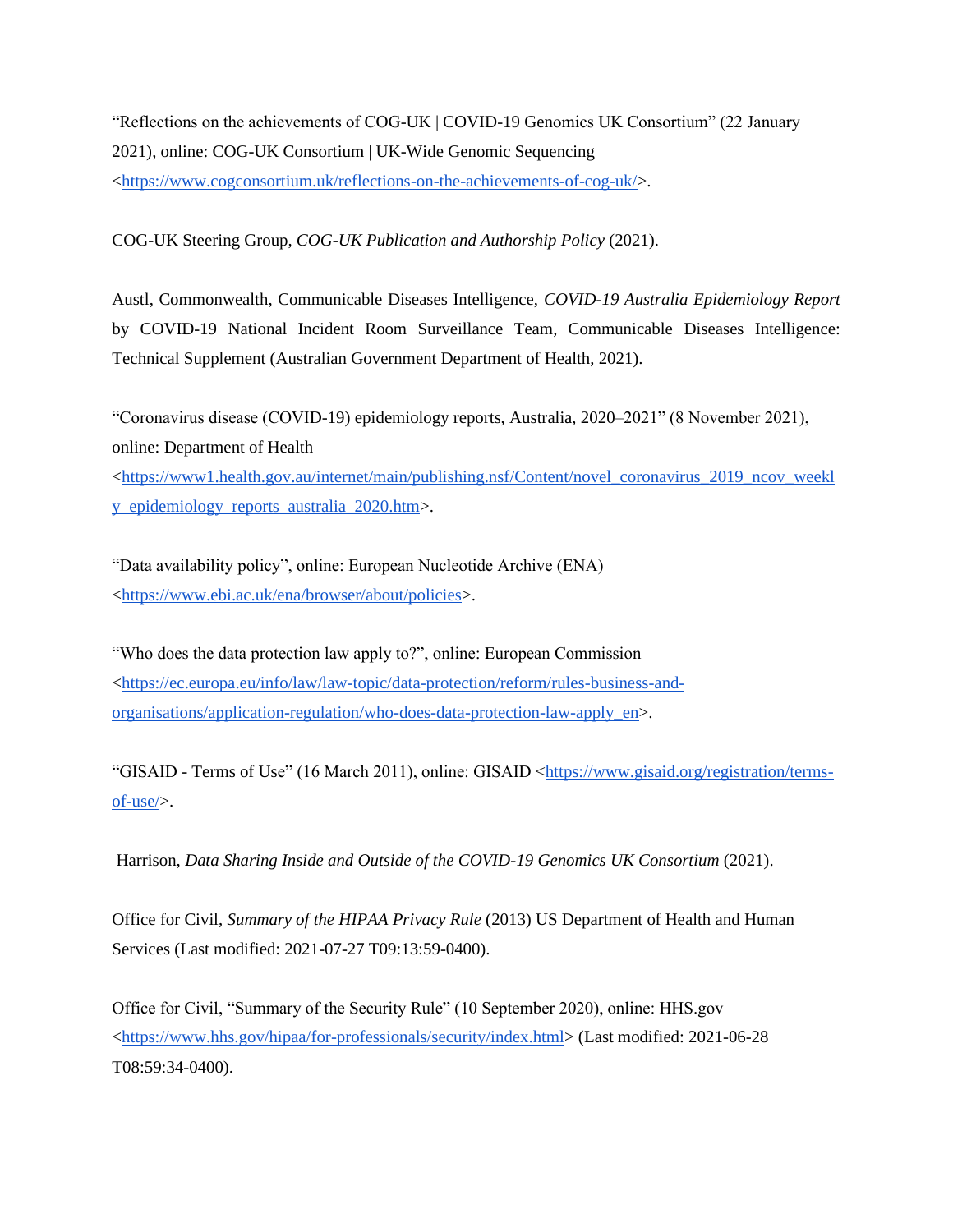"Reflections on the achievements of COG-UK | COVID-19 Genomics UK Consortium" (22 January 2021), online: COG-UK Consortium | UK-Wide Genomic Sequencing <https://www.cogconsortium.uk/reflections-on-the-achievements-of-cog-uk/>.

COG-UK Steering Group, *COG-UK Publication and Authorship Policy* (2021).

Austl, Commonwealth, Communicable Diseases Intelligence, *COVID-19 Australia Epidemiology Report* by COVID-19 National Incident Room Surveillance Team, Communicable Diseases Intelligence: Technical Supplement (Australian Government Department of Health, 2021).

"Coronavirus disease (COVID-19) epidemiology reports, Australia, 2020–2021" (8 November 2021), online: Department of Health <https://www1.health.gov.au/internet/main/publishing.nsf/Content/novel_coronavirus_2019_ncov_weekly_epidemiology_reports_australia_2020.htm>.

"Data availability policy", online: European Nucleotide Archive (ENA) <https://www.ebi.ac.uk/ena/browser/about/policies>.

"Who does the data protection law apply to?", online: European Commission <https://ec.europa.eu/info/law/law-topic/data-protection/reform/rules-business-and-organisations/application-regulation/who-does-data-protection-law-apply_en>.

"GISAID - Terms of Use" (16 March 2011), online: GISAID <https://www.gisaid.org/registration/terms-of-use/>.

Harrison, *Data Sharing Inside and Outside of the COVID-19 Genomics UK Consortium* (2021).

Office for Civil, *Summary of the HIPAA Privacy Rule* (2013) US Department of Health and Human Services (Last modified: 2021-07-27 T09:13:59-0400).

Office for Civil, "Summary of the Security Rule" (10 September 2020), online: HHS.gov <https://www.hhs.gov/hipaa/for-professionals/security/index.html> (Last modified: 2021-06-28 T08:59:34-0400).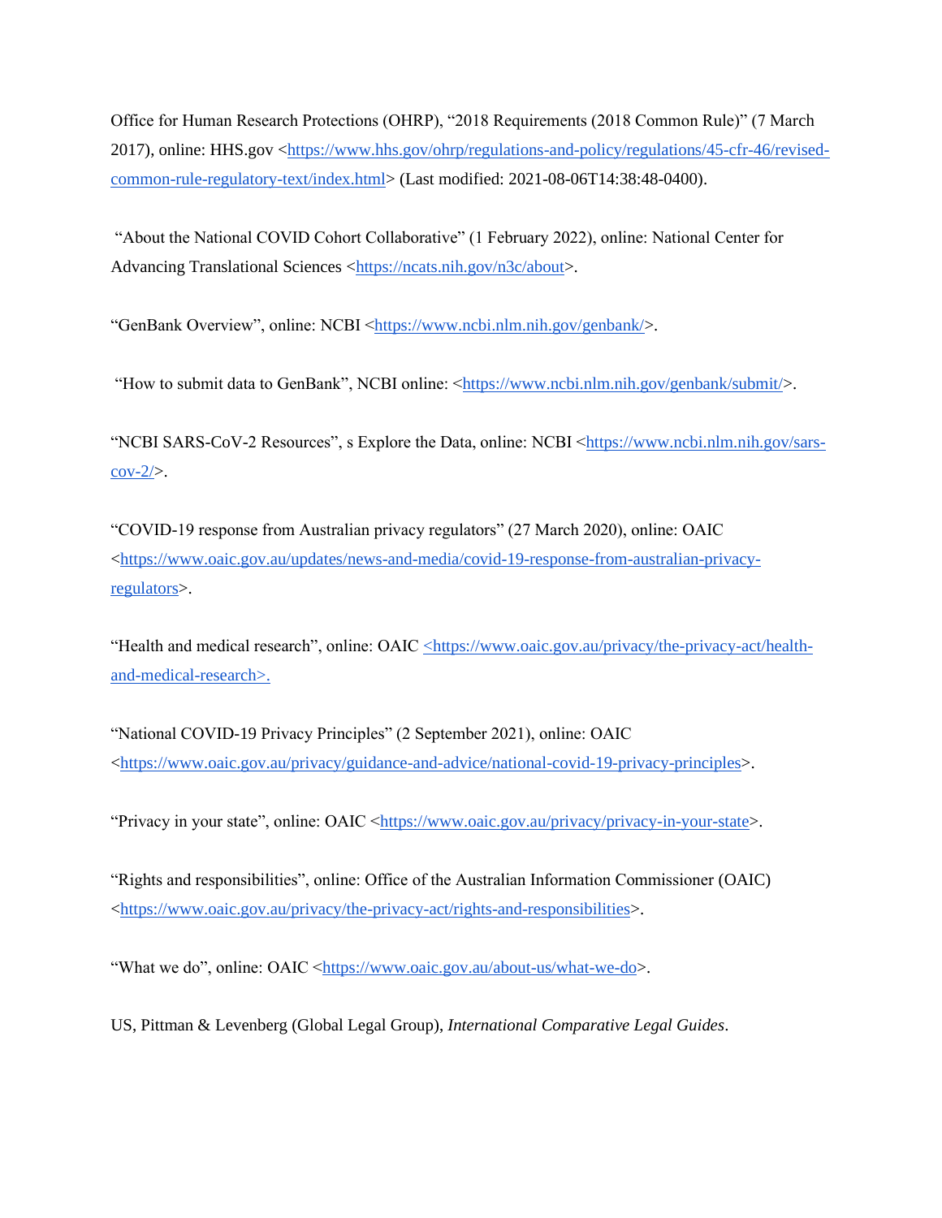Office for Human Research Protections (OHRP), "2018 Requirements (2018 Common Rule)" (7 March 2017), online: HHS.gov <https://www.hhs.gov/ohrp/regulations-and-policy/regulations/45-cfr-46/revised-common-rule-regulatory-text/index.html> (Last modified: 2021-08-06T14:38:48-0400).

"About the National COVID Cohort Collaborative" (1 February 2022), online: National Center for Advancing Translational Sciences <https://ncats.nih.gov/n3c/about>.

"GenBank Overview", online: NCBI <https://www.ncbi.nlm.nih.gov/genbank/>.

"How to submit data to GenBank", NCBI online: <https://www.ncbi.nlm.nih.gov/genbank/submit/>.

"NCBI SARS-CoV-2 Resources", s Explore the Data, online: NCBI <https://www.ncbi.nlm.nih.gov/sars-cov-2/>.

"COVID-19 response from Australian privacy regulators" (27 March 2020), online: OAIC <https://www.oaic.gov.au/updates/news-and-media/covid-19-response-from-australian-privacy-regulators>.

"Health and medical research", online: OAIC <https://www.oaic.gov.au/privacy/the-privacy-act/health-and-medical-research>.

"National COVID-19 Privacy Principles" (2 September 2021), online: OAIC <https://www.oaic.gov.au/privacy/guidance-and-advice/national-covid-19-privacy-principles>.

"Privacy in your state", online: OAIC <https://www.oaic.gov.au/privacy/privacy-in-your-state>.

"Rights and responsibilities", online: Office of the Australian Information Commissioner (OAIC) <https://www.oaic.gov.au/privacy/the-privacy-act/rights-and-responsibilities>.

"What we do", online: OAIC <https://www.oaic.gov.au/about-us/what-we-do>.

US, Pittman & Levenberg (Global Legal Group), *International Comparative Legal Guides*.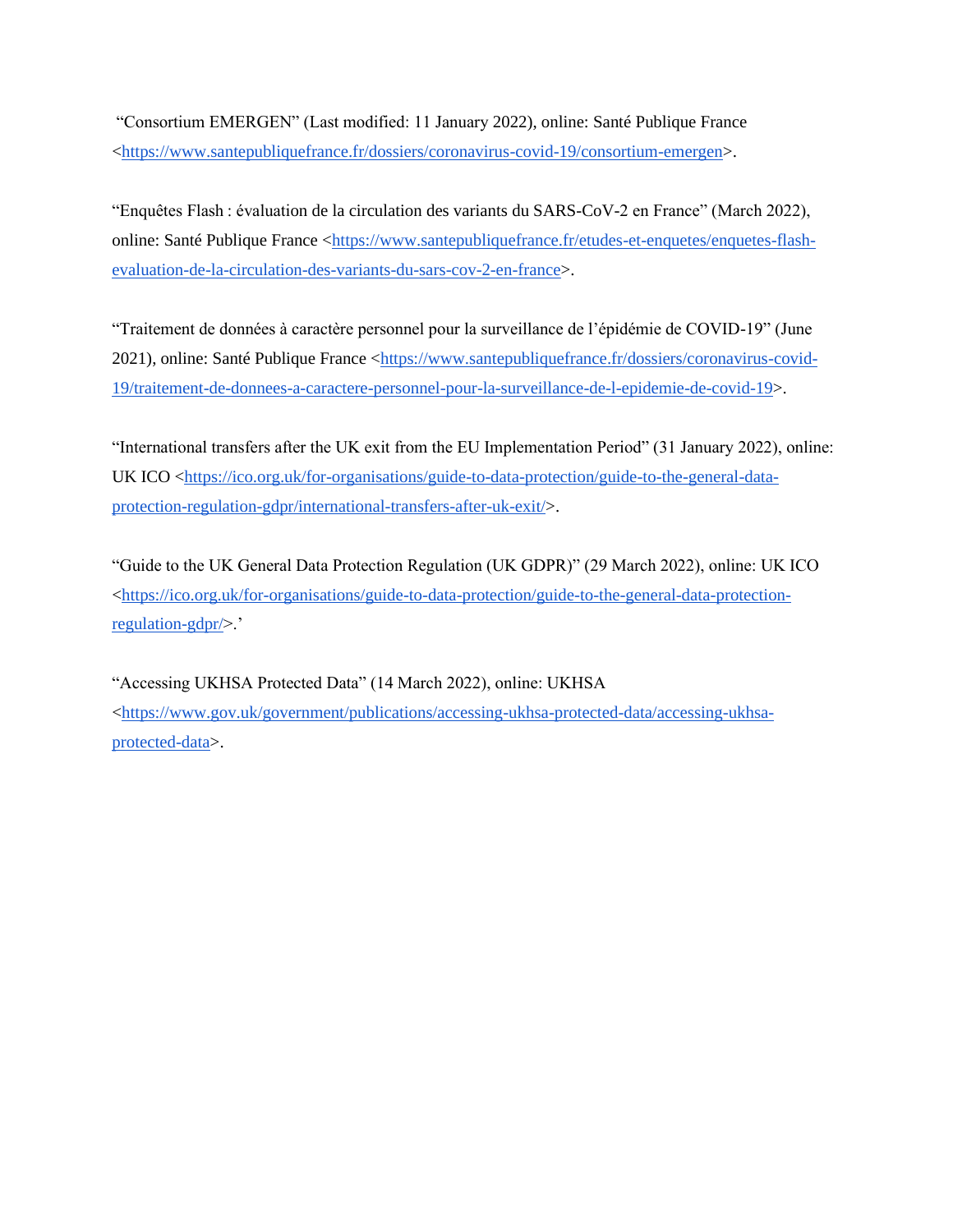"Consortium EMERGEN" (Last modified: 11 January 2022), online: Santé Publique France <https://www.santepubliquefrance.fr/dossiers/coronavirus-covid-19/consortium-emergen>.

"Enquêtes Flash : évaluation de la circulation des variants du SARS-CoV-2 en France" (March 2022), online: Santé Publique France <https://www.santepubliquefrance.fr/etudes-et-enquetes/enquetes-flash-evaluation-de-la-circulation-des-variants-du-sars-cov-2-en-france>.

"Traitement de données à caractère personnel pour la surveillance de l'épidémie de COVID-19" (June 2021), online: Santé Publique France <https://www.santepubliquefrance.fr/dossiers/coronavirus-covid-19/traitement-de-donnees-a-caractere-personnel-pour-la-surveillance-de-l-epidemie-de-covid-19>.

"International transfers after the UK exit from the EU Implementation Period" (31 January 2022), online: UK ICO <https://ico.org.uk/for-organisations/guide-to-data-protection/guide-to-the-general-data-protection-regulation-gdpr/international-transfers-after-uk-exit/>.

"Guide to the UK General Data Protection Regulation (UK GDPR)" (29 March 2022), online: UK ICO <https://ico.org.uk/for-organisations/guide-to-data-protection/guide-to-the-general-data-protection-regulation-gdpr/>.'

"Accessing UKHSA Protected Data" (14 March 2022), online: UKHSA <https://www.gov.uk/government/publications/accessing-ukhsa-protected-data/accessing-ukhsa-protected-data>.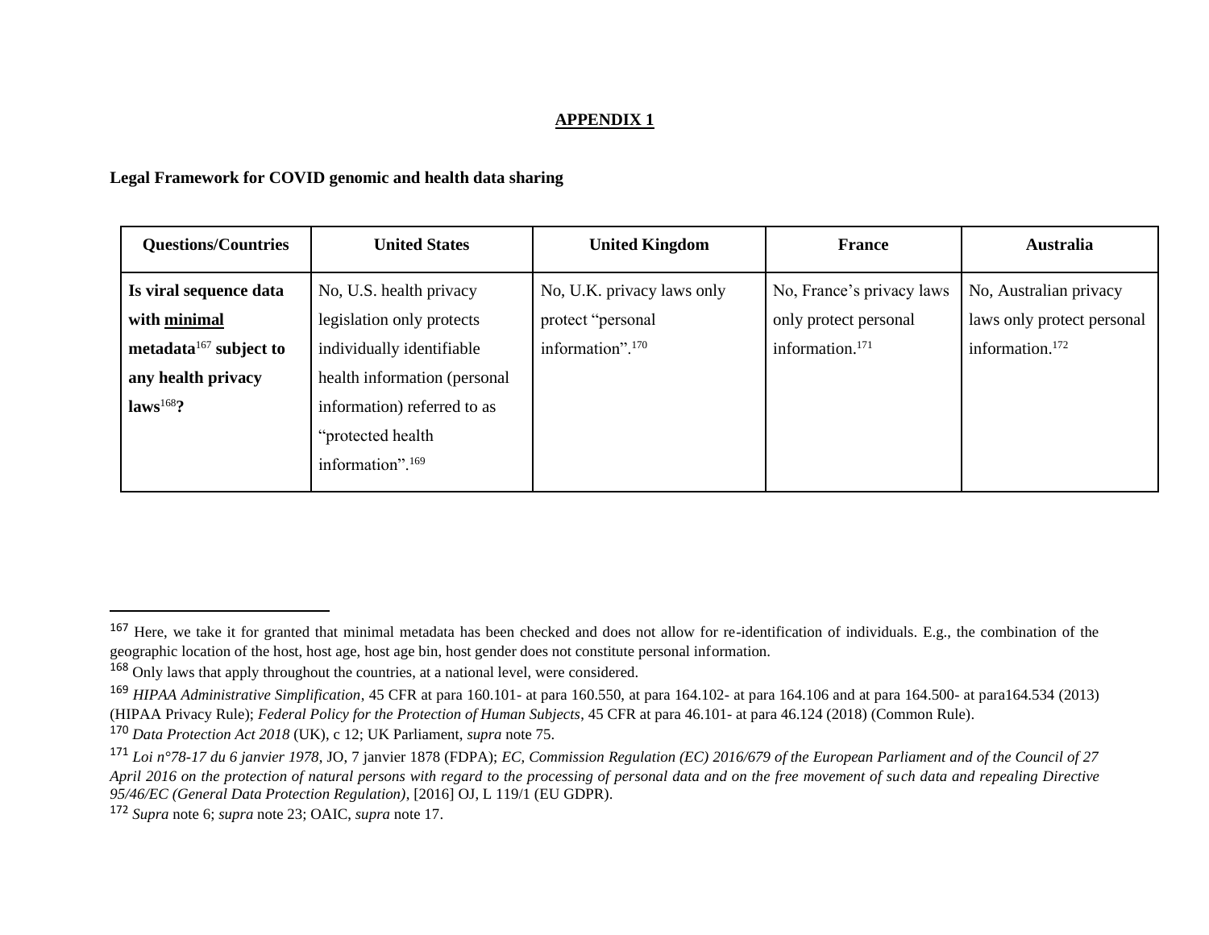## APPENDIX 1

**Legal Framework for COVID genomic and health data sharing**

| Questions/Countries | United States | United Kingdom | France | Australia |
|---|---|---|---|---|
| **Is viral sequence data with minimal metadata[167] subject to any health privacy laws[168]?** | No, U.S. health privacy legislation only protects individually identifiable health information (personal information) referred to as "protected health information".[169] | No, U.K. privacy laws only protect "personal information".[170] | No, France's privacy laws only protect personal information.[171] | No, Australian privacy laws only protect personal information.[172] |

[167] Here, we take it for granted that minimal metadata has been checked and does not allow for re-identification of individuals. E.g., the combination of the geographic location of the host, host age, host age bin, host gender does not constitute personal information.

[168] Only laws that apply throughout the countries, at a national level, were considered.

[169] *HIPAA Administrative Simplification*, 45 CFR at para 160.101- at para 160.550, at para 164.102- at para 164.106 and at para 164.500- at para164.534 (2013) (HIPAA Privacy Rule); *Federal Policy for the Protection of Human Subjects*, 45 CFR at para 46.101- at para 46.124 (2018) (Common Rule).

[170] *Data Protection Act 2018* (UK), c 12; UK Parliament, *supra* note 75.

[171] *Loi n°78-17 du 6 janvier 1978*, JO, 7 janvier 1878 (FDPA); *EC, Commission Regulation (EC) 2016/679 of the European Parliament and of the Council of 27 April 2016 on the protection of natural persons with regard to the processing of personal data and on the free movement of such data and repealing Directive 95/46/EC (General Data Protection Regulation)*, [2016] OJ, L 119/1 (EU GDPR).

[172] *Supra* note 6; *supra* note 23; OAIC, *supra* note 17.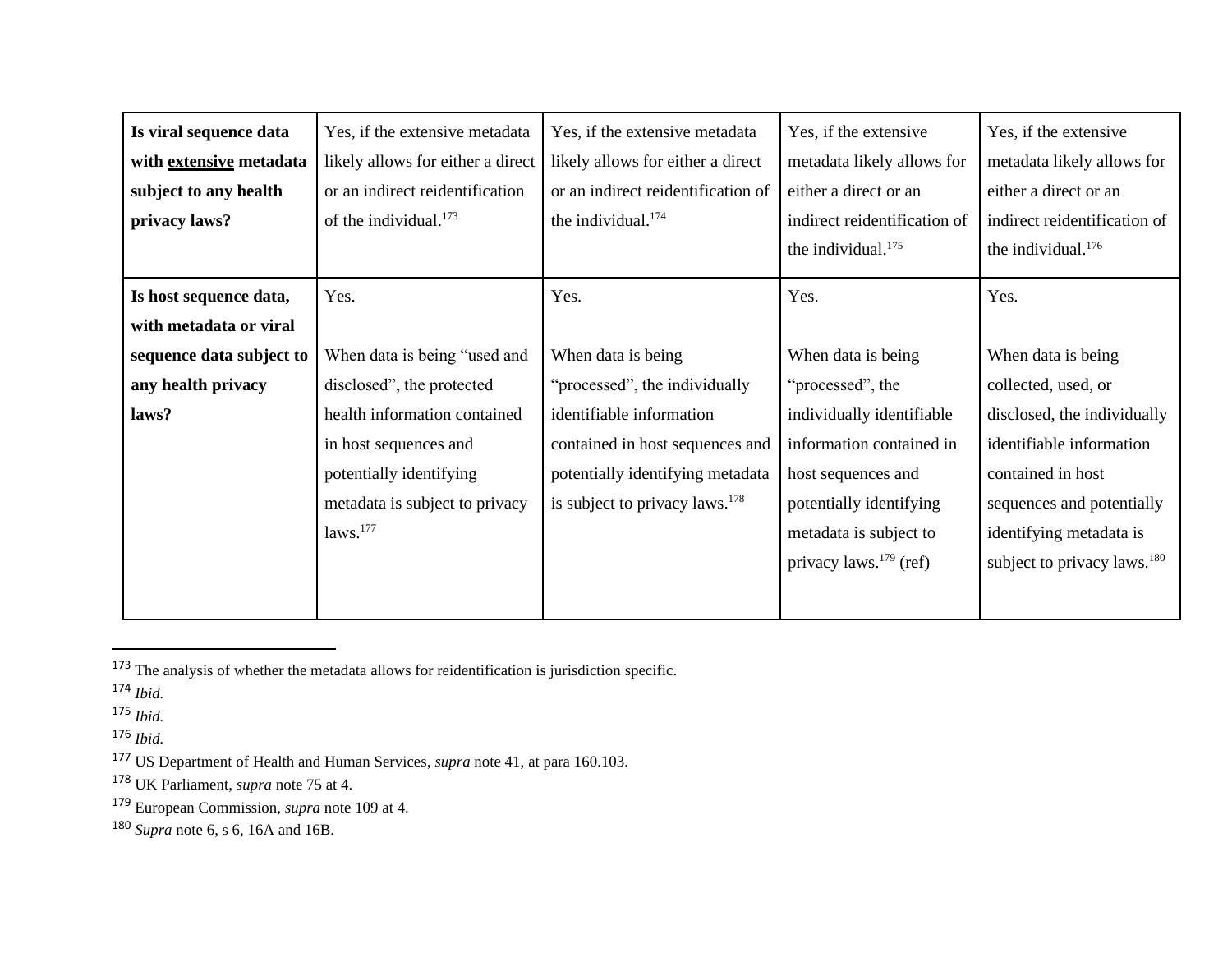| **Is viral sequence data with <u>extensive</u> metadata subject to any health privacy laws?** | Yes, if the extensive metadata likely allows for either a direct or an indirect reidentification of the individual.[173] | Yes, if the extensive metadata likely allows for either a direct or an indirect reidentification of the individual.[174] | Yes, if the extensive metadata likely allows for either a direct or an indirect reidentification of the individual.[175] | Yes, if the extensive metadata likely allows for either a direct or an indirect reidentification of the individual.[176] |
|---|---|---|---|---|
| **Is host sequence data, with metadata or viral sequence data subject to any health privacy laws?** | Yes.<br><br>When data is being "used and disclosed", the protected health information contained in host sequences and potentially identifying metadata is subject to privacy laws.[177] | Yes.<br><br>When data is being "processed", the individually identifiable information contained in host sequences and potentially identifying metadata is subject to privacy laws.[178] | Yes.<br><br>When data is being "processed", the individually identifiable information contained in host sequences and potentially identifying metadata is subject to privacy laws.[179] (ref) | Yes.<br><br>When data is being collected, used, or disclosed, the individually identifiable information contained in host sequences and potentially identifying metadata is subject to privacy laws.[180] |

---

[173] The analysis of whether the metadata allows for reidentification is jurisdiction specific.

[174] *Ibid.*

[175] *Ibid.*

[176] *Ibid.*

[177] US Department of Health and Human Services, *supra* note 41, at para 160.103.

[178] UK Parliament, *supra* note 75 at 4.

[179] European Commission, *supra* note 109 at 4.

[180] *Supra* note 6, s 6, 16A and 16B.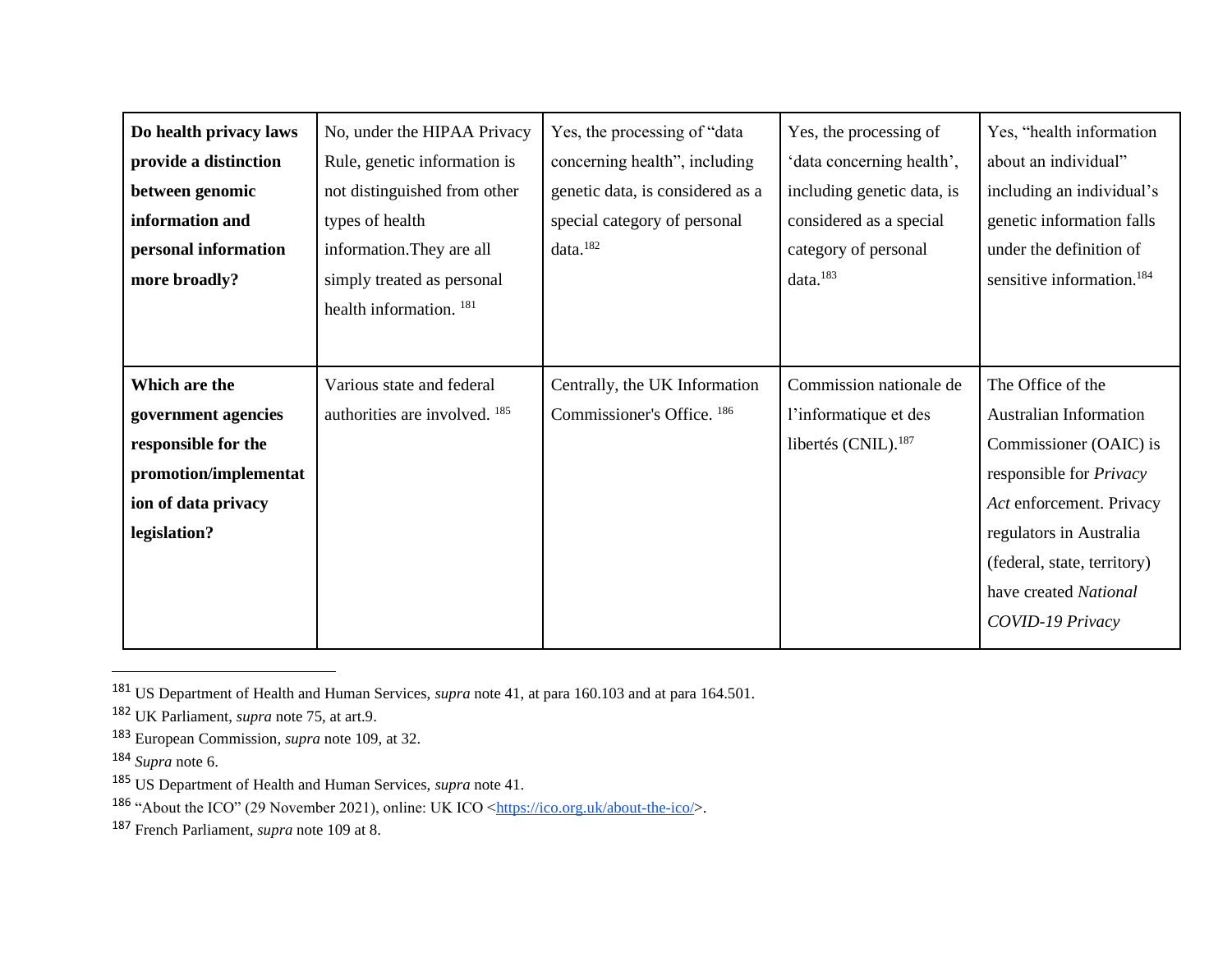| **Do health privacy laws provide a distinction between genomic information and personal information more broadly?** | No, under the HIPAA Privacy Rule, genetic information is not distinguished from other types of health information.They are all simply treated as personal health information. [181] | Yes, the processing of "data concerning health", including genetic data, is considered as a special category of personal data.[182] | Yes, the processing of 'data concerning health', including genetic data, is considered as a special category of personal data.[183] | Yes, "health information about an individual" including an individual's genetic information falls under the definition of sensitive information.[184] |
|---|---|---|---|---|
| **Which are the government agencies responsible for the promotion/implementation of data privacy legislation?** | Various state and federal authorities are involved. [185] | Centrally, the UK Information Commissioner's Office. [186] | Commission nationale de l'informatique et des libertés (CNIL).[187] | The Office of the Australian Information Commissioner (OAIC) is responsible for *Privacy Act* enforcement. Privacy regulators in Australia (federal, state, territory) have created *National COVID-19 Privacy* |

[181] US Department of Health and Human Services, *supra* note 41, at para 160.103 and at para 164.501.

[182] UK Parliament, *supra* note 75, at art.9.

[183] European Commission, *supra* note 109, at 32.

[184] *Supra* note 6.

[185] US Department of Health and Human Services, *supra* note 41.

[186] "About the ICO" (29 November 2021), online: UK ICO <https://ico.org.uk/about-the-ico/>.

[187] French Parliament, *supra* note 109 at 8.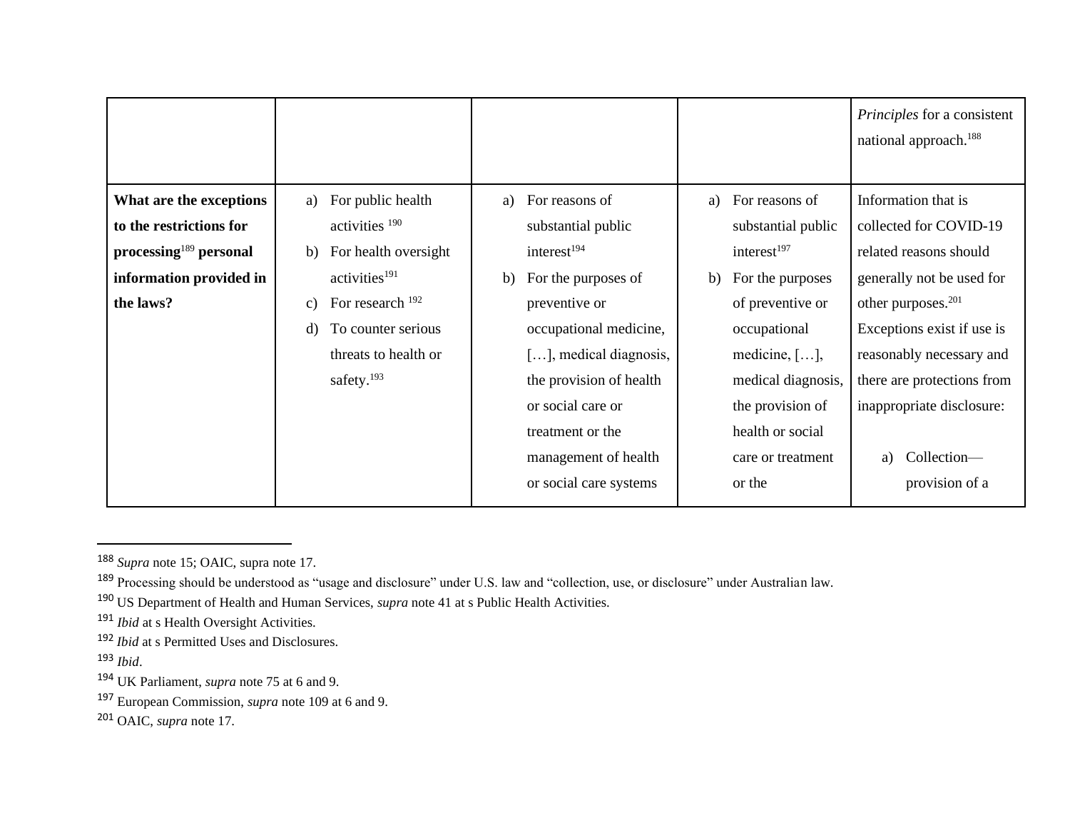| | | | | |
|---|---|---|---|---|
| | | | | *Principles* for a consistent national approach.[188] |
| **What are the exceptions to the restrictions for processing[189] personal information provided in the laws?** | a) For public health activities [190]<br>b) For health oversight activities[191]<br>c) For research [192]<br>d) To counter serious threats to health or safety.[193] | a) For reasons of substantial public interest[194]<br>b) For the purposes of preventive or occupational medicine, […], medical diagnosis, the provision of health or social care or treatment or the management of health or social care systems | a) For reasons of substantial public interest[197]<br>b) For the purposes of preventive or occupational medicine, […], medical diagnosis, the provision of health or social care or treatment or the | Information that is collected for COVID-19 related reasons should generally not be used for other purposes.[201] Exceptions exist if use is reasonably necessary and there are protections from inappropriate disclosure:<br><br>a) Collection—provision of a |

[188] *Supra* note 15; OAIC, supra note 17.

[189] Processing should be understood as "usage and disclosure" under U.S. law and "collection, use, or disclosure" under Australian law.

[190] US Department of Health and Human Services, *supra* note 41 at s Public Health Activities.

[191] *Ibid* at s Health Oversight Activities.

[192] *Ibid* at s Permitted Uses and Disclosures.

[193] *Ibid*.

[194] UK Parliament, *supra* note 75 at 6 and 9.

[197] European Commission, *supra* note 109 at 6 and 9.

[201] OAIC, *supra* note 17.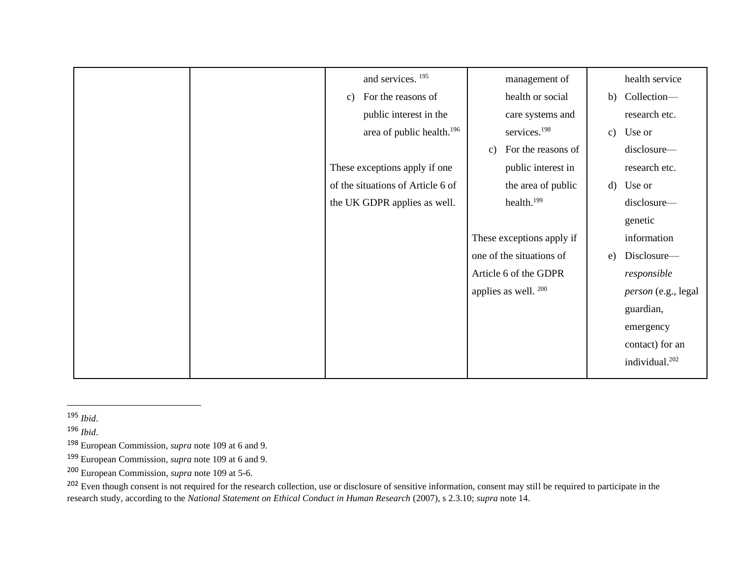| | | | | |
|---|---|---|---|---|
| | | and services. [195]<br>c) For the reasons of public interest in the area of public health.[196]<br><br>These exceptions apply if one of the situations of Article 6 of the UK GDPR applies as well. | management of health or social care systems and services.[198]<br>c) For the reasons of public interest in the area of public health.[199]<br><br>These exceptions apply if one of the situations of Article 6 of the GDPR applies as well. [200] | health service<br>b) Collection—research etc.<br>c) Use or disclosure—research etc.<br>d) Use or disclosure—genetic information<br>e) Disclosure—*responsible person* (e.g., legal guardian, emergency contact) for an individual.[202] |

[195] *Ibid*.

[196] *Ibid*.

[198] European Commission, *supra* note 109 at 6 and 9.

[199] European Commission, *supra* note 109 at 6 and 9.

[200] European Commission, *supra* note 109 at 5-6.

[202] Even though consent is not required for the research collection, use or disclosure of sensitive information, consent may still be required to participate in the research study, according to the *National Statement on Ethical Conduct in Human Research* (2007), s 2.3.10; *supra* note 14.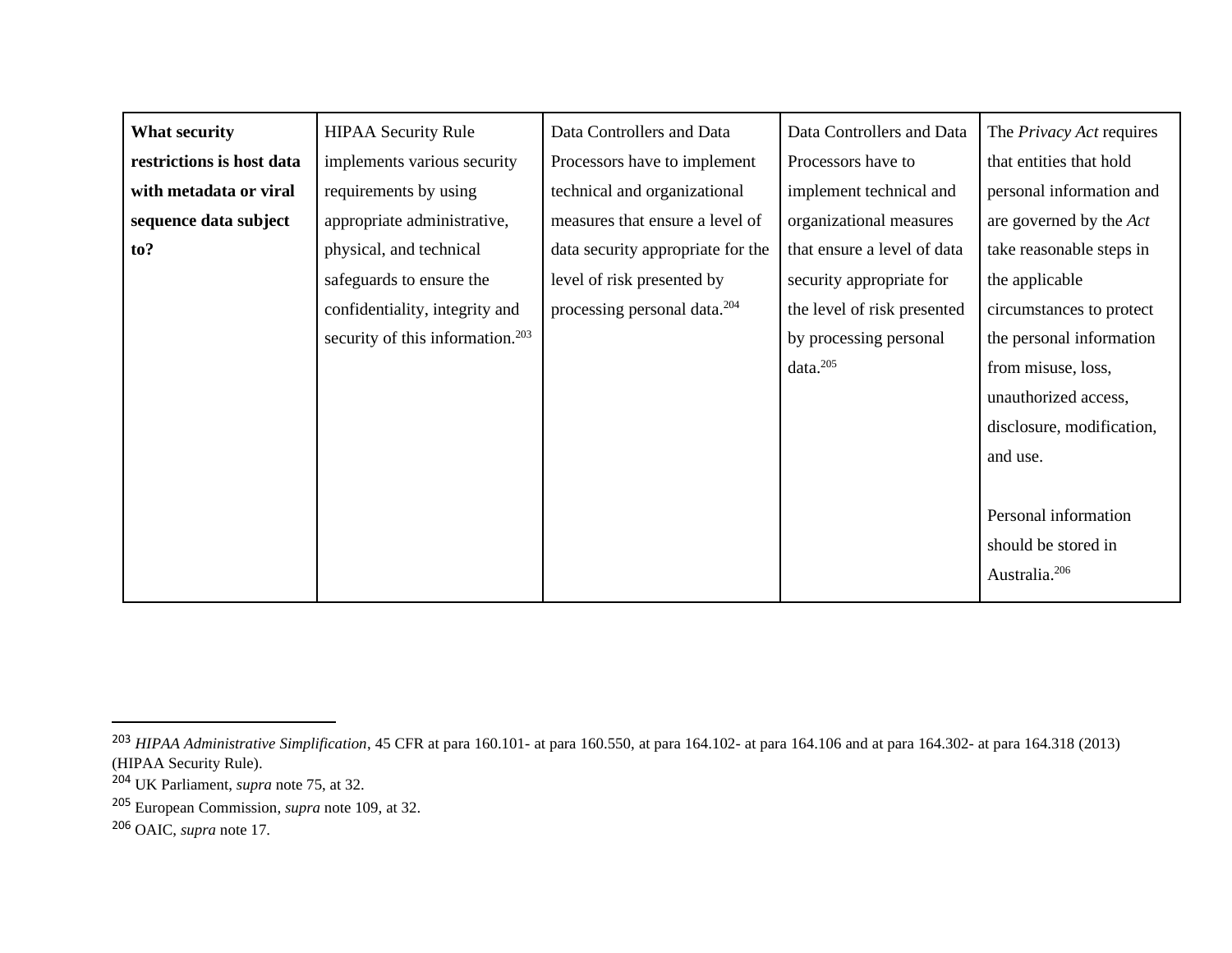| **What security restrictions is host data with metadata or viral sequence data subject to?** | HIPAA Security Rule implements various security requirements by using appropriate administrative, physical, and technical safeguards to ensure the confidentiality, integrity and security of this information.[203] | Data Controllers and Data Processors have to implement technical and organizational measures that ensure a level of data security appropriate for the level of risk presented by processing personal data.[204] | Data Controllers and Data Processors have to implement technical and organizational measures that ensure a level of data security appropriate for the level of risk presented by processing personal data.[205] | The *Privacy Act* requires that entities that hold personal information and are governed by the *Act* take reasonable steps in the applicable circumstances to protect the personal information from misuse, loss, unauthorized access, disclosure, modification, and use. <br><br> Personal information should be stored in Australia.[206] |
|---|---|---|---|---|

[203] *HIPAA Administrative Simplification*, 45 CFR at para 160.101- at para 160.550, at para 164.102- at para 164.106 and at para 164.302- at para 164.318 (2013) (HIPAA Security Rule).

[204] UK Parliament, *supra* note 75, at 32.

[205] European Commission, *supra* note 109, at 32.

[206] OAIC, *supra* note 17.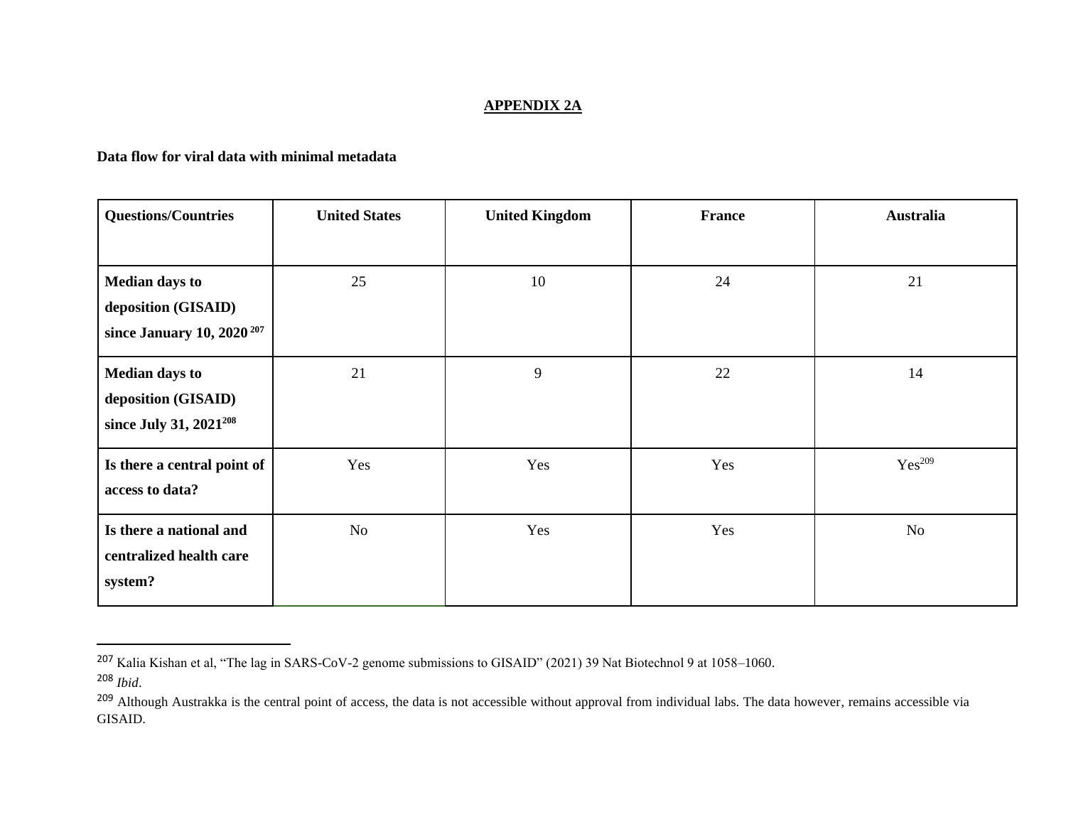## APPENDIX 2A

**Data flow for viral data with minimal metadata**

| Questions/Countries | United States | United Kingdom | France | Australia |
|---|---|---|---|---|
| **Median days to deposition (GISAID) since January 10, 2020** [207] | 25 | 10 | 24 | 21 |
| **Median days to deposition (GISAID) since July 31, 2021**[208] | 21 | 9 | 22 | 14 |
| **Is there a central point of access to data?** | Yes | Yes | Yes | Yes[209] |
| **Is there a national and centralized health care system?** | No | Yes | Yes | No |

---

[207] Kalia Kishan et al, "The lag in SARS-CoV-2 genome submissions to GISAID" (2021) 39 Nat Biotechnol 9 at 1058–1060.

[208] *Ibid*.

[209] Although Austrakka is the central point of access, the data is not accessible without approval from individual labs. The data however, remains accessible via GISAID.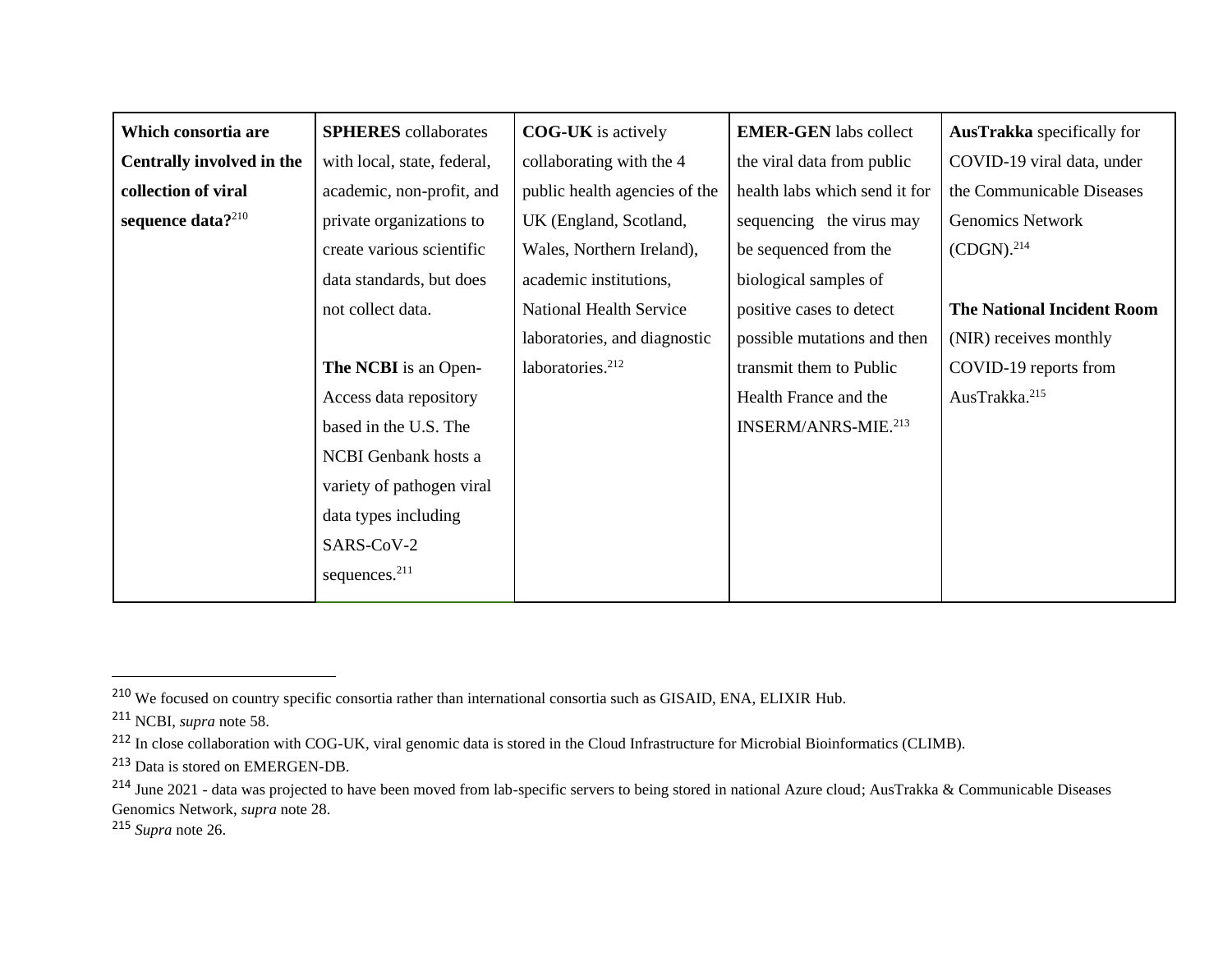| **Which consortia are Centrally involved in the collection of viral sequence data?**[210] | **SPHERES** collaborates with local, state, federal, academic, non-profit, and private organizations to create various scientific data standards, but does not collect data.<br><br>**The NCBI** is an Open-Access data repository based in the U.S. The NCBI Genbank hosts a variety of pathogen viral data types including SARS-CoV-2 sequences.[211] | **COG-UK** is actively collaborating with the 4 public health agencies of the UK (England, Scotland, Wales, Northern Ireland), academic institutions, National Health Service laboratories, and diagnostic laboratories.[212] | **EMER-GEN** labs collect the viral data from public health labs which send it for sequencing the virus may be sequenced from the biological samples of positive cases to detect possible mutations and then transmit them to Public Health France and the INSERM/ANRS-MIE.[213] | **AusTrakka** specifically for COVID-19 viral data, under the Communicable Diseases Genomics Network (CDGN).[214]<br><br>**The National Incident Room** (NIR) receives monthly COVID-19 reports from AusTrakka.[215] |
|---|---|---|---|---|

[210] We focused on country specific consortia rather than international consortia such as GISAID, ENA, ELIXIR Hub.

[211] NCBI, *supra* note 58.

[212] In close collaboration with COG-UK, viral genomic data is stored in the Cloud Infrastructure for Microbial Bioinformatics (CLIMB).

[213] Data is stored on EMERGEN-DB.

[214] June 2021 - data was projected to have been moved from lab-specific servers to being stored in national Azure cloud; AusTrakka & Communicable Diseases Genomics Network, *supra* note 28.

[215] *Supra* note 26.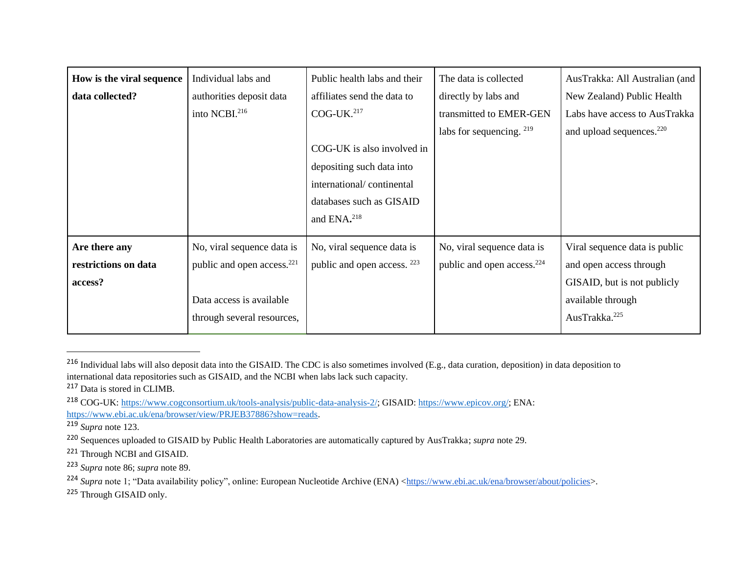| How is the viral sequence data collected? | Individual labs and authorities deposit data into NCBI.[216] | Public health labs and their affiliates send the data to COG-UK.[217]<br><br>COG-UK is also involved in depositing such data into international/ continental databases such as GISAID and ENA**.**[218] | The data is collected directly by labs and transmitted to EMER-GEN labs for sequencing. [219] | AusTrakka: All Australian (and New Zealand) Public Health Labs have access to AusTrakka and upload sequences.[220] |
|---|---|---|---|---|
| **Are there any restrictions on data access?** | No, viral sequence data is public and open access.[221]<br><br>Data access is available through several resources, | No, viral sequence data is public and open access. [223] | No, viral sequence data is public and open access.[224] | Viral sequence data is public and open access through GISAID, but is not publicly available through AusTrakka.[225] |

[216] Individual labs will also deposit data into the GISAID. The CDC is also sometimes involved (E.g., data curation, deposition) in data deposition to international data repositories such as GISAID, and the NCBI when labs lack such capacity.

[217] Data is stored in CLIMB.

[218] COG-UK: https://www.cogconsortium.uk/tools-analysis/public-data-analysis-2/; GISAID: https://www.epicov.org/; ENA: https://www.ebi.ac.uk/ena/browser/view/PRJEB37886?show=reads.

[219] *Supra* note 123.

[220] Sequences uploaded to GISAID by Public Health Laboratories are automatically captured by AusTrakka; *supra* note 29.

[221] Through NCBI and GISAID.

[223] *Supra* note 86; *supra* note 89.

[224] *Supra* note 1; "Data availability policy", online: European Nucleotide Archive (ENA) <https://www.ebi.ac.uk/ena/browser/about/policies>.

[225] Through GISAID only.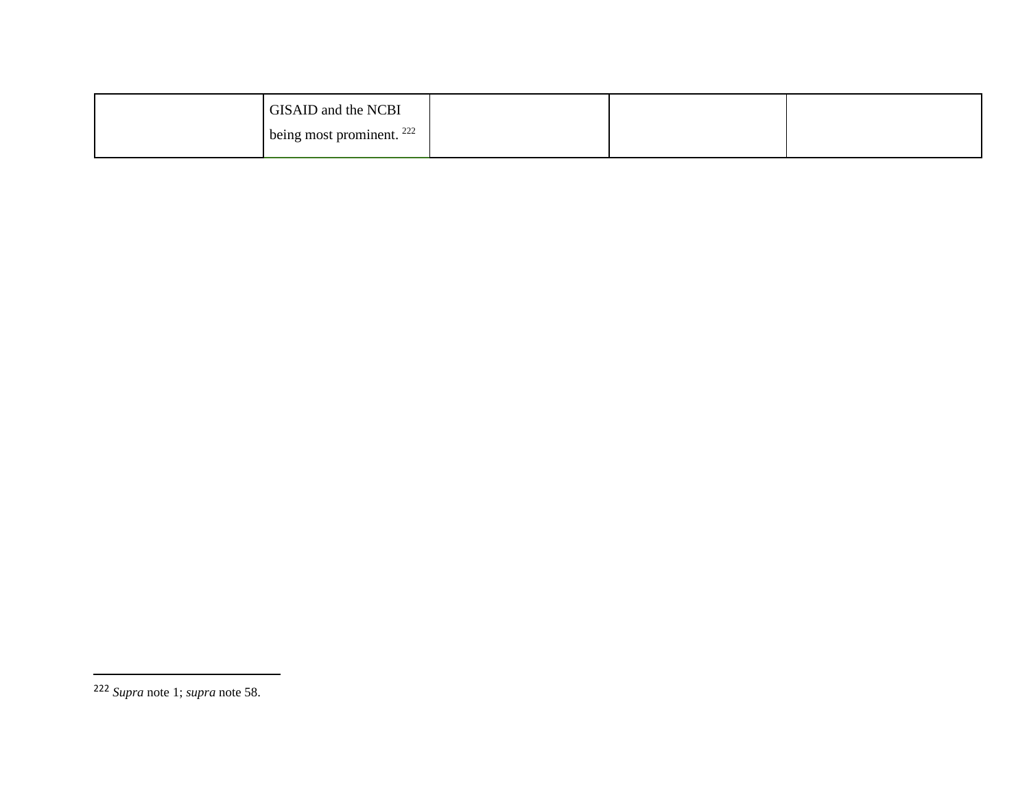| | | | | |
|---|---|---|---|---|
| | GISAID and the NCBI being most prominent. [222] | | | |

[222] *Supra* note 1; *supra* note 58.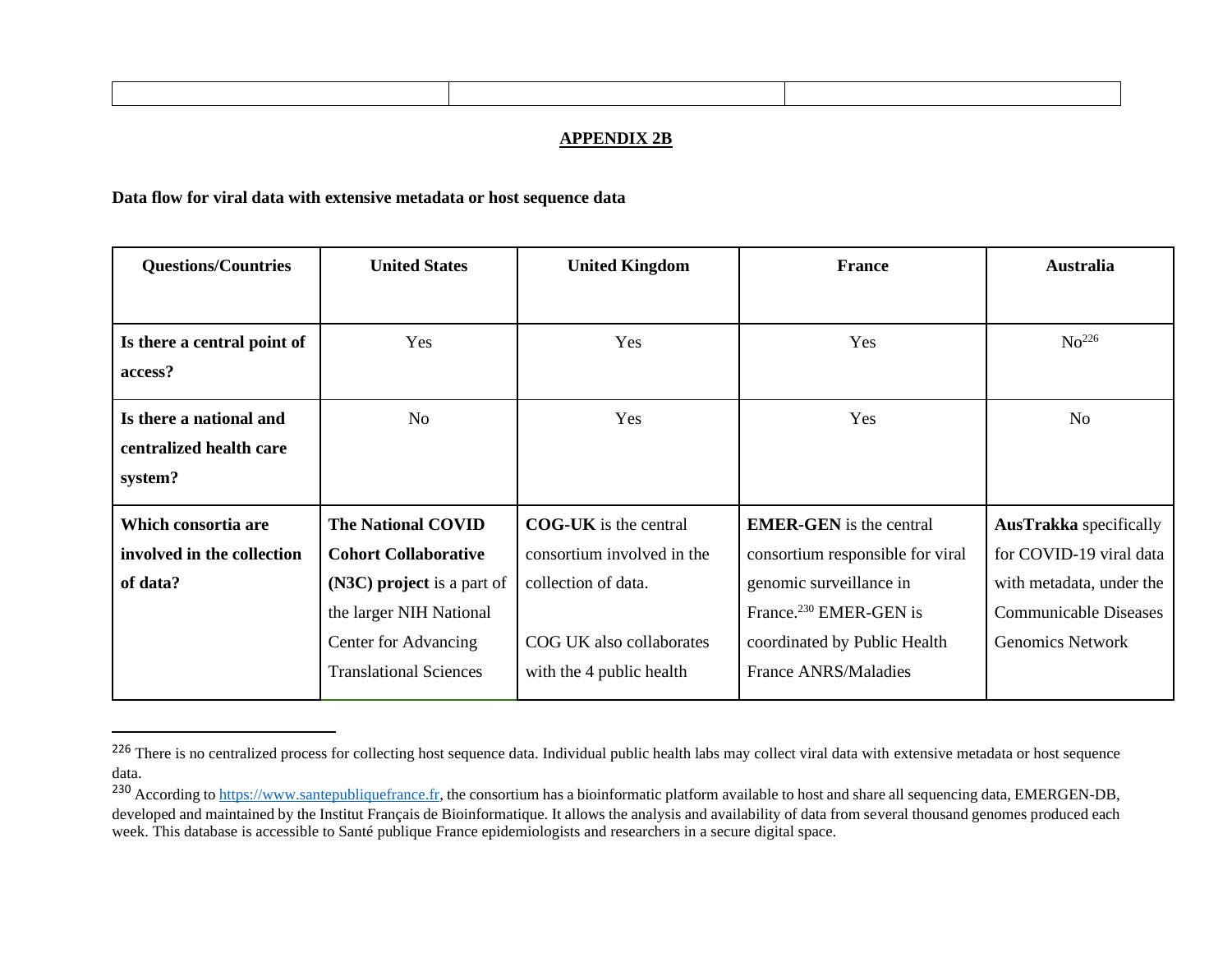| | | |
|---|---|---|
| | | |

## APPENDIX 2B

**Data flow for viral data with extensive metadata or host sequence data**

| Questions/Countries | United States | United Kingdom | France | Australia |
|---|---|---|---|---|
| **Is there a central point of access?** | Yes | Yes | Yes | No[226] |
| **Is there a national and centralized health care system?** | No | Yes | Yes | No |
| **Which consortia are involved in the collection of data?** | **The National COVID Cohort Collaborative (N3C) project** is a part of the larger NIH National Center for Advancing Translational Sciences | **COG-UK** is the central consortium involved in the collection of data. <br><br> COG UK also collaborates with the 4 public health | **EMER-GEN** is the central consortium responsible for viral genomic surveillance in France.[230] EMER-GEN is coordinated by Public Health France ANRS/Maladies | **AusTrakka** specifically for COVID-19 viral data with metadata, under the Communicable Diseases Genomics Network |

[226] There is no centralized process for collecting host sequence data. Individual public health labs may collect viral data with extensive metadata or host sequence data.

[230] According to https://www.santepubliquefrance.fr, the consortium has a bioinformatic platform available to host and share all sequencing data, EMERGEN-DB, developed and maintained by the Institut Français de Bioinformatique. It allows the analysis and availability of data from several thousand genomes produced each week. This database is accessible to Santé publique France epidemiologists and researchers in a secure digital space.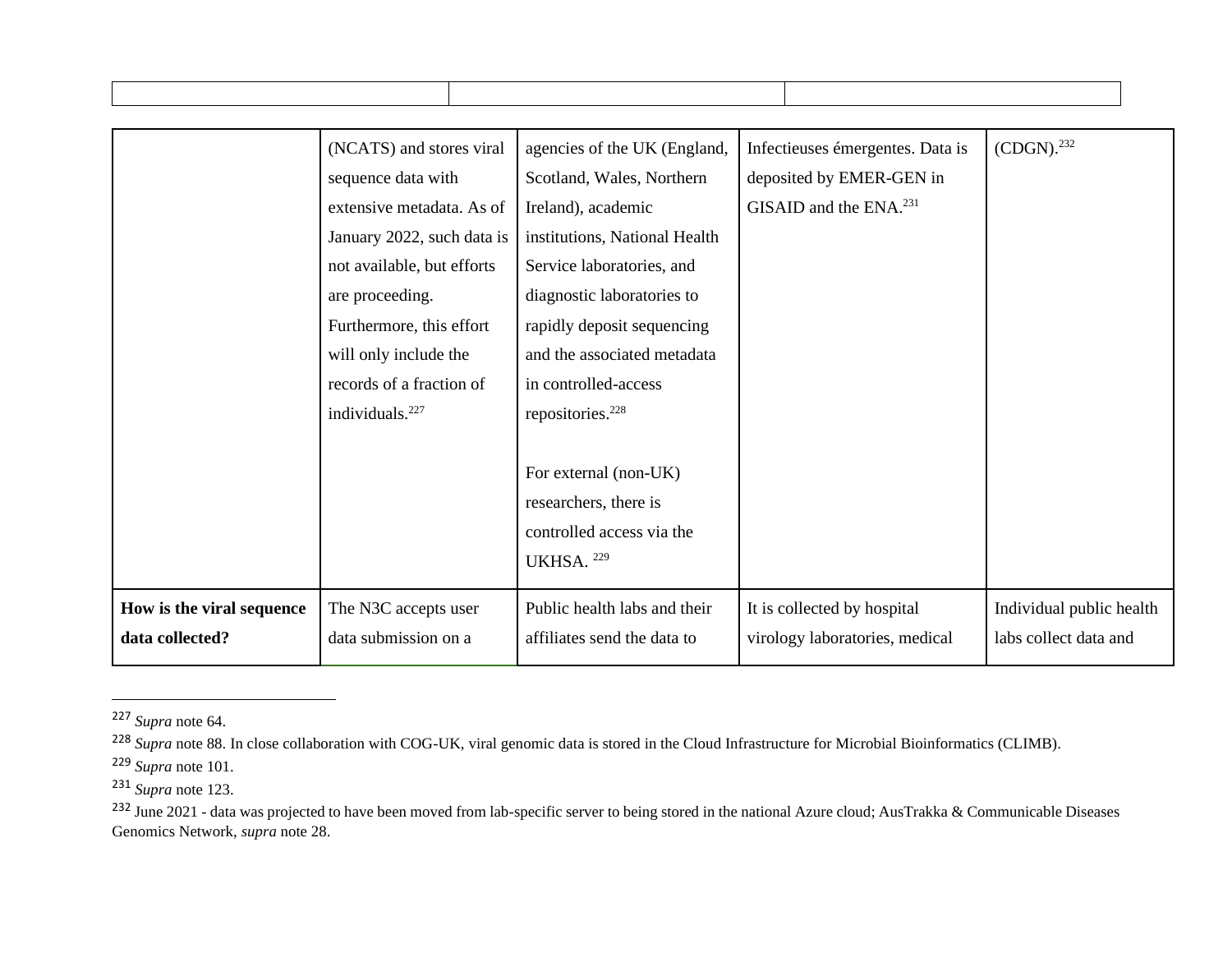| | | | | |
|---|---|---|---|---|
| | (NCATS) and stores viral sequence data with extensive metadata. As of January 2022, such data is not available, but efforts are proceeding. Furthermore, this effort will only include the records of a fraction of individuals.[227] | agencies of the UK (England, Scotland, Wales, Northern Ireland), academic institutions, National Health Service laboratories, and diagnostic laboratories to rapidly deposit sequencing and the associated metadata in controlled-access repositories.[228]<br><br>For external (non-UK) researchers, there is controlled access via the UKHSA. [229] | Infectieuses émergentes. Data is deposited by EMER-GEN in GISAID and the ENA.[231] | (CDGN).[232] |
| **How is the viral sequence data collected?** | The N3C accepts user data submission on a | Public health labs and their affiliates send the data to | It is collected by hospital virology laboratories, medical | Individual public health labs collect data and |

[227] *Supra* note 64.

[228] *Supra* note 88. In close collaboration with COG-UK, viral genomic data is stored in the Cloud Infrastructure for Microbial Bioinformatics (CLIMB).

[229] *Supra* note 101.

[231] *Supra* note 123.

[232] June 2021 - data was projected to have been moved from lab-specific server to being stored in the national Azure cloud; AusTrakka & Communicable Diseases Genomics Network, *supra* note 28.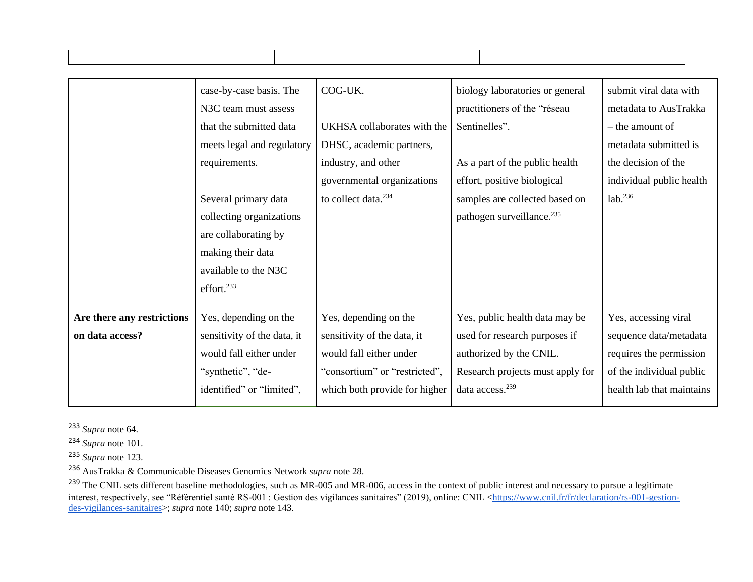| | | | | |
|---|---|---|---|---|
| | case-by-case basis. The N3C team must assess that the submitted data meets legal and regulatory requirements.<br><br>Several primary data collecting organizations are collaborating by making their data available to the N3C effort.[233] | COG-UK.<br><br>UKHSA collaborates with the DHSC, academic partners, industry, and other governmental organizations to collect data.[234] | biology laboratories or general practitioners of the “réseau Sentinelles”.<br><br>As a part of the public health effort, positive biological samples are collected based on pathogen surveillance.[235] | submit viral data with metadata to AusTrakka – the amount of metadata submitted is the decision of the individual public health lab.[236] |
| **Are there any restrictions on data access?** | Yes, depending on the sensitivity of the data, it would fall either under “synthetic”, “de-identified” or “limited”, | Yes, depending on the sensitivity of the data, it would fall either under “consortium” or “restricted”, which both provide for higher | Yes, public health data may be used for research purposes if authorized by the CNIL. Research projects must apply for data access.[239] | Yes, accessing viral sequence data/metadata requires the permission of the individual public health lab that maintains |

[233] *Supra* note 64.

[234] *Supra* note 101.

[235] *Supra* note 123.

[236] AusTrakka & Communicable Diseases Genomics Network *supra* note 28.

[239] The CNIL sets different baseline methodologies, such as MR-005 and MR-006, access in the context of public interest and necessary to pursue a legitimate interest, respectively, see “Référentiel santé RS-001 : Gestion des vigilances sanitaires” (2019), online: CNIL <https://www.cnil.fr/fr/declaration/rs-001-gestion-des-vigilances-sanitaires>; *supra* note 140; *supra* note 143.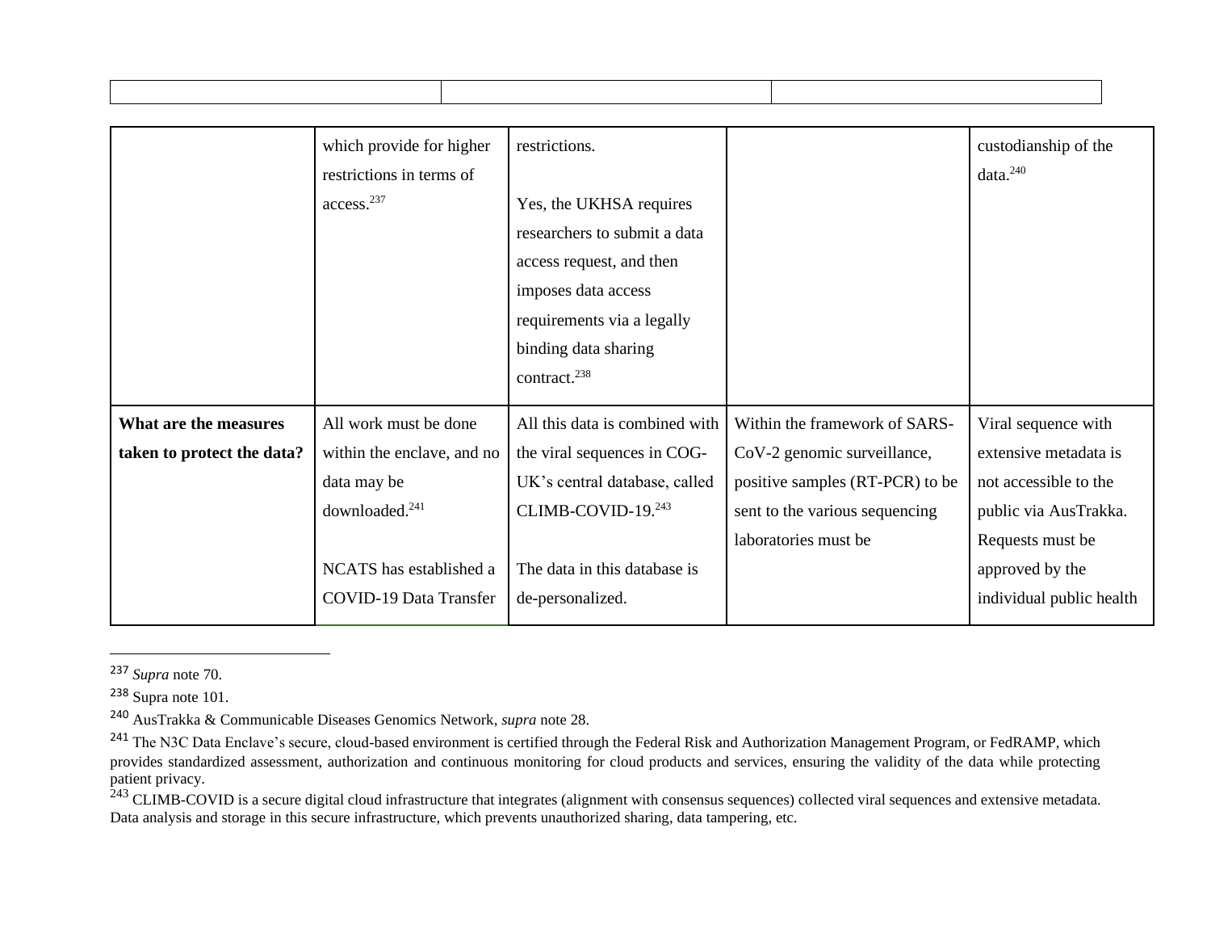| | | |
|---|---|---|
| | | |

| | | | | |
|---|---|---|---|---|
| | which provide for higher restrictions in terms of access.[237] | restrictions.<br><br>Yes, the UKHSA requires researchers to submit a data access request, and then imposes data access requirements via a legally binding data sharing contract.[238] | | custodianship of the data.[240] |
| **What are the measures taken to protect the data?** | All work must be done within the enclave, and no data may be downloaded.[241]<br><br>NCATS has established a COVID-19 Data Transfer | All this data is combined with the viral sequences in COG-UK's central database, called CLIMB-COVID-19.[243]<br><br>The data in this database is de-personalized. | Within the framework of SARS-CoV-2 genomic surveillance, positive samples (RT-PCR) to be sent to the various sequencing laboratories must be | Viral sequence with extensive metadata is not accessible to the public via AusTrakka. Requests must be approved by the individual public health |

---

[237] *Supra* note 70.

[238] Supra note 101.

[240] AusTrakka & Communicable Diseases Genomics Network, *supra* note 28.

[241] The N3C Data Enclave's secure, cloud-based environment is certified through the Federal Risk and Authorization Management Program, or FedRAMP, which provides standardized assessment, authorization and continuous monitoring for cloud products and services, ensuring the validity of the data while protecting patient privacy.

[243] CLIMB-COVID is a secure digital cloud infrastructure that integrates (alignment with consensus sequences) collected viral sequences and extensive metadata. Data analysis and storage in this secure infrastructure, which prevents unauthorized sharing, data tampering, etc.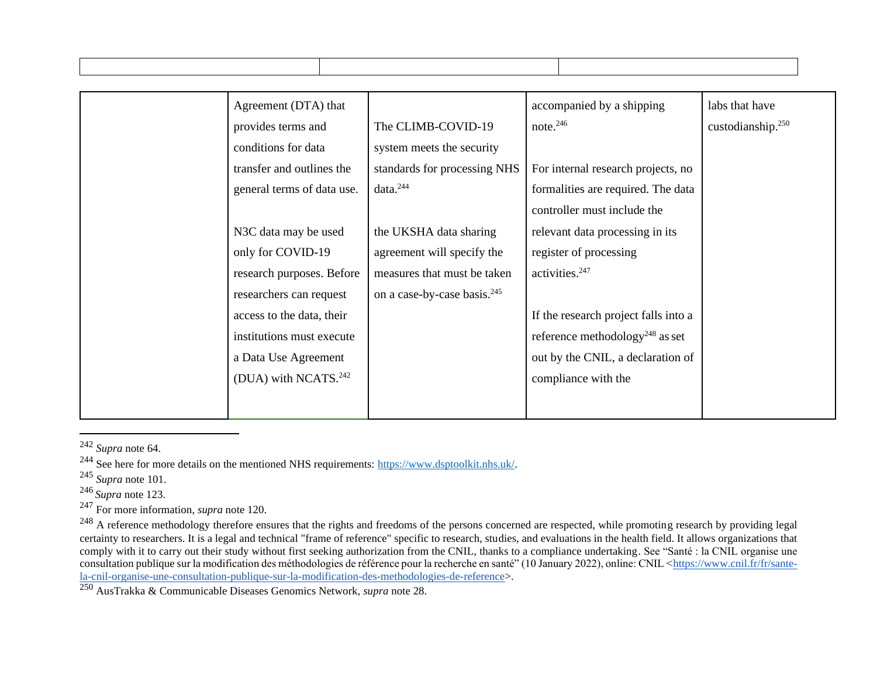| | | |
|---|---|---|
| | | |

| | | | | |
|---|---|---|---|---|
| | Agreement (DTA) that provides terms and conditions for data transfer and outlines the general terms of data use.<br><br>N3C data may be used only for COVID-19 research purposes. Before researchers can request access to the data, their institutions must execute a Data Use Agreement (DUA) with NCATS.[242] | The CLIMB-COVID-19 system meets the security standards for processing NHS data.[244]<br><br>the UKSHA data sharing agreement will specify the measures that must be taken on a case-by-case basis.[245] | accompanied by a shipping note.[246]<br><br>For internal research projects, no formalities are required. The data controller must include the relevant data processing in its register of processing activities.[247]<br><br>If the research project falls into a reference methodology[248] as set out by the CNIL, a declaration of compliance with the | labs that have custodianship.[250] |

[242] *Supra* note 64.

[244] See here for more details on the mentioned NHS requirements: https://www.dsptoolkit.nhs.uk/.

[245] *Supra* note 101.

[246] *Supra* note 123.

[247] For more information, *supra* note 120.

[248] A reference methodology therefore ensures that the rights and freedoms of the persons concerned are respected, while promoting research by providing legal certainty to researchers. It is a legal and technical "frame of reference" specific to research, studies, and evaluations in the health field. It allows organizations that comply with it to carry out their study without first seeking authorization from the CNIL, thanks to a compliance undertaking. See "Santé : la CNIL organise une consultation publique sur la modification des méthodologies de référence pour la recherche en santé" (10 January 2022), online: CNIL <https://www.cnil.fr/fr/sante-la-cnil-organise-une-consultation-publique-sur-la-modification-des-methodologies-de-reference>.

[250] AusTrakka & Communicable Diseases Genomics Network, *supra* note 28.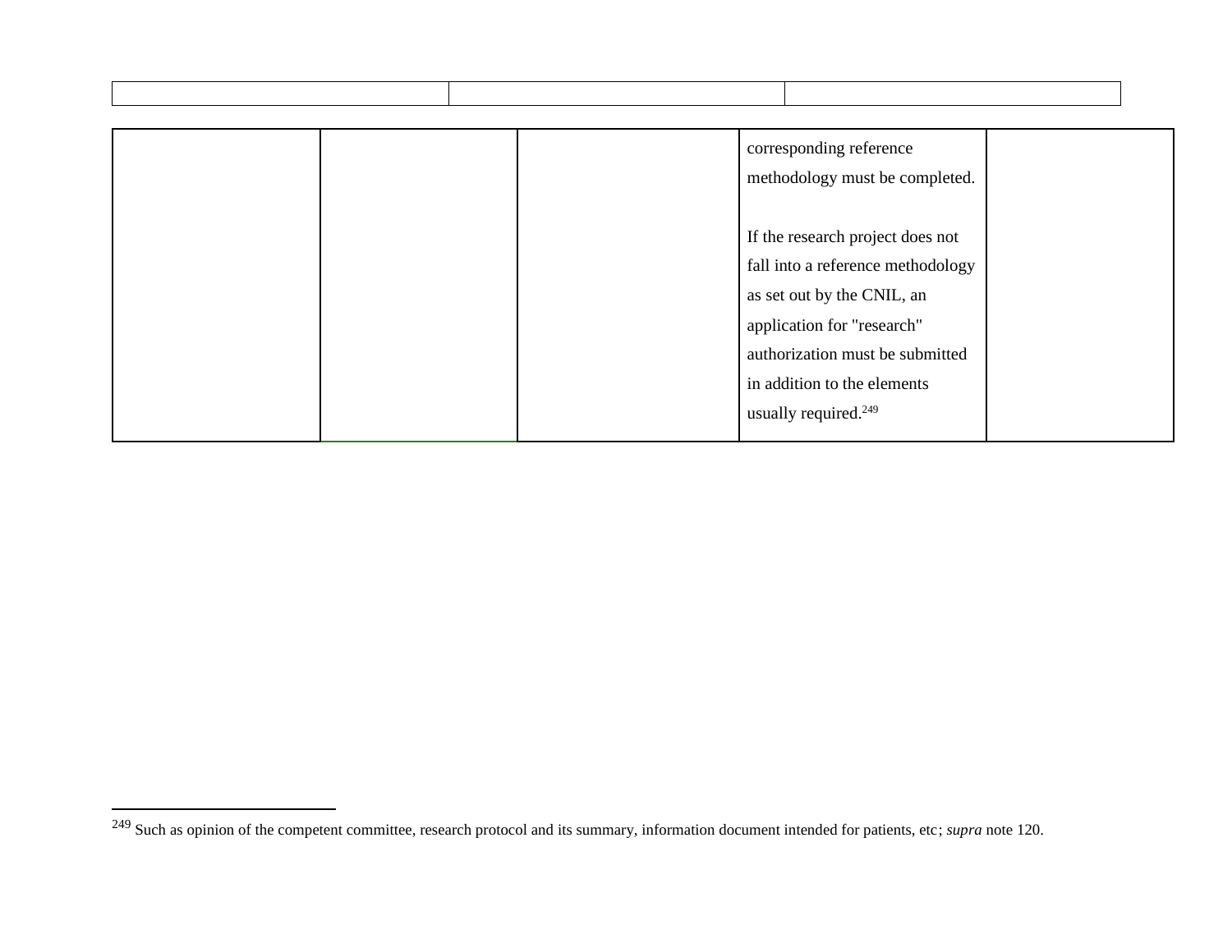| | | |
|---|---|---|
| | | |

| | | | | |
|---|---|---|---|---|
| | | | corresponding reference methodology must be completed.<br><br>If the research project does not fall into a reference methodology as set out by the CNIL, an application for "research" authorization must be submitted in addition to the elements usually required.[249] | |

[249] Such as opinion of the competent committee, research protocol and its summary, information document intended for patients, etc; *supra* note 120.